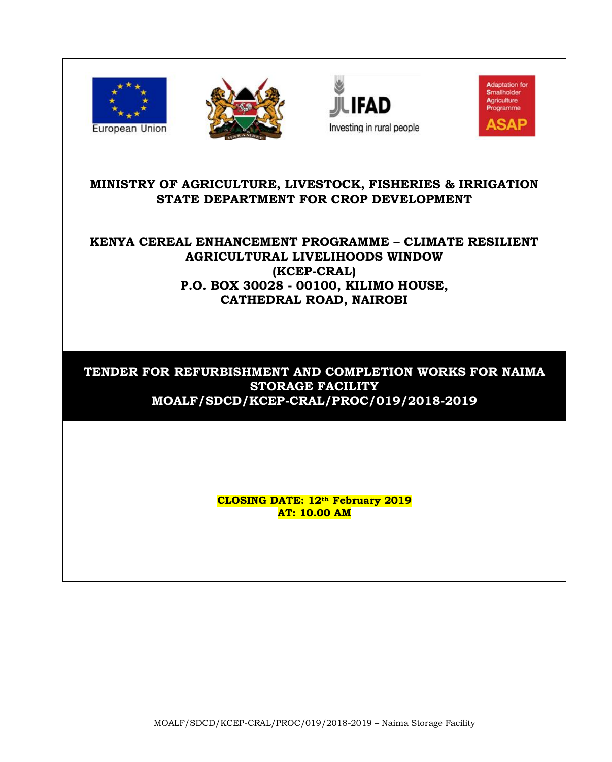European Union

Investing in rural people

Adaptation for Smallholder Agriculture Programme ASAP

**MINISTRY OF AGRICULTURE, LIVESTOCK, FISHERIES & IRRIGATION**
**STATE DEPARTMENT FOR CROP DEVELOPMENT**

**KENYA CEREAL ENHANCEMENT PROGRAMME – CLIMATE RESILIENT AGRICULTURAL LIVELIHOODS WINDOW**
**(KCEP-CRAL)**
**P.O. BOX 30028 - 00100, KILIMO HOUSE,**
**CATHEDRAL ROAD, NAIROBI**

# TENDER FOR REFURBISHMENT AND COMPLETION WORKS FOR NAIMA STORAGE FACILITY
# MOALF/SDCD/KCEP-CRAL/PROC/019/2018-2019

**CLOSING DATE: 12th February 2019**
**AT: 10.00 AM**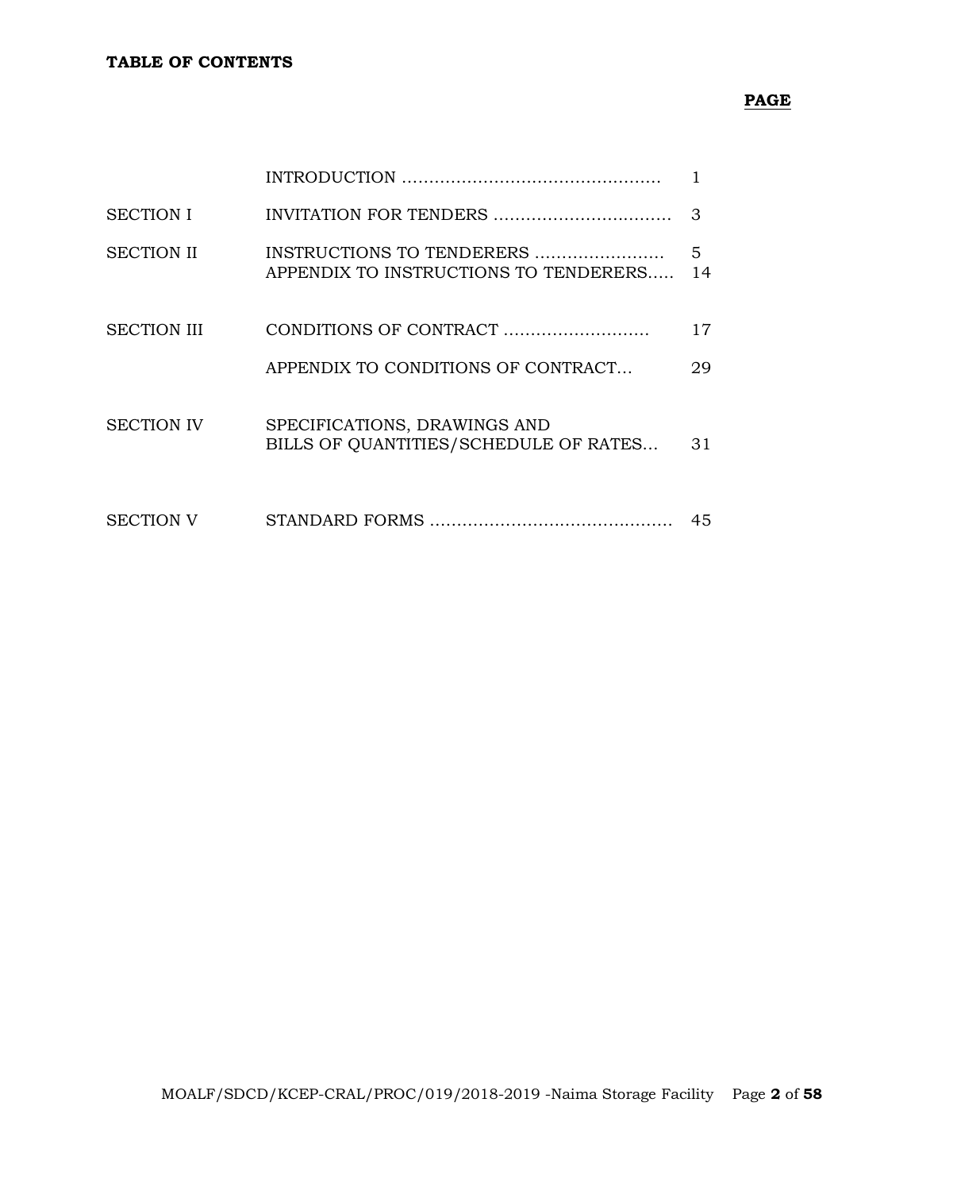**TABLE OF CONTENTS**

| | | PAGE |
|---|---|---|
| | INTRODUCTION ………………………………………… | 1 |
| SECTION I | INVITATION FOR TENDERS …………………………… | 3 |
| SECTION II | INSTRUCTIONS TO TENDERS …………………… | 5 |
| | APPENDIX TO INSTRUCTIONS TO TENDERERS….. | 14 |
| SECTION III | CONDITIONS OF CONTRACT ……………………… | 17 |
| | APPENDIX TO CONDITIONS OF CONTRACT… | 29 |
| SECTION IV | SPECIFICATIONS, DRAWINGS AND BILLS OF QUANTITIES/SCHEDULE OF RATES… | 31 |
| SECTION V | STANDARD FORMS ……………………………………… | 45 |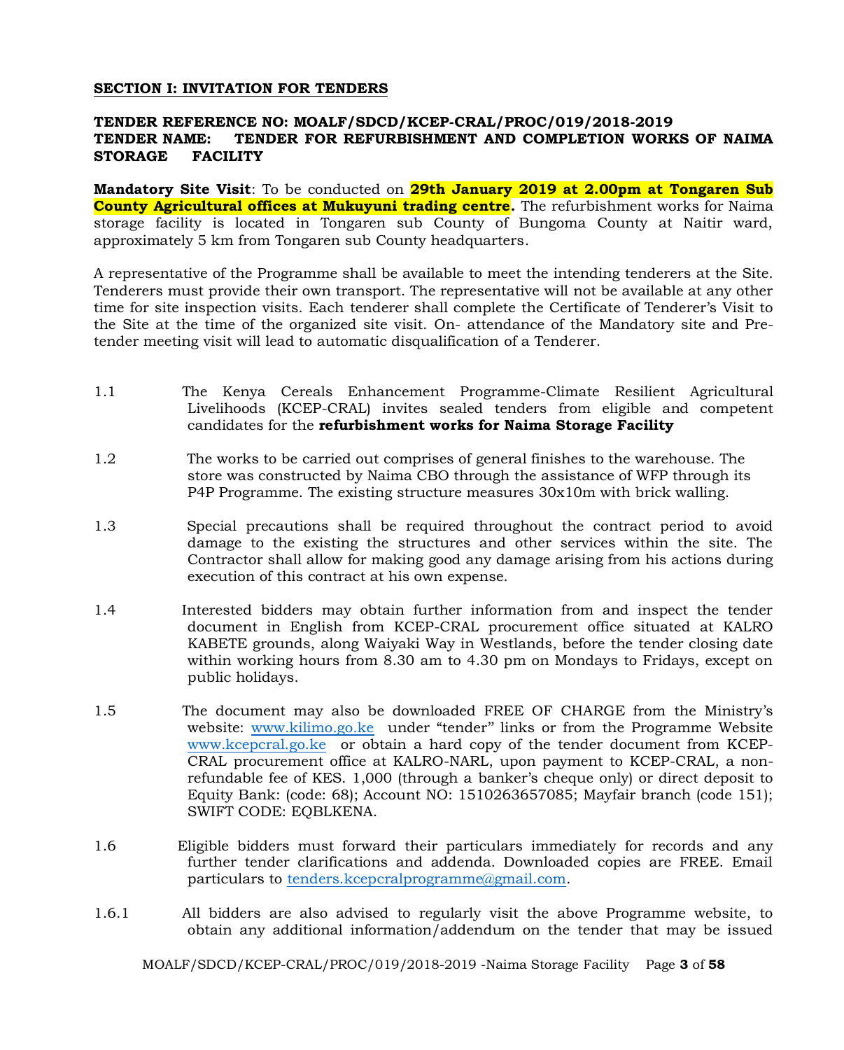## SECTION I: INVITATION FOR TENDERS

**TENDER REFERENCE NO: MOALF/SDCD/KCEP-CRAL/PROC/019/2018-2019**
**TENDER NAME: TENDER FOR REFURBISHMENT AND COMPLETION WORKS OF NAIMA STORAGE FACILITY**

**Mandatory Site Visit**: To be conducted on **29th January 2019 at 2.00pm at Tongaren Sub County Agricultural offices at Mukuyuni trading centre.** The refurbishment works for Naima storage facility is located in Tongaren sub County of Bungoma County at Naitir ward, approximately 5 km from Tongaren sub County headquarters.

A representative of the Programme shall be available to meet the intending tenderers at the Site. Tenderers must provide their own transport. The representative will not be available at any other time for site inspection visits. Each tenderer shall complete the Certificate of Tenderer's Visit to the Site at the time of the organized site visit. On- attendance of the Mandatory site and Pre-tender meeting visit will lead to automatic disqualification of a Tenderer.

1.1 The Kenya Cereals Enhancement Programme-Climate Resilient Agricultural Livelihoods (KCEP-CRAL) invites sealed tenders from eligible and competent candidates for the **refurbishment works for Naima Storage Facility**

1.2 The works to be carried out comprises of general finishes to the warehouse. The store was constructed by Naima CBO through the assistance of WFP through its P4P Programme. The existing structure measures 30x10m with brick walling.

1.3 Special precautions shall be required throughout the contract period to avoid damage to the existing the structures and other services within the site. The Contractor shall allow for making good any damage arising from his actions during execution of this contract at his own expense.

1.4 Interested bidders may obtain further information from and inspect the tender document in English from KCEP-CRAL procurement office situated at KALRO KABETE grounds, along Waiyaki Way in Westlands, before the tender closing date within working hours from 8.30 am to 4.30 pm on Mondays to Fridays, except on public holidays.

1.5 The document may also be downloaded FREE OF CHARGE from the Ministry's website: www.kilimo.go.ke under "tender" links or from the Programme Website www.kcepcral.go.ke or obtain a hard copy of the tender document from KCEP-CRAL procurement office at KALRO-NARL, upon payment to KCEP-CRAL, a non-refundable fee of KES. 1,000 (through a banker's cheque only) or direct deposit to Equity Bank: (code: 68); Account NO: 1510263657085; Mayfair branch (code 151); SWIFT CODE: EQBLKENA.

1.6 Eligible bidders must forward their particulars immediately for records and any further tender clarifications and addenda. Downloaded copies are FREE. Email particulars to tenders.kcepcralprogramme@gmail.com.

1.6.1 All bidders are also advised to regularly visit the above Programme website, to obtain any additional information/addendum on the tender that may be issued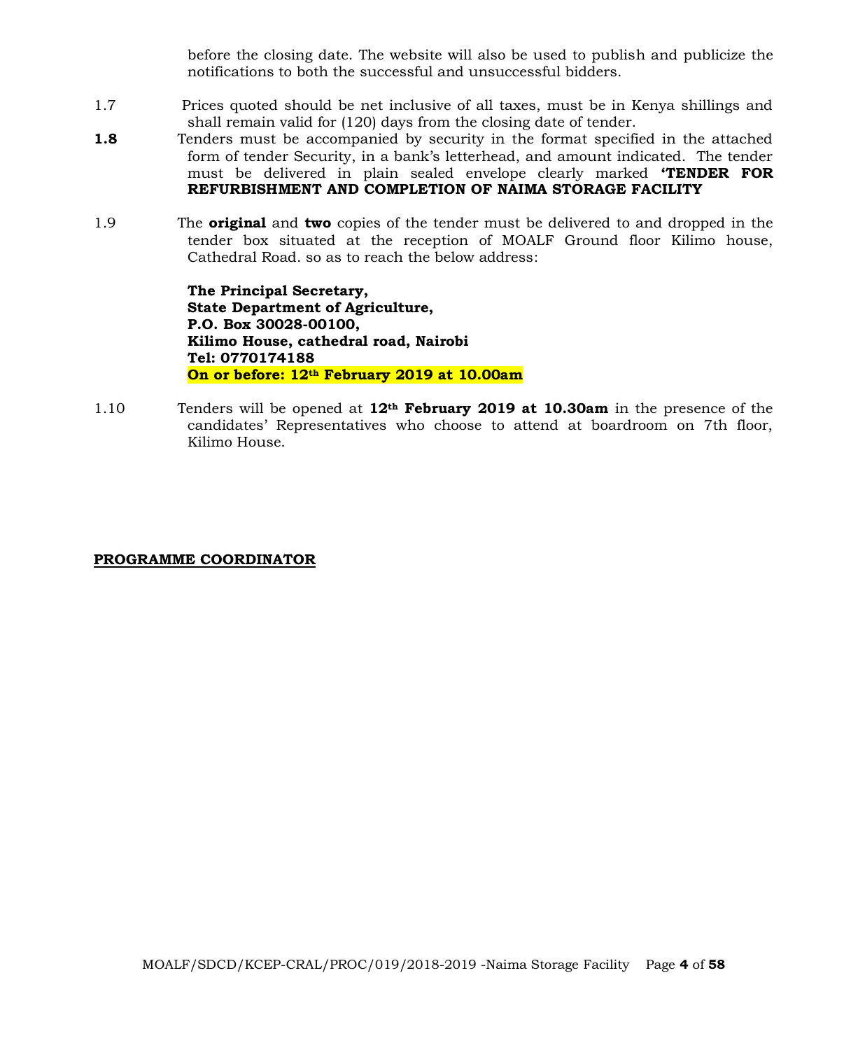before the closing date. The website will also be used to publish and publicize the notifications to both the successful and unsuccessful bidders.

1.7 Prices quoted should be net inclusive of all taxes, must be in Kenya shillings and shall remain valid for (120) days from the closing date of tender.

**1.8** Tenders must be accompanied by security in the format specified in the attached form of tender Security, in a bank's letterhead, and amount indicated. The tender must be delivered in plain sealed envelope clearly marked **'TENDER FOR REFURBISHMENT AND COMPLETION OF NAIMA STORAGE FACILITY**

1.9 The **original** and **two** copies of the tender must be delivered to and dropped in the tender box situated at the reception of MOALF Ground floor Kilimo house, Cathedral Road. so as to reach the below address:

**The Principal Secretary,**
**State Department of Agriculture,**
**P.O. Box 30028-00100,**
**Kilimo House, cathedral road, Nairobi**
**Tel: 0770174188**
**On or before: 12th February 2019 at 10.00am**

1.10 Tenders will be opened at **12th February 2019 at 10.30am** in the presence of the candidates' Representatives who choose to attend at boardroom on 7th floor, Kilimo House.

**PROGRAMME COORDINATOR**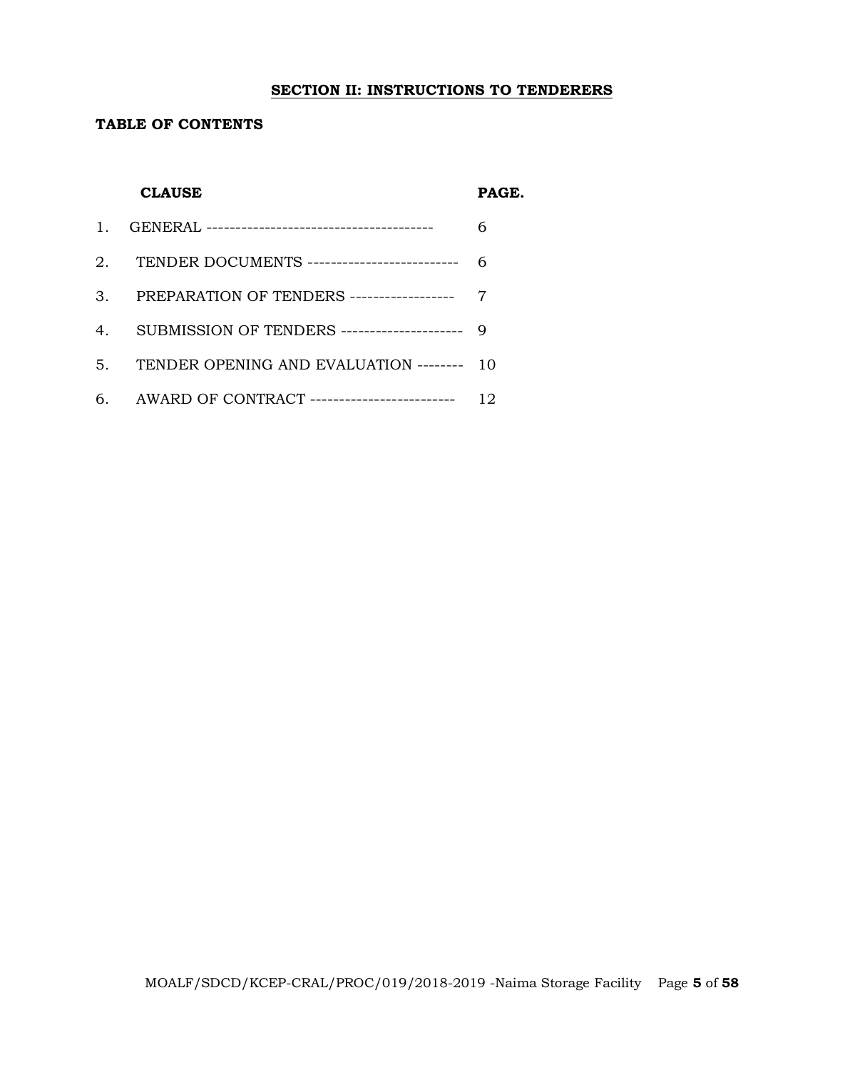## SECTION II: INSTRUCTIONS TO TENDERERS

**TABLE OF CONTENTS**

| CLAUSE | PAGE. |
|---|---|
| 1. GENERAL --------------------------------------- | 6 |
| 2. TENDER DOCUMENTS -------------------------- | 6 |
| 3. PREPARATION OF TENDERS ------------------ | 7 |
| 4. SUBMISSION OF TENDERS --------------------- | 9 |
| 5. TENDER OPENING AND EVALUATION -------- | 10 |
| 6. AWARD OF CONTRACT ------------------------- | 12 |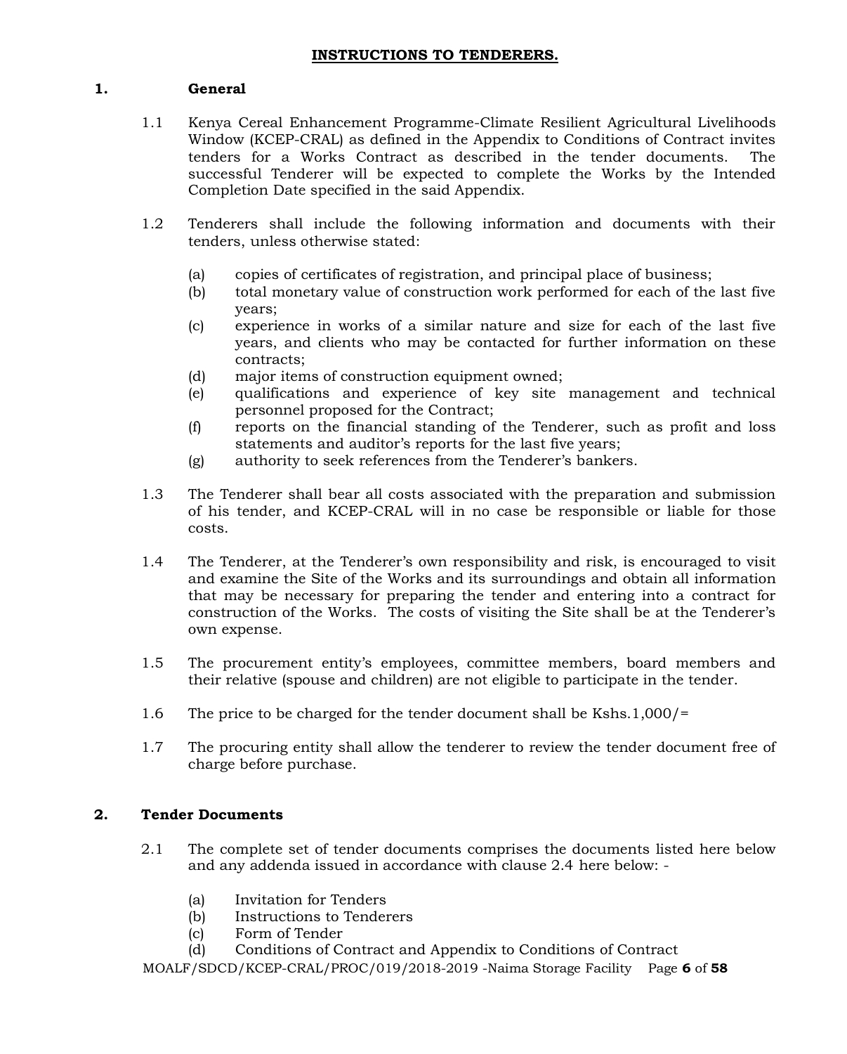## INSTRUCTIONS TO TENDERERS.

### 1. General

1.1 Kenya Cereal Enhancement Programme-Climate Resilient Agricultural Livelihoods Window (KCEP-CRAL) as defined in the Appendix to Conditions of Contract invites tenders for a Works Contract as described in the tender documents. The successful Tenderer will be expected to complete the Works by the Intended Completion Date specified in the said Appendix.

1.2 Tenderers shall include the following information and documents with their tenders, unless otherwise stated:

- (a) copies of certificates of registration, and principal place of business;
- (b) total monetary value of construction work performed for each of the last five years;
- (c) experience in works of a similar nature and size for each of the last five years, and clients who may be contacted for further information on these contracts;
- (d) major items of construction equipment owned;
- (e) qualifications and experience of key site management and technical personnel proposed for the Contract;
- (f) reports on the financial standing of the Tenderer, such as profit and loss statements and auditor's reports for the last five years;
- (g) authority to seek references from the Tenderer's bankers.

1.3 The Tenderer shall bear all costs associated with the preparation and submission of his tender, and KCEP-CRAL will in no case be responsible or liable for those costs.

1.4 The Tenderer, at the Tenderer's own responsibility and risk, is encouraged to visit and examine the Site of the Works and its surroundings and obtain all information that may be necessary for preparing the tender and entering into a contract for construction of the Works. The costs of visiting the Site shall be at the Tenderer's own expense.

1.5 The procurement entity's employees, committee members, board members and their relative (spouse and children) are not eligible to participate in the tender.

1.6 The price to be charged for the tender document shall be Kshs.1,000/=

1.7 The procuring entity shall allow the tenderer to review the tender document free of charge before purchase.

### 2. Tender Documents

2.1 The complete set of tender documents comprises the documents listed here below and any addenda issued in accordance with clause 2.4 here below: -

- (a) Invitation for Tenders
- (b) Instructions to Tenderers
- (c) Form of Tender
- (d) Conditions of Contract and Appendix to Conditions of Contract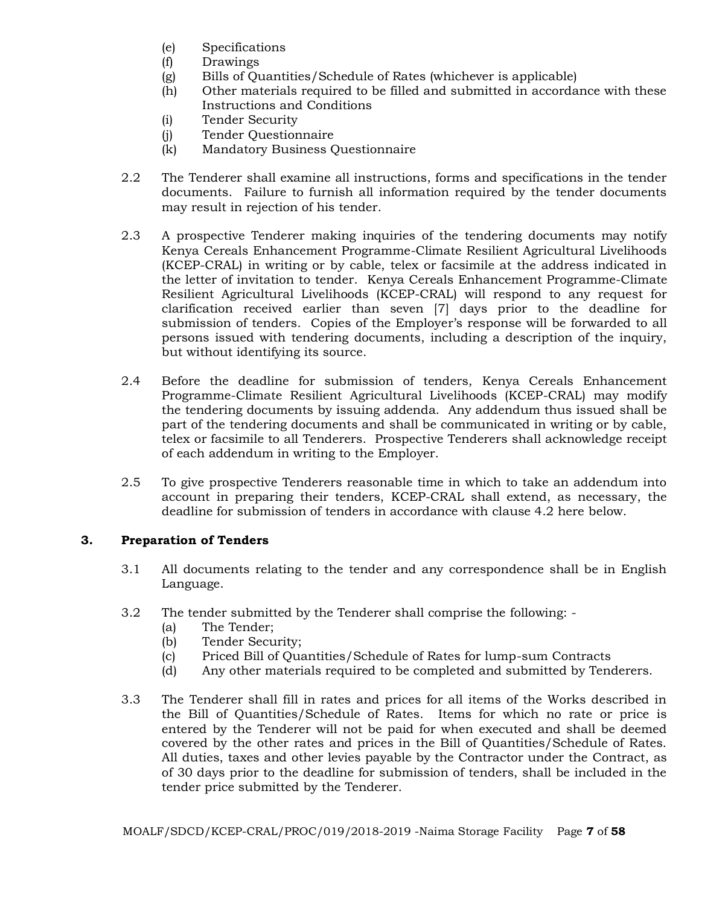(e) Specifications
(f) Drawings
(g) Bills of Quantities/Schedule of Rates (whichever is applicable)
(h) Other materials required to be filled and submitted in accordance with these Instructions and Conditions
(i) Tender Security
(j) Tender Questionnaire
(k) Mandatory Business Questionnaire

2.2 The Tenderer shall examine all instructions, forms and specifications in the tender documents. Failure to furnish all information required by the tender documents may result in rejection of his tender.

2.3 A prospective Tenderer making inquiries of the tendering documents may notify Kenya Cereals Enhancement Programme-Climate Resilient Agricultural Livelihoods (KCEP-CRAL) in writing or by cable, telex or facsimile at the address indicated in the letter of invitation to tender. Kenya Cereals Enhancement Programme-Climate Resilient Agricultural Livelihoods (KCEP-CRAL) will respond to any request for clarification received earlier than seven [7] days prior to the deadline for submission of tenders. Copies of the Employer's response will be forwarded to all persons issued with tendering documents, including a description of the inquiry, but without identifying its source.

2.4 Before the deadline for submission of tenders, Kenya Cereals Enhancement Programme-Climate Resilient Agricultural Livelihoods (KCEP-CRAL) may modify the tendering documents by issuing addenda. Any addendum thus issued shall be part of the tendering documents and shall be communicated in writing or by cable, telex or facsimile to all Tenderers. Prospective Tenderers shall acknowledge receipt of each addendum in writing to the Employer.

2.5 To give prospective Tenderers reasonable time in which to take an addendum into account in preparing their tenders, KCEP-CRAL shall extend, as necessary, the deadline for submission of tenders in accordance with clause 4.2 here below.

## 3. Preparation of Tenders

3.1 All documents relating to the tender and any correspondence shall be in English Language.

3.2 The tender submitted by the Tenderer shall comprise the following: -
(a) The Tender;
(b) Tender Security;
(c) Priced Bill of Quantities/Schedule of Rates for lump-sum Contracts
(d) Any other materials required to be completed and submitted by Tenderers.

3.3 The Tenderer shall fill in rates and prices for all items of the Works described in the Bill of Quantities/Schedule of Rates. Items for which no rate or price is entered by the Tenderer will not be paid for when executed and shall be deemed covered by the other rates and prices in the Bill of Quantities/Schedule of Rates. All duties, taxes and other levies payable by the Contractor under the Contract, as of 30 days prior to the deadline for submission of tenders, shall be included in the tender price submitted by the Tenderer.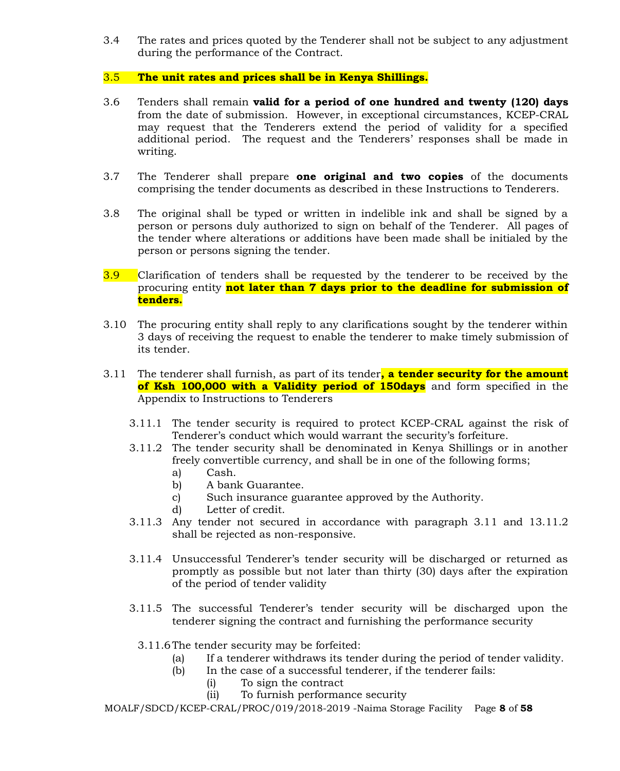3.4 The rates and prices quoted by the Tenderer shall not be subject to any adjustment during the performance of the Contract.

3.5 **The unit rates and prices shall be in Kenya Shillings.**

3.6 Tenders shall remain **valid for a period of one hundred and twenty (120) days** from the date of submission. However, in exceptional circumstances, KCEP-CRAL may request that the Tenderers extend the period of validity for a specified additional period. The request and the Tenderers' responses shall be made in writing.

3.7 The Tenderer shall prepare **one original and two copies** of the documents comprising the tender documents as described in these Instructions to Tenderers.

3.8 The original shall be typed or written in indelible ink and shall be signed by a person or persons duly authorized to sign on behalf of the Tenderer. All pages of the tender where alterations or additions have been made shall be initialed by the person or persons signing the tender.

3.9 Clarification of tenders shall be requested by the tenderer to be received by the procuring entity **not later than 7 days prior to the deadline for submission of tenders.**

3.10 The procuring entity shall reply to any clarifications sought by the tenderer within 3 days of receiving the request to enable the tenderer to make timely submission of its tender.

3.11 The tenderer shall furnish, as part of its tender**, a tender security for the amount of Ksh 100,000 with a Validity period of 150days** and form specified in the Appendix to Instructions to Tenderers

3.11.1 The tender security is required to protect KCEP-CRAL against the risk of Tenderer's conduct which would warrant the security's forfeiture.

3.11.2 The tender security shall be denominated in Kenya Shillings or in another freely convertible currency, and shall be in one of the following forms;

a) Cash.
b) A bank Guarantee.
c) Such insurance guarantee approved by the Authority.
d) Letter of credit.

3.11.3 Any tender not secured in accordance with paragraph 3.11 and 13.11.2 shall be rejected as non-responsive.

3.11.4 Unsuccessful Tenderer's tender security will be discharged or returned as promptly as possible but not later than thirty (30) days after the expiration of the period of tender validity

3.11.5 The successful Tenderer's tender security will be discharged upon the tenderer signing the contract and furnishing the performance security

3.11.6 The tender security may be forfeited:

(a) If a tenderer withdraws its tender during the period of tender validity.
(b) In the case of a successful tenderer, if the tenderer fails:
   (i) To sign the contract
   (ii) To furnish performance security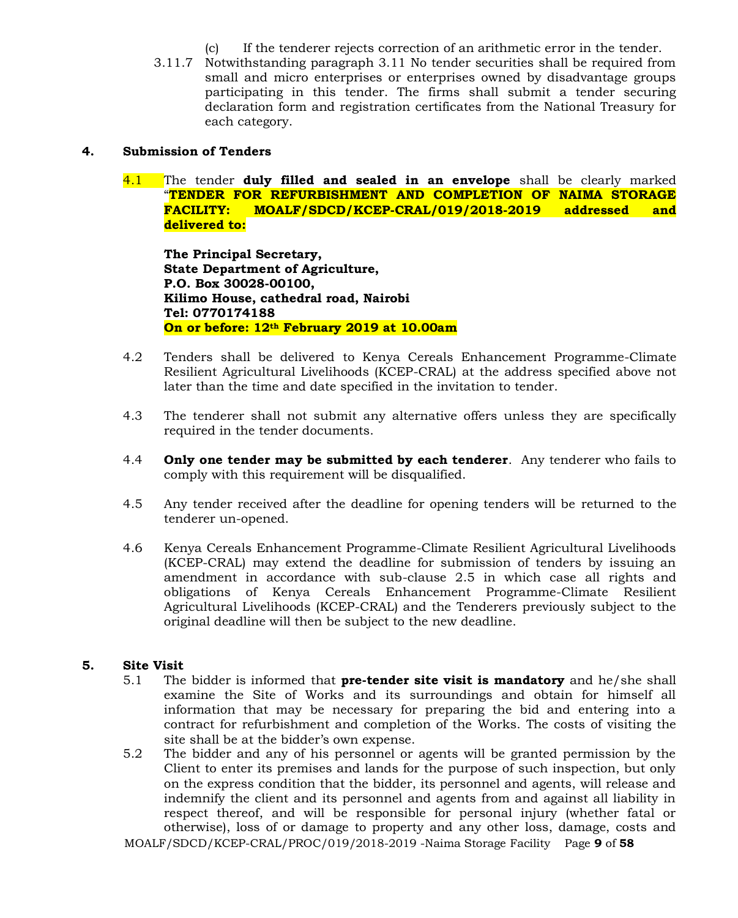(c) If the tenderer rejects correction of an arithmetic error in the tender.

3.11.7 Notwithstanding paragraph 3.11 No tender securities shall be required from small and micro enterprises or enterprises owned by disadvantage groups participating in this tender. The firms shall submit a tender securing declaration form and registration certificates from the National Treasury for each category.

## 4. Submission of Tenders

4.1 The tender **duly filled and sealed in an envelope** shall be clearly marked "**TENDER FOR REFURBISHMENT AND COMPLETION OF NAIMA STORAGE FACILITY: MOALF/SDCD/KCEP-CRAL/019/2018-2019 addressed and delivered to:**

**The Principal Secretary,**
**State Department of Agriculture,**
**P.O. Box 30028-00100,**
**Kilimo House, cathedral road, Nairobi**
**Tel: 0770174188**
**On or before: 12th February 2019 at 10.00am**

4.2 Tenders shall be delivered to Kenya Cereals Enhancement Programme-Climate Resilient Agricultural Livelihoods (KCEP-CRAL) at the address specified above not later than the time and date specified in the invitation to tender.

4.3 The tenderer shall not submit any alternative offers unless they are specifically required in the tender documents.

4.4 **Only one tender may be submitted by each tenderer**. Any tenderer who fails to comply with this requirement will be disqualified.

4.5 Any tender received after the deadline for opening tenders will be returned to the tenderer un-opened.

4.6 Kenya Cereals Enhancement Programme-Climate Resilient Agricultural Livelihoods (KCEP-CRAL) may extend the deadline for submission of tenders by issuing an amendment in accordance with sub-clause 2.5 in which case all rights and obligations of Kenya Cereals Enhancement Programme-Climate Resilient Agricultural Livelihoods (KCEP-CRAL) and the Tenderers previously subject to the original deadline will then be subject to the new deadline.

## 5. Site Visit

5.1 The bidder is informed that **pre-tender site visit is mandatory** and he/she shall examine the Site of Works and its surroundings and obtain for himself all information that may be necessary for preparing the bid and entering into a contract for refurbishment and completion of the Works. The costs of visiting the site shall be at the bidder's own expense.

5.2 The bidder and any of his personnel or agents will be granted permission by the Client to enter its premises and lands for the purpose of such inspection, but only on the express condition that the bidder, its personnel and agents, will release and indemnify the client and its personnel and agents from and against all liability in respect thereof, and will be responsible for personal injury (whether fatal or otherwise), loss of or damage to property and any other loss, damage, costs and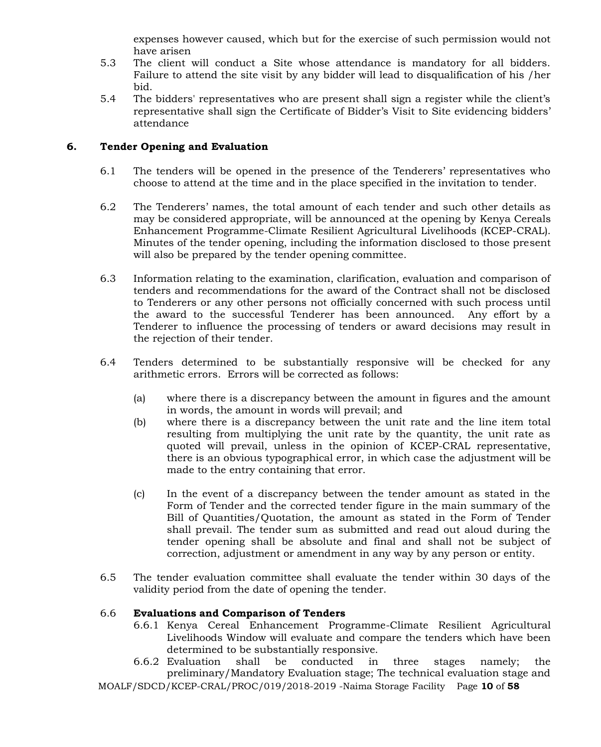expenses however caused, which but for the exercise of such permission would not have arisen

5.3 The client will conduct a Site whose attendance is mandatory for all bidders. Failure to attend the site visit by any bidder will lead to disqualification of his /her bid.

5.4 The bidders' representatives who are present shall sign a register while the client's representative shall sign the Certificate of Bidder's Visit to Site evidencing bidders' attendance

## 6. Tender Opening and Evaluation

6.1 The tenders will be opened in the presence of the Tenderers' representatives who choose to attend at the time and in the place specified in the invitation to tender.

6.2 The Tenderers' names, the total amount of each tender and such other details as may be considered appropriate, will be announced at the opening by Kenya Cereals Enhancement Programme-Climate Resilient Agricultural Livelihoods (KCEP-CRAL). Minutes of the tender opening, including the information disclosed to those present will also be prepared by the tender opening committee.

6.3 Information relating to the examination, clarification, evaluation and comparison of tenders and recommendations for the award of the Contract shall not be disclosed to Tenderers or any other persons not officially concerned with such process until the award to the successful Tenderer has been announced. Any effort by a Tenderer to influence the processing of tenders or award decisions may result in the rejection of their tender.

6.4 Tenders determined to be substantially responsive will be checked for any arithmetic errors. Errors will be corrected as follows:

(a) where there is a discrepancy between the amount in figures and the amount in words, the amount in words will prevail; and

(b) where there is a discrepancy between the unit rate and the line item total resulting from multiplying the unit rate by the quantity, the unit rate as quoted will prevail, unless in the opinion of KCEP-CRAL representative, there is an obvious typographical error, in which case the adjustment will be made to the entry containing that error.

(c) In the event of a discrepancy between the tender amount as stated in the Form of Tender and the corrected tender figure in the main summary of the Bill of Quantities/Quotation, the amount as stated in the Form of Tender shall prevail. The tender sum as submitted and read out aloud during the tender opening shall be absolute and final and shall not be subject of correction, adjustment or amendment in any way by any person or entity.

6.5 The tender evaluation committee shall evaluate the tender within 30 days of the validity period from the date of opening the tender.

6.6 **Evaluations and Comparison of Tenders**

6.6.1 Kenya Cereal Enhancement Programme-Climate Resilient Agricultural Livelihoods Window will evaluate and compare the tenders which have been determined to be substantially responsive.

6.6.2 Evaluation shall be conducted in three stages namely; the preliminary/Mandatory Evaluation stage; The technical evaluation stage and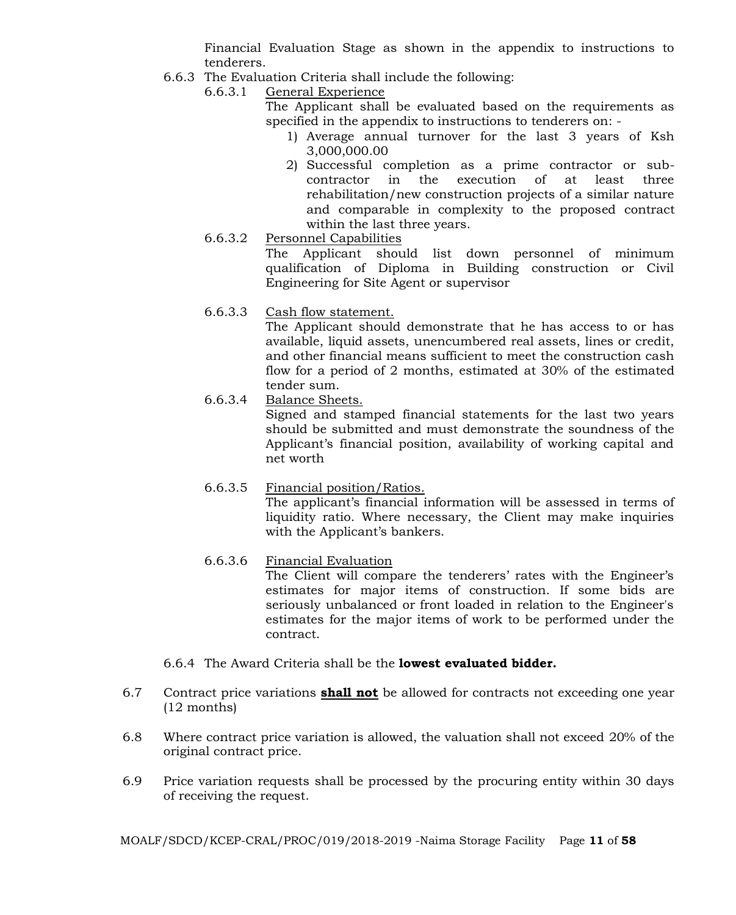Financial Evaluation Stage as shown in the appendix to instructions to tenderers.

6.6.3 The Evaluation Criteria shall include the following:

6.6.3.1 <u>General Experience</u>

The Applicant shall be evaluated based on the requirements as specified in the appendix to instructions to tenderers on: -

1) Average annual turnover for the last 3 years of Ksh 3,000,000.00
2) Successful completion as a prime contractor or sub-contractor in the execution of at least three rehabilitation/new construction projects of a similar nature and comparable in complexity to the proposed contract within the last three years.

6.6.3.2 <u>Personnel Capabilities</u>

The Applicant should list down personnel of minimum qualification of Diploma in Building construction or Civil Engineering for Site Agent or supervisor

6.6.3.3 <u>Cash flow statement.</u>

The Applicant should demonstrate that he has access to or has available, liquid assets, unencumbered real assets, lines or credit, and other financial means sufficient to meet the construction cash flow for a period of 2 months, estimated at 30% of the estimated tender sum.

6.6.3.4 <u>Balance Sheets.</u>

Signed and stamped financial statements for the last two years should be submitted and must demonstrate the soundness of the Applicant's financial position, availability of working capital and net worth

6.6.3.5 <u>Financial position/Ratios.</u>

The applicant's financial information will be assessed in terms of liquidity ratio. Where necessary, the Client may make inquiries with the Applicant's bankers.

6.6.3.6 <u>Financial Evaluation</u>

The Client will compare the tenderers' rates with the Engineer's estimates for major items of construction. If some bids are seriously unbalanced or front loaded in relation to the Engineer's estimates for the major items of work to be performed under the contract.

6.6.4 The Award Criteria shall be the **lowest evaluated bidder.**

6.7 Contract price variations **<u>shall not</u>** be allowed for contracts not exceeding one year (12 months)

6.8 Where contract price variation is allowed, the valuation shall not exceed 20% of the original contract price.

6.9 Price variation requests shall be processed by the procuring entity within 30 days of receiving the request.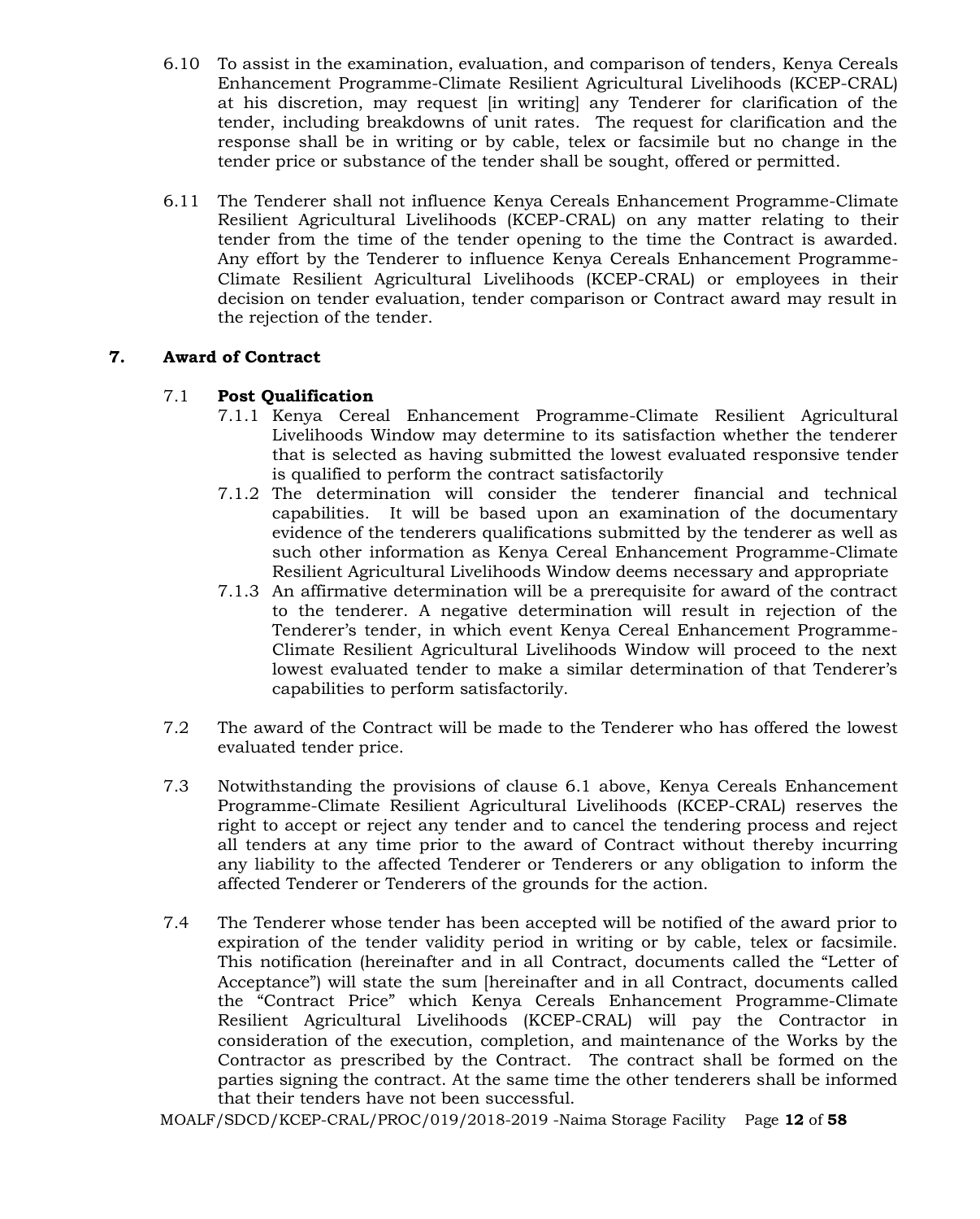6.10 To assist in the examination, evaluation, and comparison of tenders, Kenya Cereals Enhancement Programme-Climate Resilient Agricultural Livelihoods (KCEP-CRAL) at his discretion, may request [in writing] any Tenderer for clarification of the tender, including breakdowns of unit rates. The request for clarification and the response shall be in writing or by cable, telex or facsimile but no change in the tender price or substance of the tender shall be sought, offered or permitted.

6.11 The Tenderer shall not influence Kenya Cereals Enhancement Programme-Climate Resilient Agricultural Livelihoods (KCEP-CRAL) on any matter relating to their tender from the time of the tender opening to the time the Contract is awarded. Any effort by the Tenderer to influence Kenya Cereals Enhancement Programme-Climate Resilient Agricultural Livelihoods (KCEP-CRAL) or employees in their decision on tender evaluation, tender comparison or Contract award may result in the rejection of the tender.

## 7. Award of Contract

### 7.1 Post Qualification

7.1.1 Kenya Cereal Enhancement Programme-Climate Resilient Agricultural Livelihoods Window may determine to its satisfaction whether the tenderer that is selected as having submitted the lowest evaluated responsive tender is qualified to perform the contract satisfactorily

7.1.2 The determination will consider the tenderer financial and technical capabilities. It will be based upon an examination of the documentary evidence of the tenderers qualifications submitted by the tenderer as well as such other information as Kenya Cereal Enhancement Programme-Climate Resilient Agricultural Livelihoods Window deems necessary and appropriate

7.1.3 An affirmative determination will be a prerequisite for award of the contract to the tenderer. A negative determination will result in rejection of the Tenderer's tender, in which event Kenya Cereal Enhancement Programme-Climate Resilient Agricultural Livelihoods Window will proceed to the next lowest evaluated tender to make a similar determination of that Tenderer's capabilities to perform satisfactorily.

7.2 The award of the Contract will be made to the Tenderer who has offered the lowest evaluated tender price.

7.3 Notwithstanding the provisions of clause 6.1 above, Kenya Cereals Enhancement Programme-Climate Resilient Agricultural Livelihoods (KCEP-CRAL) reserves the right to accept or reject any tender and to cancel the tendering process and reject all tenders at any time prior to the award of Contract without thereby incurring any liability to the affected Tenderer or Tenderers or any obligation to inform the affected Tenderer or Tenderers of the grounds for the action.

7.4 The Tenderer whose tender has been accepted will be notified of the award prior to expiration of the tender validity period in writing or by cable, telex or facsimile. This notification (hereinafter and in all Contract, documents called the "Letter of Acceptance") will state the sum [hereinafter and in all Contract, documents called the "Contract Price" which Kenya Cereals Enhancement Programme-Climate Resilient Agricultural Livelihoods (KCEP-CRAL) will pay the Contractor in consideration of the execution, completion, and maintenance of the Works by the Contractor as prescribed by the Contract. The contract shall be formed on the parties signing the contract. At the same time the other tenderers shall be informed that their tenders have not been successful.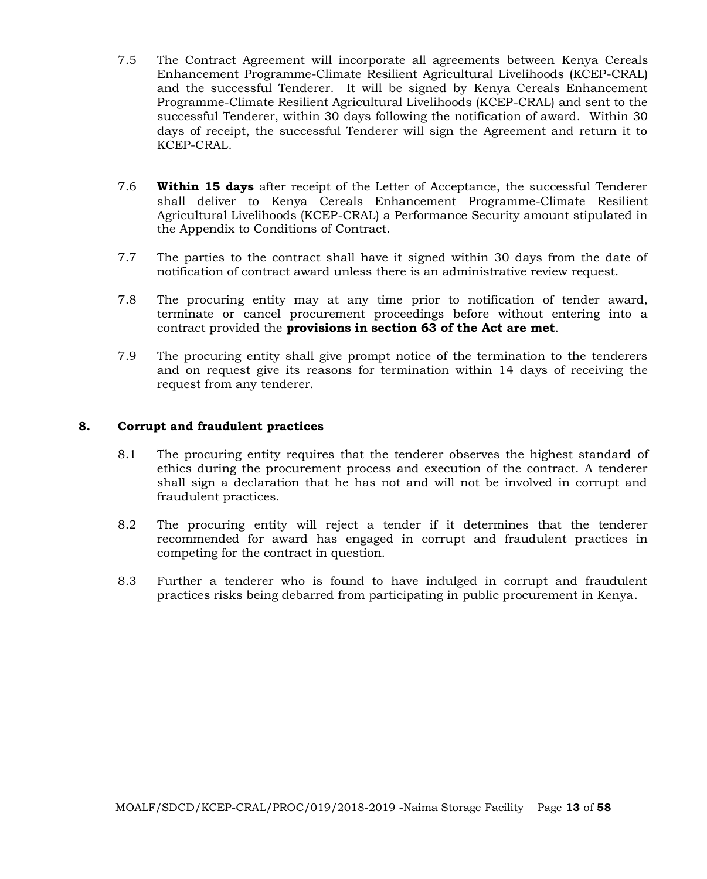7.5 The Contract Agreement will incorporate all agreements between Kenya Cereals Enhancement Programme-Climate Resilient Agricultural Livelihoods (KCEP-CRAL) and the successful Tenderer. It will be signed by Kenya Cereals Enhancement Programme-Climate Resilient Agricultural Livelihoods (KCEP-CRAL) and sent to the successful Tenderer, within 30 days following the notification of award. Within 30 days of receipt, the successful Tenderer will sign the Agreement and return it to KCEP-CRAL.

7.6 **Within 15 days** after receipt of the Letter of Acceptance, the successful Tenderer shall deliver to Kenya Cereals Enhancement Programme-Climate Resilient Agricultural Livelihoods (KCEP-CRAL) a Performance Security amount stipulated in the Appendix to Conditions of Contract.

7.7 The parties to the contract shall have it signed within 30 days from the date of notification of contract award unless there is an administrative review request.

7.8 The procuring entity may at any time prior to notification of tender award, terminate or cancel procurement proceedings before without entering into a contract provided the **provisions in section 63 of the Act are met**.

7.9 The procuring entity shall give prompt notice of the termination to the tenderers and on request give its reasons for termination within 14 days of receiving the request from any tenderer.

## 8. Corrupt and fraudulent practices

8.1 The procuring entity requires that the tenderer observes the highest standard of ethics during the procurement process and execution of the contract. A tenderer shall sign a declaration that he has not and will not be involved in corrupt and fraudulent practices.

8.2 The procuring entity will reject a tender if it determines that the tenderer recommended for award has engaged in corrupt and fraudulent practices in competing for the contract in question.

8.3 Further a tenderer who is found to have indulged in corrupt and fraudulent practices risks being debarred from participating in public procurement in Kenya.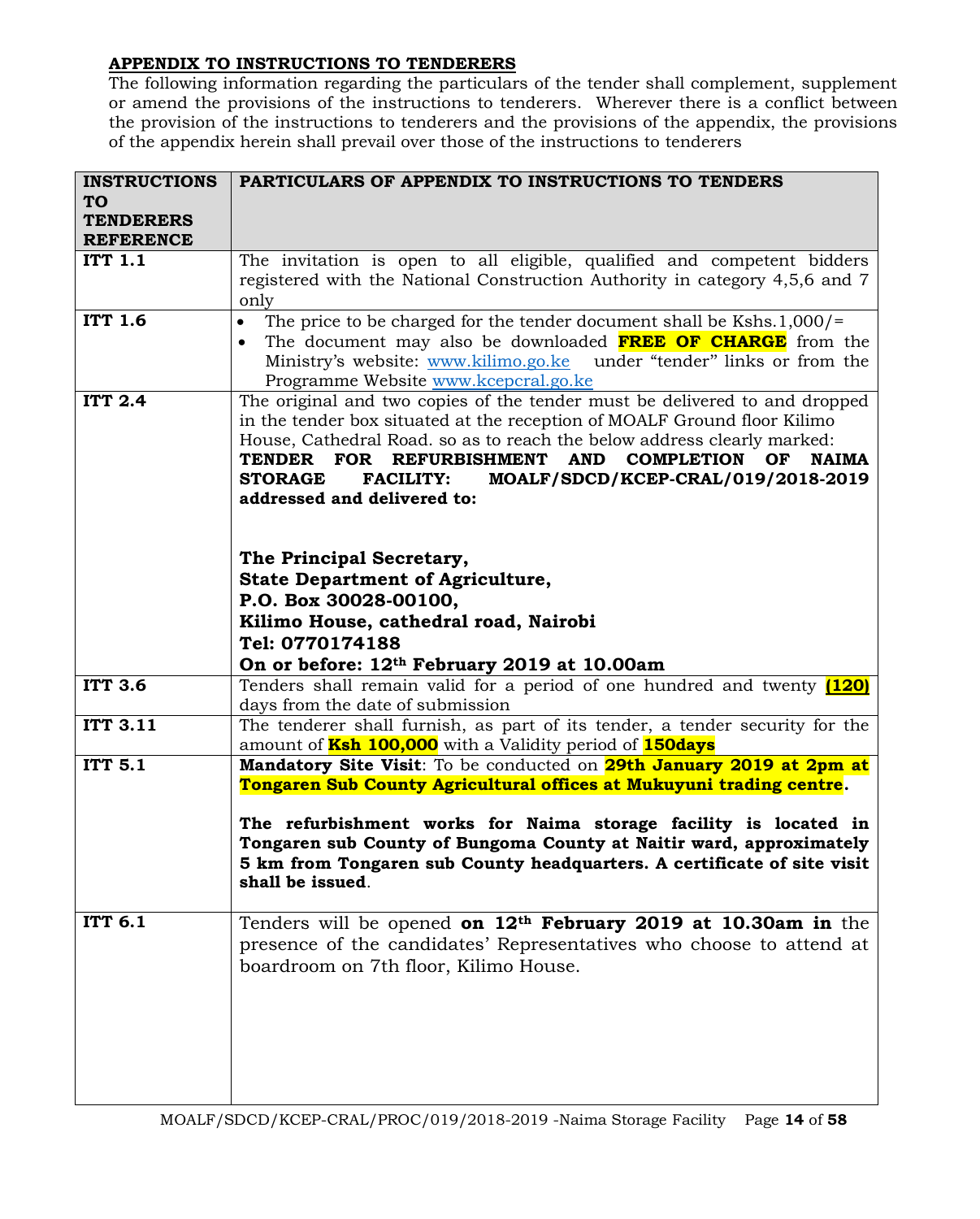**APPENDIX TO INSTRUCTIONS TO TENDERERS**

The following information regarding the particulars of the tender shall complement, supplement or amend the provisions of the instructions to tenderers. Wherever there is a conflict between the provision of the instructions to tenderers and the provisions of the appendix, the provisions of the appendix herein shall prevail over those of the instructions to tenderers

| INSTRUCTIONS TO TENDERERS REFERENCE | PARTICULARS OF APPENDIX TO INSTRUCTIONS TO TENDERS |
|---|---|
| **ITT 1.1** | The invitation is open to all eligible, qualified and competent bidders registered with the National Construction Authority in category 4,5,6 and 7 only |
| **ITT 1.6** | • The price to be charged for the tender document shall be Kshs.1,000/= <br> • The document may also be downloaded **FREE OF CHARGE** from the Ministry's website: www.kilimo.go.ke under "tender" links or from the Programme Website www.kcepcral.go.ke |
| **ITT 2.4** | The original and two copies of the tender must be delivered to and dropped in the tender box situated at the reception of MOALF Ground floor Kilimo House, Cathedral Road. so as to reach the below address clearly marked: **TENDER FOR REFURBISHMENT AND COMPLETION OF NAIMA STORAGE FACILITY: MOALF/SDCD/KCEP-CRAL/019/2018-2019 addressed and delivered to:** <br><br> **The Principal Secretary,** <br> **State Department of Agriculture,** <br> **P.O. Box 30028-00100,** <br> **Kilimo House, cathedral road, Nairobi** <br> **Tel: 0770174188** <br> **On or before: 12th February 2019 at 10.00am** |
| **ITT 3.6** | Tenders shall remain valid for a period of one hundred and twenty **(120)** days from the date of submission |
| **ITT 3.11** | The tenderer shall furnish, as part of its tender, a tender security for the amount of **Ksh 100,000** with a Validity period of **150days** |
| **ITT 5.1** | **Mandatory Site Visit**: To be conducted on **29th January 2019 at 2pm at Tongaren Sub County Agricultural offices at Mukuyuni trading centre**. <br><br> **The refurbishment works for Naima storage facility is located in Tongaren sub County of Bungoma County at Naitir ward, approximately 5 km from Tongaren sub County headquarters. A certificate of site visit shall be issued**. |
| **ITT 6.1** | Tenders will be opened **on 12th February 2019 at 10.30am in** the presence of the candidates' Representatives who choose to attend at boardroom on 7th floor, Kilimo House. |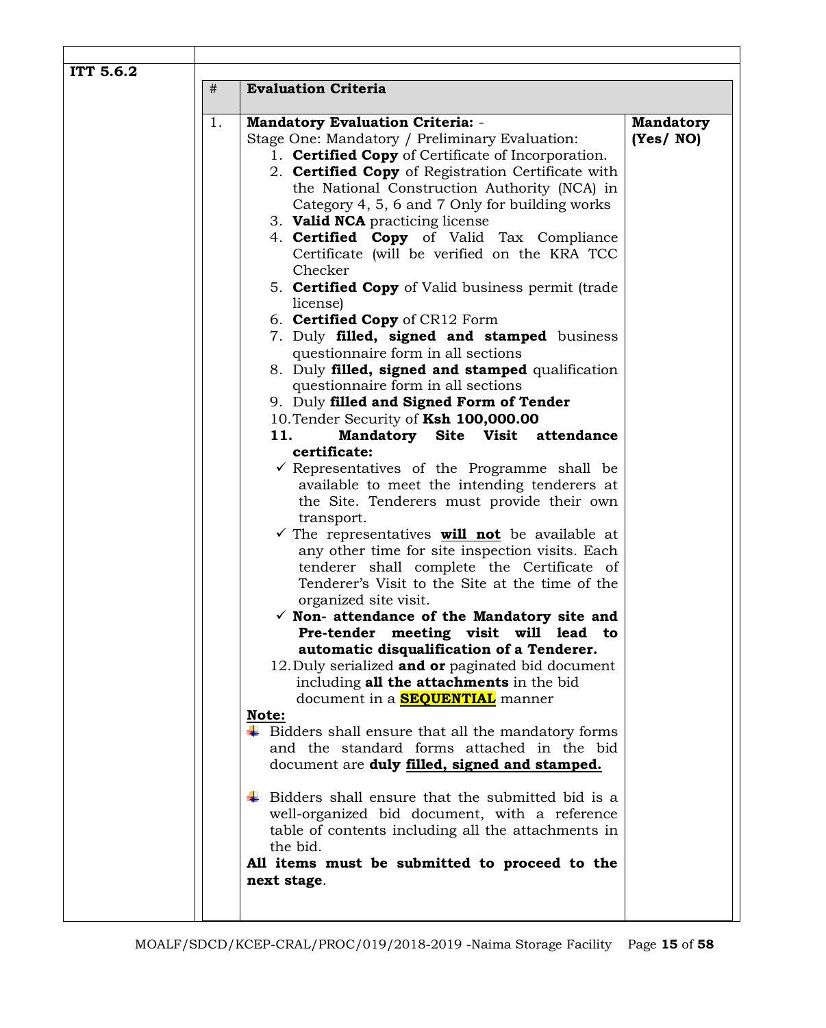| | | | |
|---|---|---|---|
| **ITT 5.6.2** | **#** | **Evaluation Criteria** | |
| | 1. | **Mandatory Evaluation Criteria:** -<br>Stage One: Mandatory / Preliminary Evaluation:<br>1. **Certified Copy** of Certificate of Incorporation.<br>2. **Certified Copy** of Registration Certificate with the National Construction Authority (NCA) in Category 4, 5, 6 and 7 Only for building works<br>3. **Valid NCA** practicing license<br>4. **Certified Copy** of Valid Tax Compliance Certificate (will be verified on the KRA TCC Checker<br>5. **Certified Copy** of Valid business permit (trade license)<br>6. **Certified Copy** of CR12 Form<br>7. Duly **filled, signed and stamped** business questionnaire form in all sections<br>8. Duly **filled, signed and stamped** qualification questionnaire form in all sections<br>9. Duly **filled and Signed Form of Tender**<br>10. Tender Security of **Ksh 100,000.00**<br>**11. Mandatory Site Visit attendance certificate:**<br>✓ Representatives of the Programme shall be available to meet the intending tenderers at the Site. Tenderers must provide their own transport.<br>✓ The representatives **will not** be available at any other time for site inspection visits. Each tenderer shall complete the Certificate of Tenderer's Visit to the Site at the time of the organized site visit.<br>✓ **Non- attendance of the Mandatory site and Pre-tender meeting visit will lead to automatic disqualification of a Tenderer.**<br>12. Duly serialized **and or** paginated bid document including **all the attachments** in the bid document in a **SEQUENTIAL** manner<br>**Note:**<br>- Bidders shall ensure that all the mandatory forms and the standard forms attached in the bid document are **duly filled, signed and stamped.**<br>- Bidders shall ensure that the submitted bid is a well-organized bid document, with a reference table of contents including all the attachments in the bid.<br>**All items must be submitted to proceed to the next stage**. | **Mandatory (Yes/ NO)** |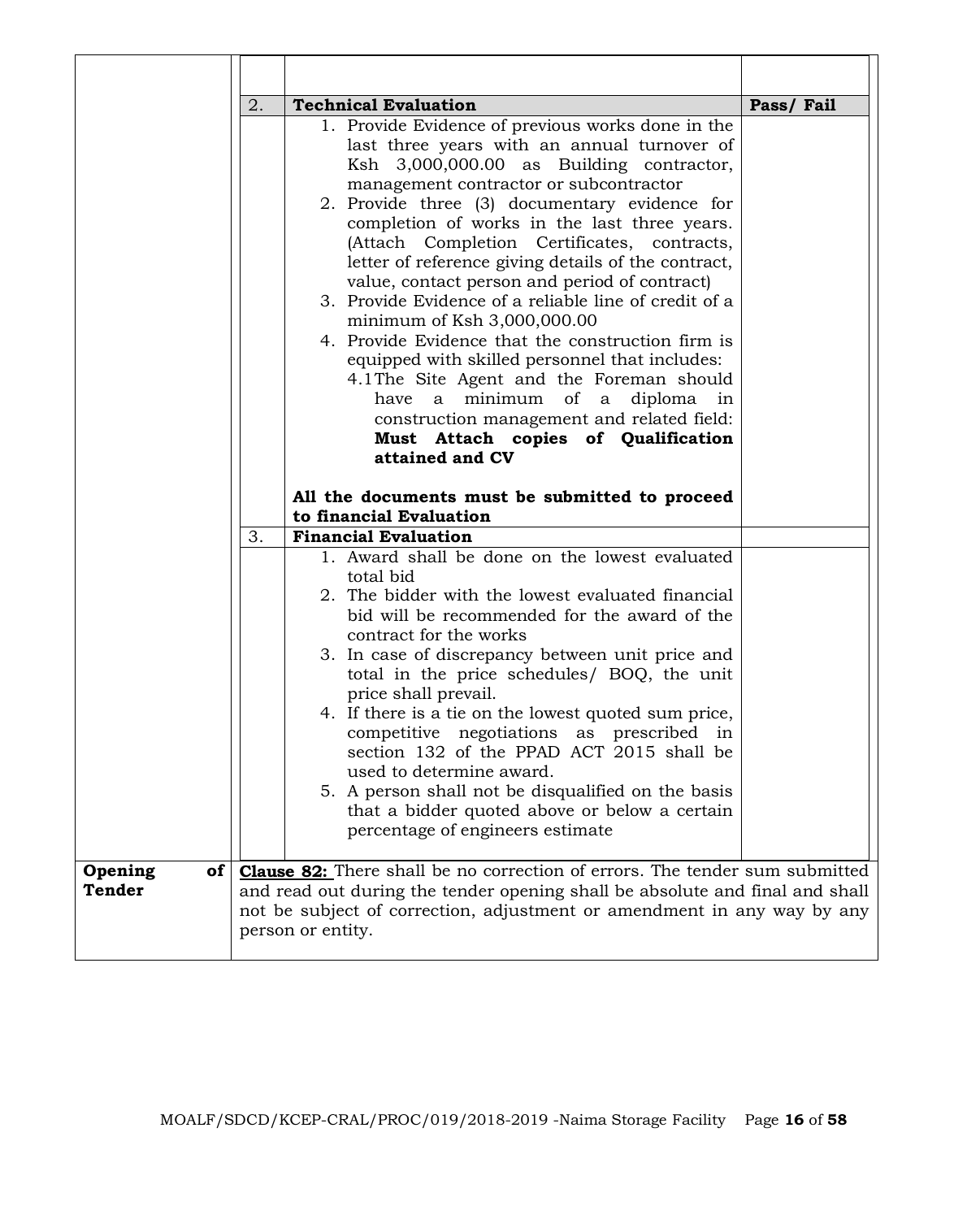| | | | |
|---|---|---|---|
| | | | |
| | 2. | **Technical Evaluation** | **Pass/ Fail** |
| | | 1. Provide Evidence of previous works done in the last three years with an annual turnover of Ksh 3,000,000.00 as Building contractor, management contractor or subcontractor<br>2. Provide three (3) documentary evidence for completion of works in the last three years. (Attach Completion Certificates, contracts, letter of reference giving details of the contract, value, contact person and period of contract)<br>3. Provide Evidence of a reliable line of credit of a minimum of Ksh 3,000,000.00<br>4. Provide Evidence that the construction firm is equipped with skilled personnel that includes:<br>4.1The Site Agent and the Foreman should have a minimum of a diploma in construction management and related field: **Must Attach copies of Qualification attained and CV**<br><br>**All the documents must be submitted to proceed to financial Evaluation** | |
| | 3. | **Financial Evaluation** | |
| | | 1. Award shall be done on the lowest evaluated total bid<br>2. The bidder with the lowest evaluated financial bid will be recommended for the award of the contract for the works<br>3. In case of discrepancy between unit price and total in the price schedules/ BOQ, the unit price shall prevail.<br>4. If there is a tie on the lowest quoted sum price, competitive negotiations as prescribed in section 132 of the PPAD ACT 2015 shall be used to determine award.<br>5. A person shall not be disqualified on the basis that a bidder quoted above or below a certain percentage of engineers estimate | |
| **Opening of Tender** | **Clause 82:** There shall be no correction of errors. The tender sum submitted and read out during the tender opening shall be absolute and final and shall not be subject of correction, adjustment or amendment in any way by any person or entity. | | |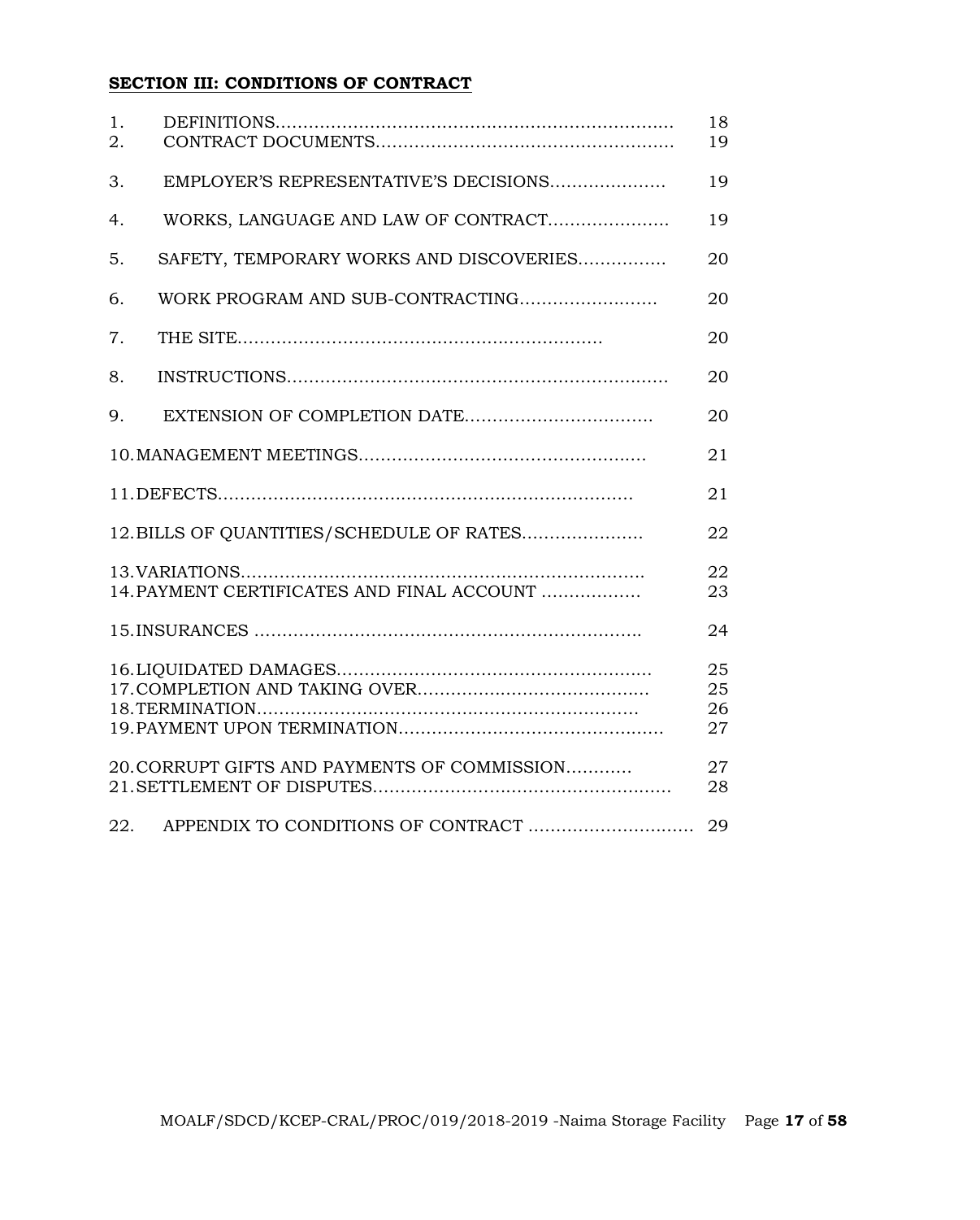**SECTION III: CONDITIONS OF CONTRACT**

| | | |
|---|---|---|
| 1. | DEFINITIONS…………………………………………………………… | 18 |
| 2. | CONTRACT DOCUMENTS……………………………………………… | 19 |
| 3. | EMPLOYER'S REPRESENTATIVE'S DECISIONS………………… | 19 |
| 4. | WORKS, LANGUAGE AND LAW OF CONTRACT…………………. | 19 |
| 5. | SAFETY, TEMPORARY WORKS AND DISCOVERIES……………. | 20 |
| 6. | WORK PROGRAM AND SUB-CONTRACTING……………………. | 20 |
| 7. | THE SITE………………………………………………………… | 20 |
| 8. | INSTRUCTIONS………………………………………………………… | 20 |
| 9. | EXTENSION OF COMPLETION DATE…………………………… | 20 |
| 10. | MANAGEMENT MEETINGS…………………………………………… | 21 |
| 11. | DEFECTS………………………………………………………………… | 21 |
| 12. | BILLS OF QUANTITIES/SCHEDULE OF RATES…………………. | 22 |
| 13. | VARIATIONS…………………………………………………………….. | 22 |
| 14. | PAYMENT CERTIFICATES AND FINAL ACCOUNT ……………… | 23 |
| 15. | INSURANCES ………………………………………………………….. | 24 |
| 16. | LIQUIDATED DAMAGES……………………………………………… | 25 |
| 17. | COMPLETION AND TAKING OVER………………………………… | 25 |
| 18. | TERMINATION………………………………………………………… | 26 |
| 19. | PAYMENT UPON TERMINATION………………………………………. | 27 |
| 20. | CORRUPT GIFTS AND PAYMENTS OF COMMISSION………… | 27 |
| 21. | SETTLEMENT OF DISPUTES……………………………………………. | 28 |
| 22. | APPENDIX TO CONDITIONS OF CONTRACT ……………………….. | 29 |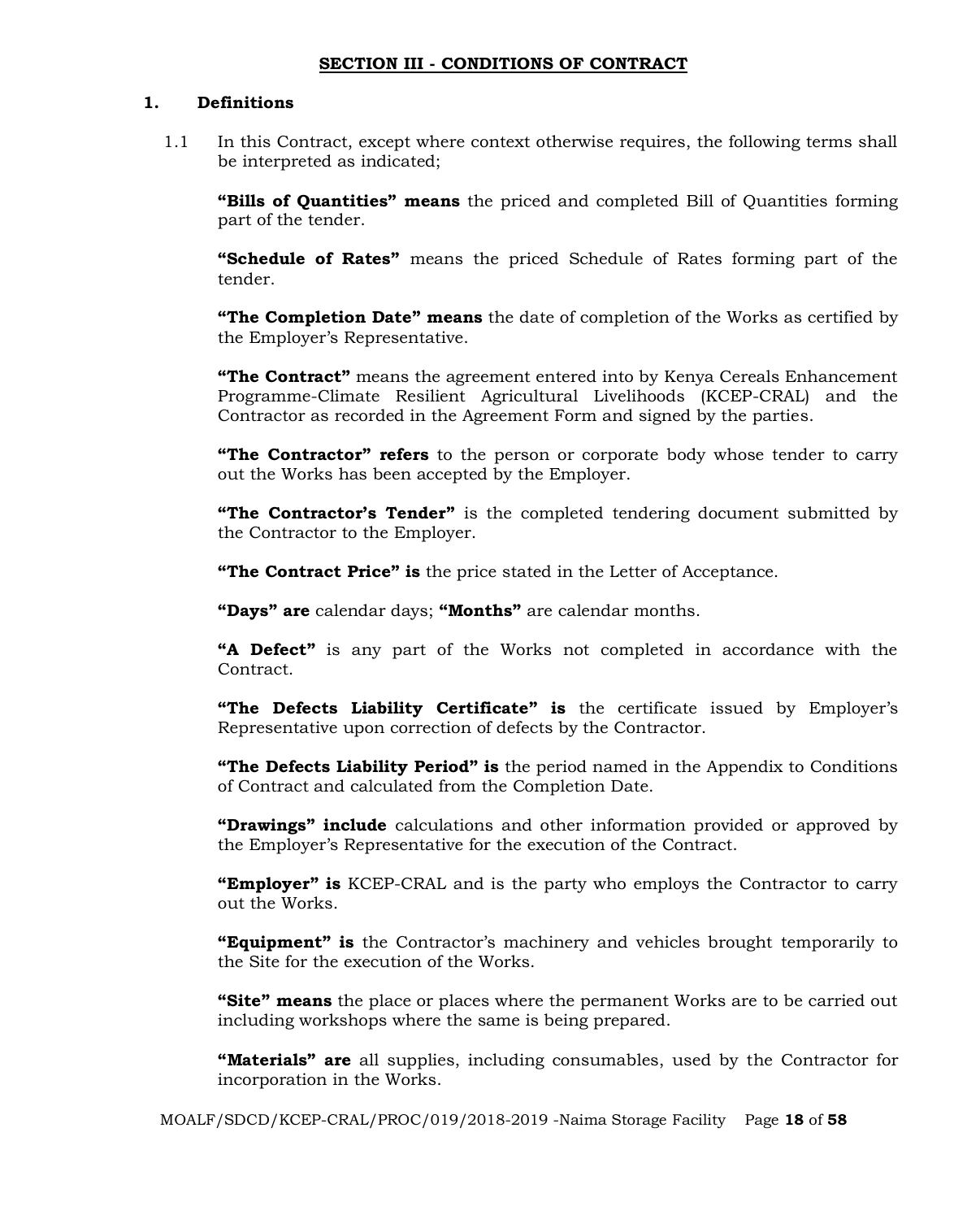## SECTION III - CONDITIONS OF CONTRACT

### 1. Definitions

1.1 In this Contract, except where context otherwise requires, the following terms shall be interpreted as indicated;

**"Bills of Quantities" means** the priced and completed Bill of Quantities forming part of the tender.

**"Schedule of Rates"** means the priced Schedule of Rates forming part of the tender.

**"The Completion Date" means** the date of completion of the Works as certified by the Employer's Representative.

**"The Contract"** means the agreement entered into by Kenya Cereals Enhancement Programme-Climate Resilient Agricultural Livelihoods (KCEP-CRAL) and the Contractor as recorded in the Agreement Form and signed by the parties.

**"The Contractor" refers** to the person or corporate body whose tender to carry out the Works has been accepted by the Employer.

**"The Contractor's Tender"** is the completed tendering document submitted by the Contractor to the Employer.

**"The Contract Price" is** the price stated in the Letter of Acceptance.

**"Days" are** calendar days; **"Months"** are calendar months.

**"A Defect"** is any part of the Works not completed in accordance with the Contract.

**"The Defects Liability Certificate" is** the certificate issued by Employer's Representative upon correction of defects by the Contractor.

**"The Defects Liability Period" is** the period named in the Appendix to Conditions of Contract and calculated from the Completion Date.

**"Drawings" include** calculations and other information provided or approved by the Employer's Representative for the execution of the Contract.

**"Employer" is** KCEP-CRAL and is the party who employs the Contractor to carry out the Works.

**"Equipment" is** the Contractor's machinery and vehicles brought temporarily to the Site for the execution of the Works.

**"Site" means** the place or places where the permanent Works are to be carried out including workshops where the same is being prepared.

**"Materials" are** all supplies, including consumables, used by the Contractor for incorporation in the Works.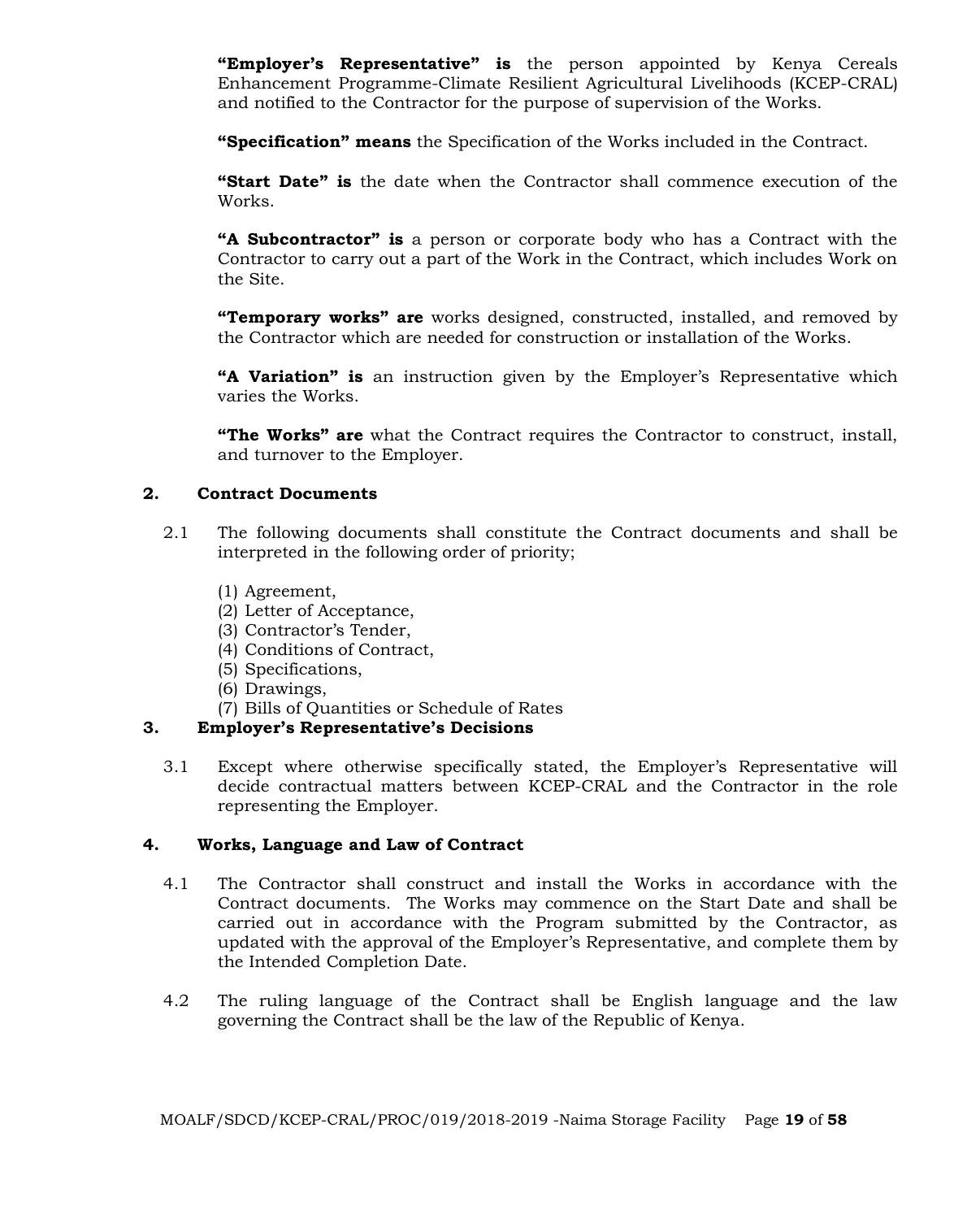**"Employer's Representative" is** the person appointed by Kenya Cereals Enhancement Programme-Climate Resilient Agricultural Livelihoods (KCEP-CRAL) and notified to the Contractor for the purpose of supervision of the Works.

**"Specification" means** the Specification of the Works included in the Contract.

**"Start Date" is** the date when the Contractor shall commence execution of the Works.

**"A Subcontractor" is** a person or corporate body who has a Contract with the Contractor to carry out a part of the Work in the Contract, which includes Work on the Site.

**"Temporary works" are** works designed, constructed, installed, and removed by the Contractor which are needed for construction or installation of the Works.

**"A Variation" is** an instruction given by the Employer's Representative which varies the Works.

**"The Works" are** what the Contract requires the Contractor to construct, install, and turnover to the Employer.

## 2. Contract Documents

2.1 The following documents shall constitute the Contract documents and shall be interpreted in the following order of priority;

(1) Agreement,
(2) Letter of Acceptance,
(3) Contractor's Tender,
(4) Conditions of Contract,
(5) Specifications,
(6) Drawings,
(7) Bills of Quantities or Schedule of Rates

## 3. Employer's Representative's Decisions

3.1 Except where otherwise specifically stated, the Employer's Representative will decide contractual matters between KCEP-CRAL and the Contractor in the role representing the Employer.

## 4. Works, Language and Law of Contract

4.1 The Contractor shall construct and install the Works in accordance with the Contract documents. The Works may commence on the Start Date and shall be carried out in accordance with the Program submitted by the Contractor, as updated with the approval of the Employer's Representative, and complete them by the Intended Completion Date.

4.2 The ruling language of the Contract shall be English language and the law governing the Contract shall be the law of the Republic of Kenya.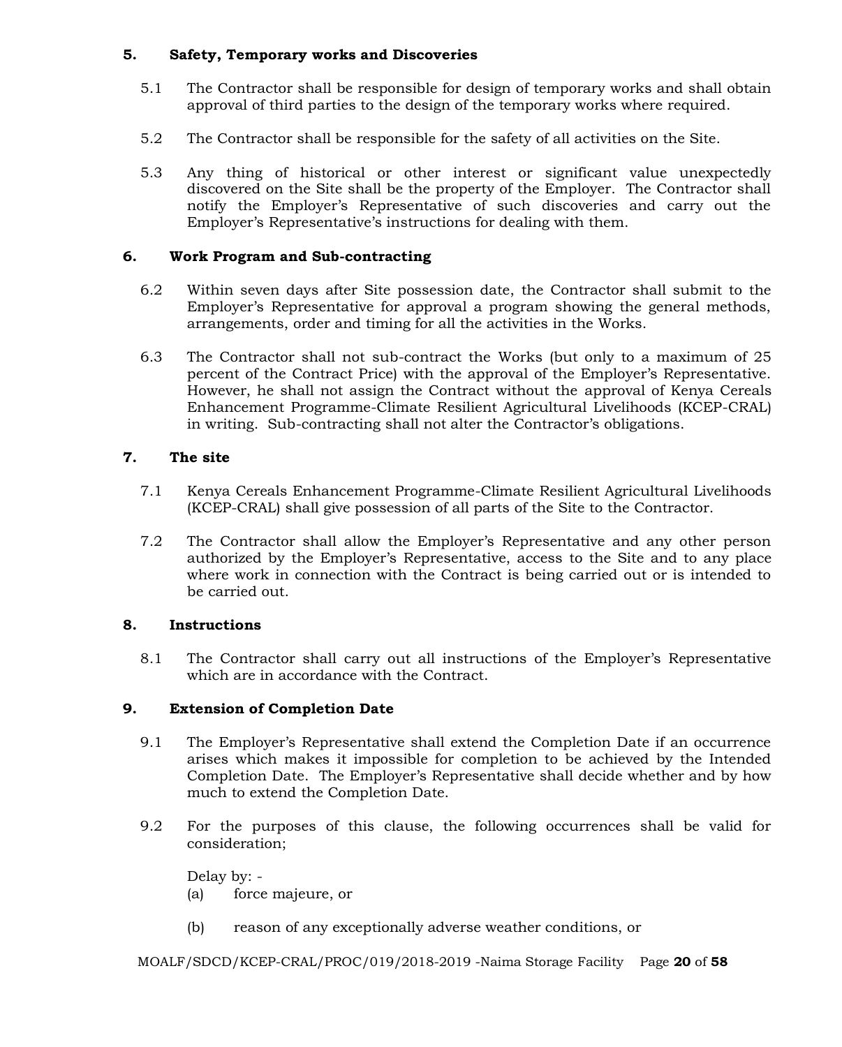## 5. Safety, Temporary works and Discoveries

5.1 The Contractor shall be responsible for design of temporary works and shall obtain approval of third parties to the design of the temporary works where required.

5.2 The Contractor shall be responsible for the safety of all activities on the Site.

5.3 Any thing of historical or other interest or significant value unexpectedly discovered on the Site shall be the property of the Employer. The Contractor shall notify the Employer's Representative of such discoveries and carry out the Employer's Representative's instructions for dealing with them.

## 6. Work Program and Sub-contracting

6.2 Within seven days after Site possession date, the Contractor shall submit to the Employer's Representative for approval a program showing the general methods, arrangements, order and timing for all the activities in the Works.

6.3 The Contractor shall not sub-contract the Works (but only to a maximum of 25 percent of the Contract Price) with the approval of the Employer's Representative. However, he shall not assign the Contract without the approval of Kenya Cereals Enhancement Programme-Climate Resilient Agricultural Livelihoods (KCEP-CRAL) in writing. Sub-contracting shall not alter the Contractor's obligations.

## 7. The site

7.1 Kenya Cereals Enhancement Programme-Climate Resilient Agricultural Livelihoods (KCEP-CRAL) shall give possession of all parts of the Site to the Contractor.

7.2 The Contractor shall allow the Employer's Representative and any other person authorized by the Employer's Representative, access to the Site and to any place where work in connection with the Contract is being carried out or is intended to be carried out.

## 8. Instructions

8.1 The Contractor shall carry out all instructions of the Employer's Representative which are in accordance with the Contract.

## 9. Extension of Completion Date

9.1 The Employer's Representative shall extend the Completion Date if an occurrence arises which makes it impossible for completion to be achieved by the Intended Completion Date. The Employer's Representative shall decide whether and by how much to extend the Completion Date.

9.2 For the purposes of this clause, the following occurrences shall be valid for consideration;

Delay by: -

(a) force majeure, or

(b) reason of any exceptionally adverse weather conditions, or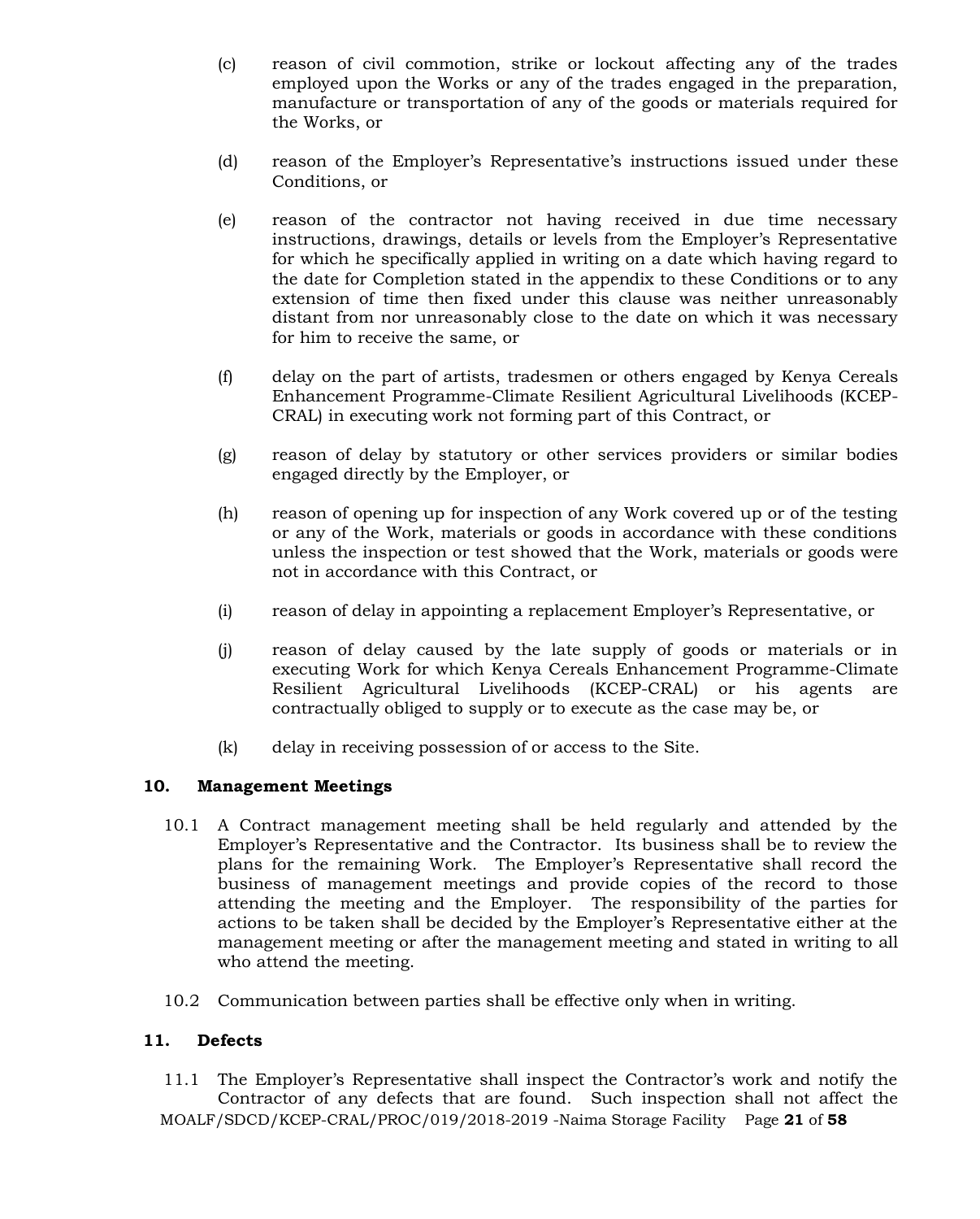(c) reason of civil commotion, strike or lockout affecting any of the trades employed upon the Works or any of the trades engaged in the preparation, manufacture or transportation of any of the goods or materials required for the Works, or

(d) reason of the Employer's Representative's instructions issued under these Conditions, or

(e) reason of the contractor not having received in due time necessary instructions, drawings, details or levels from the Employer's Representative for which he specifically applied in writing on a date which having regard to the date for Completion stated in the appendix to these Conditions or to any extension of time then fixed under this clause was neither unreasonably distant from nor unreasonably close to the date on which it was necessary for him to receive the same, or

(f) delay on the part of artists, tradesmen or others engaged by Kenya Cereals Enhancement Programme-Climate Resilient Agricultural Livelihoods (KCEP-CRAL) in executing work not forming part of this Contract, or

(g) reason of delay by statutory or other services providers or similar bodies engaged directly by the Employer, or

(h) reason of opening up for inspection of any Work covered up or of the testing or any of the Work, materials or goods in accordance with these conditions unless the inspection or test showed that the Work, materials or goods were not in accordance with this Contract, or

(i) reason of delay in appointing a replacement Employer's Representative, or

(j) reason of delay caused by the late supply of goods or materials or in executing Work for which Kenya Cereals Enhancement Programme-Climate Resilient Agricultural Livelihoods (KCEP-CRAL) or his agents are contractually obliged to supply or to execute as the case may be, or

(k) delay in receiving possession of or access to the Site.

### 10. Management Meetings

10.1 A Contract management meeting shall be held regularly and attended by the Employer's Representative and the Contractor. Its business shall be to review the plans for the remaining Work. The Employer's Representative shall record the business of management meetings and provide copies of the record to those attending the meeting and the Employer. The responsibility of the parties for actions to be taken shall be decided by the Employer's Representative either at the management meeting or after the management meeting and stated in writing to all who attend the meeting.

10.2 Communication between parties shall be effective only when in writing.

### 11. Defects

11.1 The Employer's Representative shall inspect the Contractor's work and notify the Contractor of any defects that are found. Such inspection shall not affect the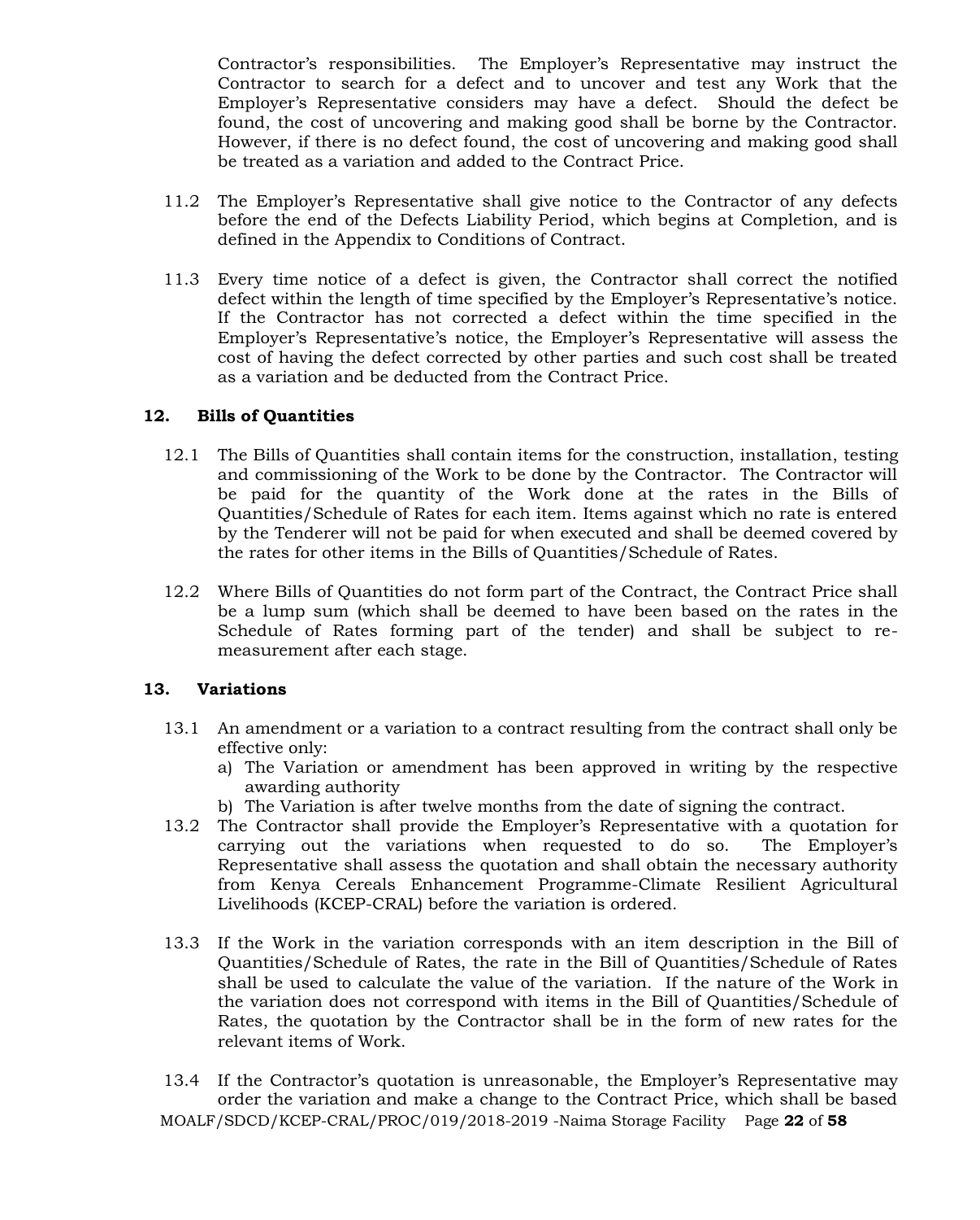Contractor's responsibilities. The Employer's Representative may instruct the Contractor to search for a defect and to uncover and test any Work that the Employer's Representative considers may have a defect. Should the defect be found, the cost of uncovering and making good shall be borne by the Contractor. However, if there is no defect found, the cost of uncovering and making good shall be treated as a variation and added to the Contract Price.

11.2 The Employer's Representative shall give notice to the Contractor of any defects before the end of the Defects Liability Period, which begins at Completion, and is defined in the Appendix to Conditions of Contract.

11.3 Every time notice of a defect is given, the Contractor shall correct the notified defect within the length of time specified by the Employer's Representative's notice. If the Contractor has not corrected a defect within the time specified in the Employer's Representative's notice, the Employer's Representative will assess the cost of having the defect corrected by other parties and such cost shall be treated as a variation and be deducted from the Contract Price.

## 12. Bills of Quantities

12.1 The Bills of Quantities shall contain items for the construction, installation, testing and commissioning of the Work to be done by the Contractor. The Contractor will be paid for the quantity of the Work done at the rates in the Bills of Quantities/Schedule of Rates for each item. Items against which no rate is entered by the Tenderer will not be paid for when executed and shall be deemed covered by the rates for other items in the Bills of Quantities/Schedule of Rates.

12.2 Where Bills of Quantities do not form part of the Contract, the Contract Price shall be a lump sum (which shall be deemed to have been based on the rates in the Schedule of Rates forming part of the tender) and shall be subject to re-measurement after each stage.

## 13. Variations

13.1 An amendment or a variation to a contract resulting from the contract shall only be effective only:

a) The Variation or amendment has been approved in writing by the respective awarding authority
b) The Variation is after twelve months from the date of signing the contract.

13.2 The Contractor shall provide the Employer's Representative with a quotation for carrying out the variations when requested to do so. The Employer's Representative shall assess the quotation and shall obtain the necessary authority from Kenya Cereals Enhancement Programme-Climate Resilient Agricultural Livelihoods (KCEP-CRAL) before the variation is ordered.

13.3 If the Work in the variation corresponds with an item description in the Bill of Quantities/Schedule of Rates, the rate in the Bill of Quantities/Schedule of Rates shall be used to calculate the value of the variation. If the nature of the Work in the variation does not correspond with items in the Bill of Quantities/Schedule of Rates, the quotation by the Contractor shall be in the form of new rates for the relevant items of Work.

13.4 If the Contractor's quotation is unreasonable, the Employer's Representative may order the variation and make a change to the Contract Price, which shall be based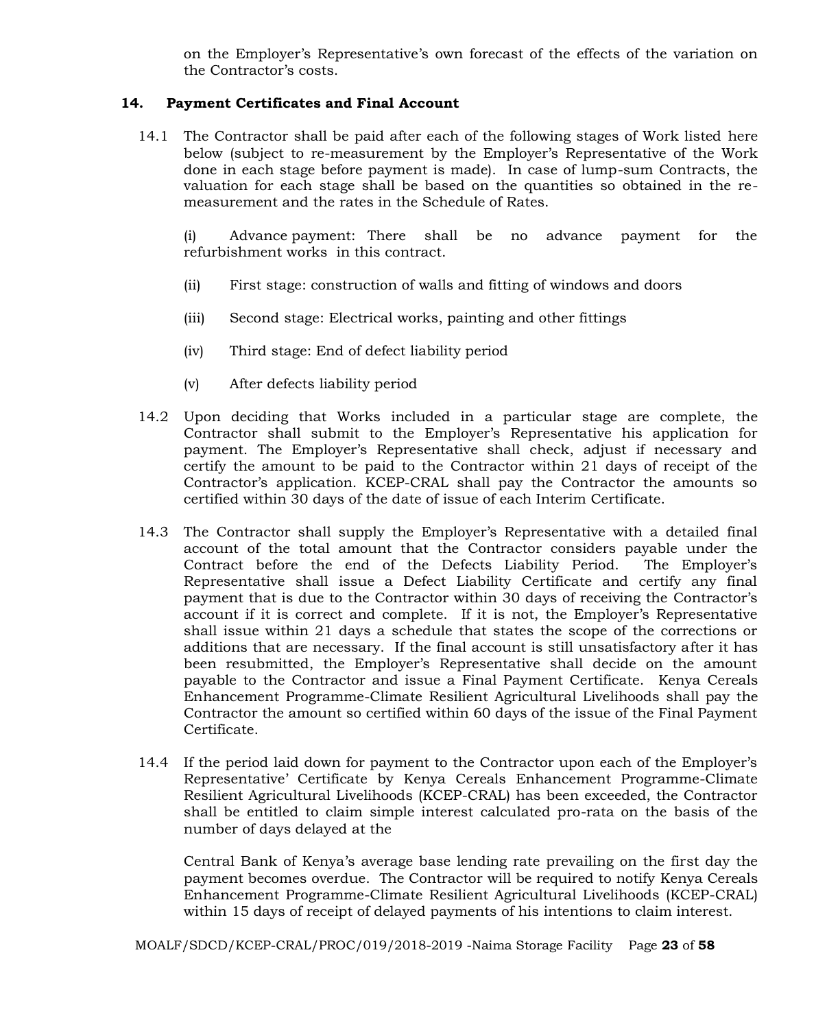on the Employer's Representative's own forecast of the effects of the variation on the Contractor's costs.

## 14. Payment Certificates and Final Account

14.1 The Contractor shall be paid after each of the following stages of Work listed here below (subject to re-measurement by the Employer's Representative of the Work done in each stage before payment is made). In case of lump-sum Contracts, the valuation for each stage shall be based on the quantities so obtained in the re-measurement and the rates in the Schedule of Rates.

(i) Advance payment: There shall be no advance payment for the refurbishment works in this contract.

(ii) First stage: construction of walls and fitting of windows and doors

(iii) Second stage: Electrical works, painting and other fittings

(iv) Third stage: End of defect liability period

(v) After defects liability period

14.2 Upon deciding that Works included in a particular stage are complete, the Contractor shall submit to the Employer's Representative his application for payment. The Employer's Representative shall check, adjust if necessary and certify the amount to be paid to the Contractor within 21 days of receipt of the Contractor's application. KCEP-CRAL shall pay the Contractor the amounts so certified within 30 days of the date of issue of each Interim Certificate.

14.3 The Contractor shall supply the Employer's Representative with a detailed final account of the total amount that the Contractor considers payable under the Contract before the end of the Defects Liability Period. The Employer's Representative shall issue a Defect Liability Certificate and certify any final payment that is due to the Contractor within 30 days of receiving the Contractor's account if it is correct and complete. If it is not, the Employer's Representative shall issue within 21 days a schedule that states the scope of the corrections or additions that are necessary. If the final account is still unsatisfactory after it has been resubmitted, the Employer's Representative shall decide on the amount payable to the Contractor and issue a Final Payment Certificate. Kenya Cereals Enhancement Programme-Climate Resilient Agricultural Livelihoods shall pay the Contractor the amount so certified within 60 days of the issue of the Final Payment Certificate.

14.4 If the period laid down for payment to the Contractor upon each of the Employer's Representative' Certificate by Kenya Cereals Enhancement Programme-Climate Resilient Agricultural Livelihoods (KCEP-CRAL) has been exceeded, the Contractor shall be entitled to claim simple interest calculated pro-rata on the basis of the number of days delayed at the

Central Bank of Kenya's average base lending rate prevailing on the first day the payment becomes overdue. The Contractor will be required to notify Kenya Cereals Enhancement Programme-Climate Resilient Agricultural Livelihoods (KCEP-CRAL) within 15 days of receipt of delayed payments of his intentions to claim interest.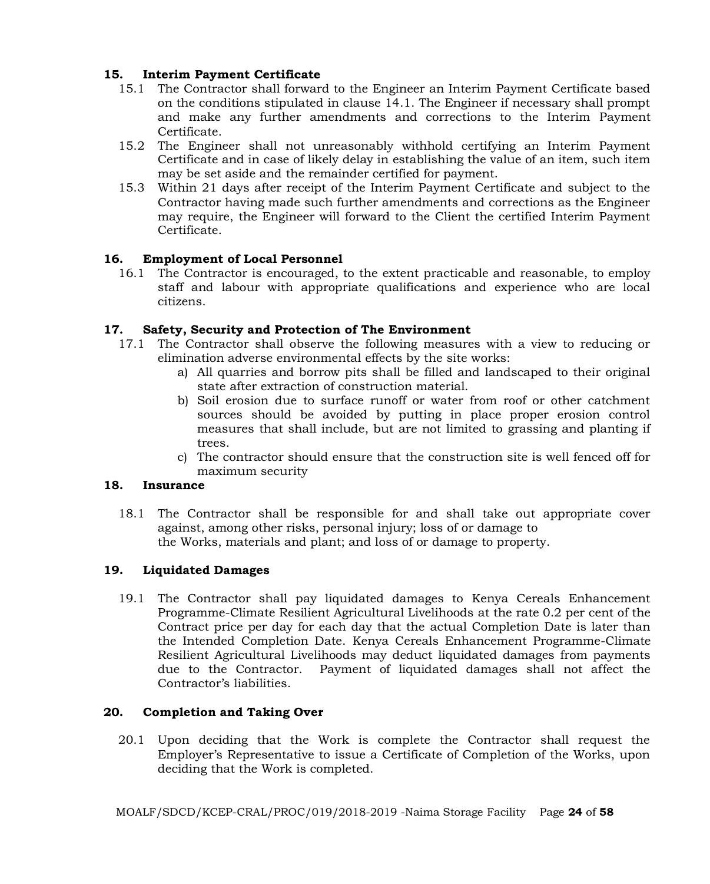## 15. Interim Payment Certificate

15.1 The Contractor shall forward to the Engineer an Interim Payment Certificate based on the conditions stipulated in clause 14.1. The Engineer if necessary shall prompt and make any further amendments and corrections to the Interim Payment Certificate.

15.2 The Engineer shall not unreasonably withhold certifying an Interim Payment Certificate and in case of likely delay in establishing the value of an item, such item may be set aside and the remainder certified for payment.

15.3 Within 21 days after receipt of the Interim Payment Certificate and subject to the Contractor having made such further amendments and corrections as the Engineer may require, the Engineer will forward to the Client the certified Interim Payment Certificate.

## 16. Employment of Local Personnel

16.1 The Contractor is encouraged, to the extent practicable and reasonable, to employ staff and labour with appropriate qualifications and experience who are local citizens.

## 17. Safety, Security and Protection of The Environment

17.1 The Contractor shall observe the following measures with a view to reducing or elimination adverse environmental effects by the site works:

a) All quarries and borrow pits shall be filled and landscaped to their original state after extraction of construction material.

b) Soil erosion due to surface runoff or water from roof or other catchment sources should be avoided by putting in place proper erosion control measures that shall include, but are not limited to grassing and planting if trees.

c) The contractor should ensure that the construction site is well fenced off for maximum security

## 18. Insurance

18.1 The Contractor shall be responsible for and shall take out appropriate cover against, among other risks, personal injury; loss of or damage to the Works, materials and plant; and loss of or damage to property.

## 19. Liquidated Damages

19.1 The Contractor shall pay liquidated damages to Kenya Cereals Enhancement Programme-Climate Resilient Agricultural Livelihoods at the rate 0.2 per cent of the Contract price per day for each day that the actual Completion Date is later than the Intended Completion Date. Kenya Cereals Enhancement Programme-Climate Resilient Agricultural Livelihoods may deduct liquidated damages from payments due to the Contractor. Payment of liquidated damages shall not affect the Contractor's liabilities.

## 20. Completion and Taking Over

20.1 Upon deciding that the Work is complete the Contractor shall request the Employer's Representative to issue a Certificate of Completion of the Works, upon deciding that the Work is completed.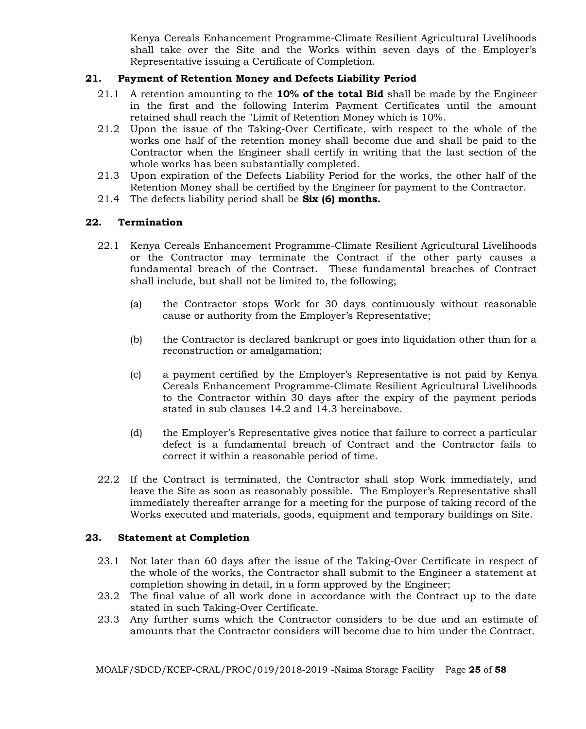Kenya Cereals Enhancement Programme-Climate Resilient Agricultural Livelihoods shall take over the Site and the Works within seven days of the Employer's Representative issuing a Certificate of Completion.

## 21. Payment of Retention Money and Defects Liability Period

21.1 A retention amounting to the **10% of the total Bid** shall be made by the Engineer in the first and the following Interim Payment Certificates until the amount retained shall reach the "Limit of Retention Money which is 10%.

21.2 Upon the issue of the Taking-Over Certificate, with respect to the whole of the works one half of the retention money shall become due and shall be paid to the Contractor when the Engineer shall certify in writing that the last section of the whole works has been substantially completed.

21.3 Upon expiration of the Defects Liability Period for the works, the other half of the Retention Money shall be certified by the Engineer for payment to the Contractor.

21.4 The defects liability period shall be **Six (6) months.**

## 22. Termination

22.1 Kenya Cereals Enhancement Programme-Climate Resilient Agricultural Livelihoods or the Contractor may terminate the Contract if the other party causes a fundamental breach of the Contract. These fundamental breaches of Contract shall include, but shall not be limited to, the following;

(a) the Contractor stops Work for 30 days continuously without reasonable cause or authority from the Employer's Representative;

(b) the Contractor is declared bankrupt or goes into liquidation other than for a reconstruction or amalgamation;

(c) a payment certified by the Employer's Representative is not paid by Kenya Cereals Enhancement Programme-Climate Resilient Agricultural Livelihoods to the Contractor within 30 days after the expiry of the payment periods stated in sub clauses 14.2 and 14.3 hereinabove.

(d) the Employer's Representative gives notice that failure to correct a particular defect is a fundamental breach of Contract and the Contractor fails to correct it within a reasonable period of time.

22.2 If the Contract is terminated, the Contractor shall stop Work immediately, and leave the Site as soon as reasonably possible. The Employer's Representative shall immediately thereafter arrange for a meeting for the purpose of taking record of the Works executed and materials, goods, equipment and temporary buildings on Site.

## 23. Statement at Completion

23.1 Not later than 60 days after the issue of the Taking-Over Certificate in respect of the whole of the works, the Contractor shall submit to the Engineer a statement at completion showing in detail, in a form approved by the Engineer;

23.2 The final value of all work done in accordance with the Contract up to the date stated in such Taking-Over Certificate.

23.3 Any further sums which the Contractor considers to be due and an estimate of amounts that the Contractor considers will become due to him under the Contract.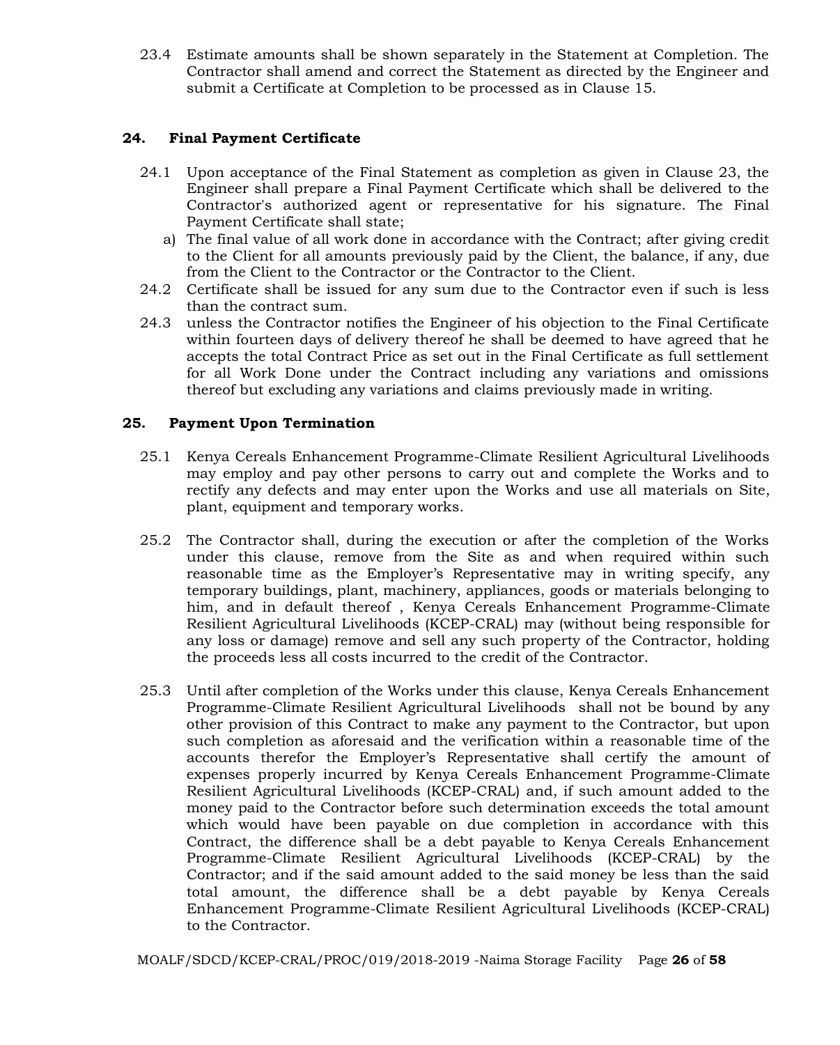23.4 Estimate amounts shall be shown separately in the Statement at Completion. The Contractor shall amend and correct the Statement as directed by the Engineer and submit a Certificate at Completion to be processed as in Clause 15.

## 24. Final Payment Certificate

24.1 Upon acceptance of the Final Statement as completion as given in Clause 23, the Engineer shall prepare a Final Payment Certificate which shall be delivered to the Contractor's authorized agent or representative for his signature. The Final Payment Certificate shall state;

a) The final value of all work done in accordance with the Contract; after giving credit to the Client for all amounts previously paid by the Client, the balance, if any, due from the Client to the Contractor or the Contractor to the Client.

24.2 Certificate shall be issued for any sum due to the Contractor even if such is less than the contract sum.

24.3 unless the Contractor notifies the Engineer of his objection to the Final Certificate within fourteen days of delivery thereof he shall be deemed to have agreed that he accepts the total Contract Price as set out in the Final Certificate as full settlement for all Work Done under the Contract including any variations and omissions thereof but excluding any variations and claims previously made in writing.

## 25. Payment Upon Termination

25.1 Kenya Cereals Enhancement Programme-Climate Resilient Agricultural Livelihoods may employ and pay other persons to carry out and complete the Works and to rectify any defects and may enter upon the Works and use all materials on Site, plant, equipment and temporary works.

25.2 The Contractor shall, during the execution or after the completion of the Works under this clause, remove from the Site as and when required within such reasonable time as the Employer's Representative may in writing specify, any temporary buildings, plant, machinery, appliances, goods or materials belonging to him, and in default thereof , Kenya Cereals Enhancement Programme-Climate Resilient Agricultural Livelihoods (KCEP-CRAL) may (without being responsible for any loss or damage) remove and sell any such property of the Contractor, holding the proceeds less all costs incurred to the credit of the Contractor.

25.3 Until after completion of the Works under this clause, Kenya Cereals Enhancement Programme-Climate Resilient Agricultural Livelihoods shall not be bound by any other provision of this Contract to make any payment to the Contractor, but upon such completion as aforesaid and the verification within a reasonable time of the accounts therefor the Employer's Representative shall certify the amount of expenses properly incurred by Kenya Cereals Enhancement Programme-Climate Resilient Agricultural Livelihoods (KCEP-CRAL) and, if such amount added to the money paid to the Contractor before such determination exceeds the total amount which would have been payable on due completion in accordance with this Contract, the difference shall be a debt payable to Kenya Cereals Enhancement Programme-Climate Resilient Agricultural Livelihoods (KCEP-CRAL) by the Contractor; and if the said amount added to the said money be less than the said total amount, the difference shall be a debt payable by Kenya Cereals Enhancement Programme-Climate Resilient Agricultural Livelihoods (KCEP-CRAL) to the Contractor.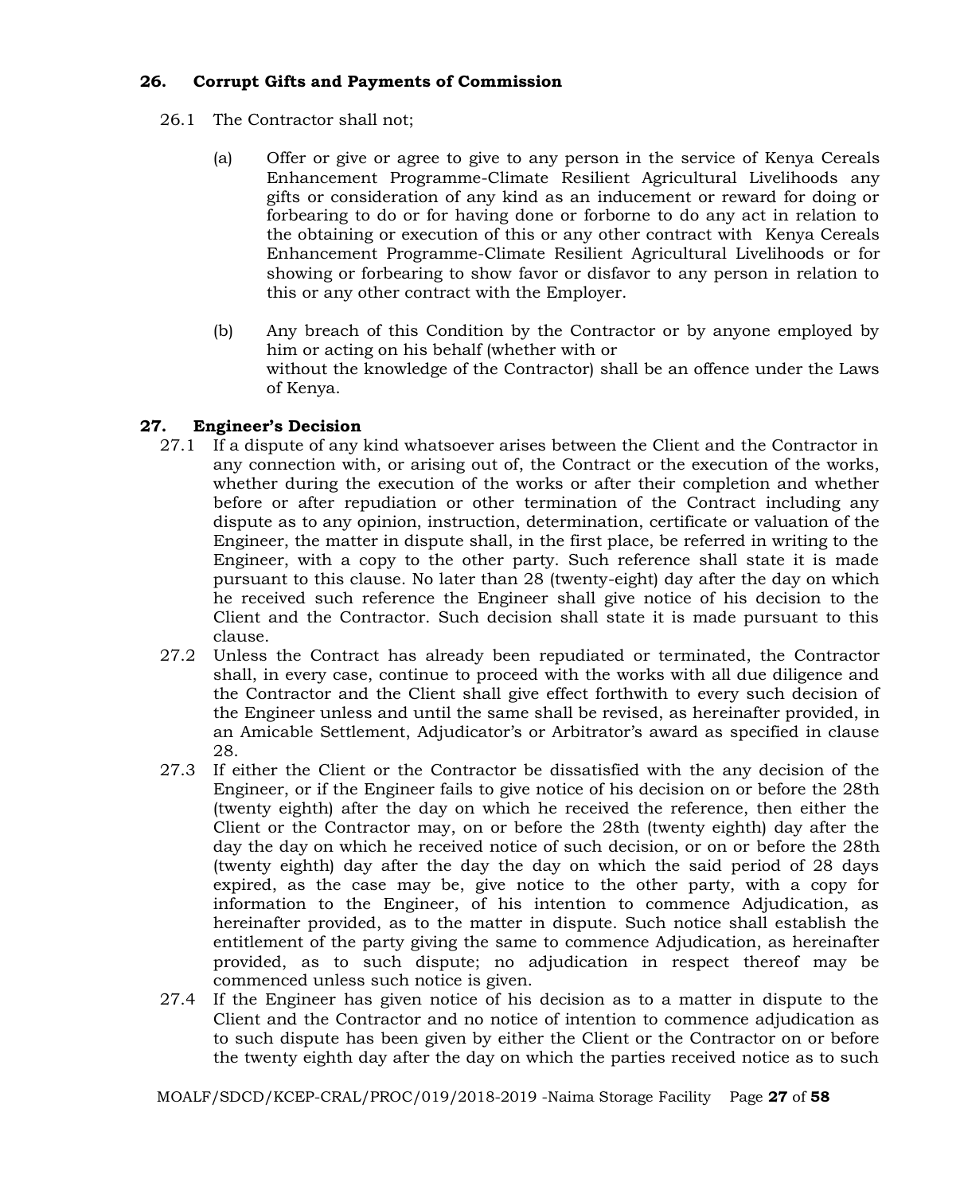## 26. Corrupt Gifts and Payments of Commission

26.1 The Contractor shall not;

(a) Offer or give or agree to give to any person in the service of Kenya Cereals Enhancement Programme-Climate Resilient Agricultural Livelihoods any gifts or consideration of any kind as an inducement or reward for doing or forbearing to do or for having done or forborne to do any act in relation to the obtaining or execution of this or any other contract with Kenya Cereals Enhancement Programme-Climate Resilient Agricultural Livelihoods or for showing or forbearing to show favor or disfavor to any person in relation to this or any other contract with the Employer.

(b) Any breach of this Condition by the Contractor or by anyone employed by him or acting on his behalf (whether with or without the knowledge of the Contractor) shall be an offence under the Laws of Kenya.

## 27. Engineer's Decision

27.1 If a dispute of any kind whatsoever arises between the Client and the Contractor in any connection with, or arising out of, the Contract or the execution of the works, whether during the execution of the works or after their completion and whether before or after repudiation or other termination of the Contract including any dispute as to any opinion, instruction, determination, certificate or valuation of the Engineer, the matter in dispute shall, in the first place, be referred in writing to the Engineer, with a copy to the other party. Such reference shall state it is made pursuant to this clause. No later than 28 (twenty-eight) day after the day on which he received such reference the Engineer shall give notice of his decision to the Client and the Contractor. Such decision shall state it is made pursuant to this clause.

27.2 Unless the Contract has already been repudiated or terminated, the Contractor shall, in every case, continue to proceed with the works with all due diligence and the Contractor and the Client shall give effect forthwith to every such decision of the Engineer unless and until the same shall be revised, as hereinafter provided, in an Amicable Settlement, Adjudicator's or Arbitrator's award as specified in clause 28.

27.3 If either the Client or the Contractor be dissatisfied with the any decision of the Engineer, or if the Engineer fails to give notice of his decision on or before the 28th (twenty eighth) after the day on which he received the reference, then either the Client or the Contractor may, on or before the 28th (twenty eighth) day after the day the day on which he received notice of such decision, or on or before the 28th (twenty eighth) day after the day the day on which the said period of 28 days expired, as the case may be, give notice to the other party, with a copy for information to the Engineer, of his intention to commence Adjudication, as hereinafter provided, as to the matter in dispute. Such notice shall establish the entitlement of the party giving the same to commence Adjudication, as hereinafter provided, as to such dispute; no adjudication in respect thereof may be commenced unless such notice is given.

27.4 If the Engineer has given notice of his decision as to a matter in dispute to the Client and the Contractor and no notice of intention to commence adjudication as to such dispute has been given by either the Client or the Contractor on or before the twenty eighth day after the day on which the parties received notice as to such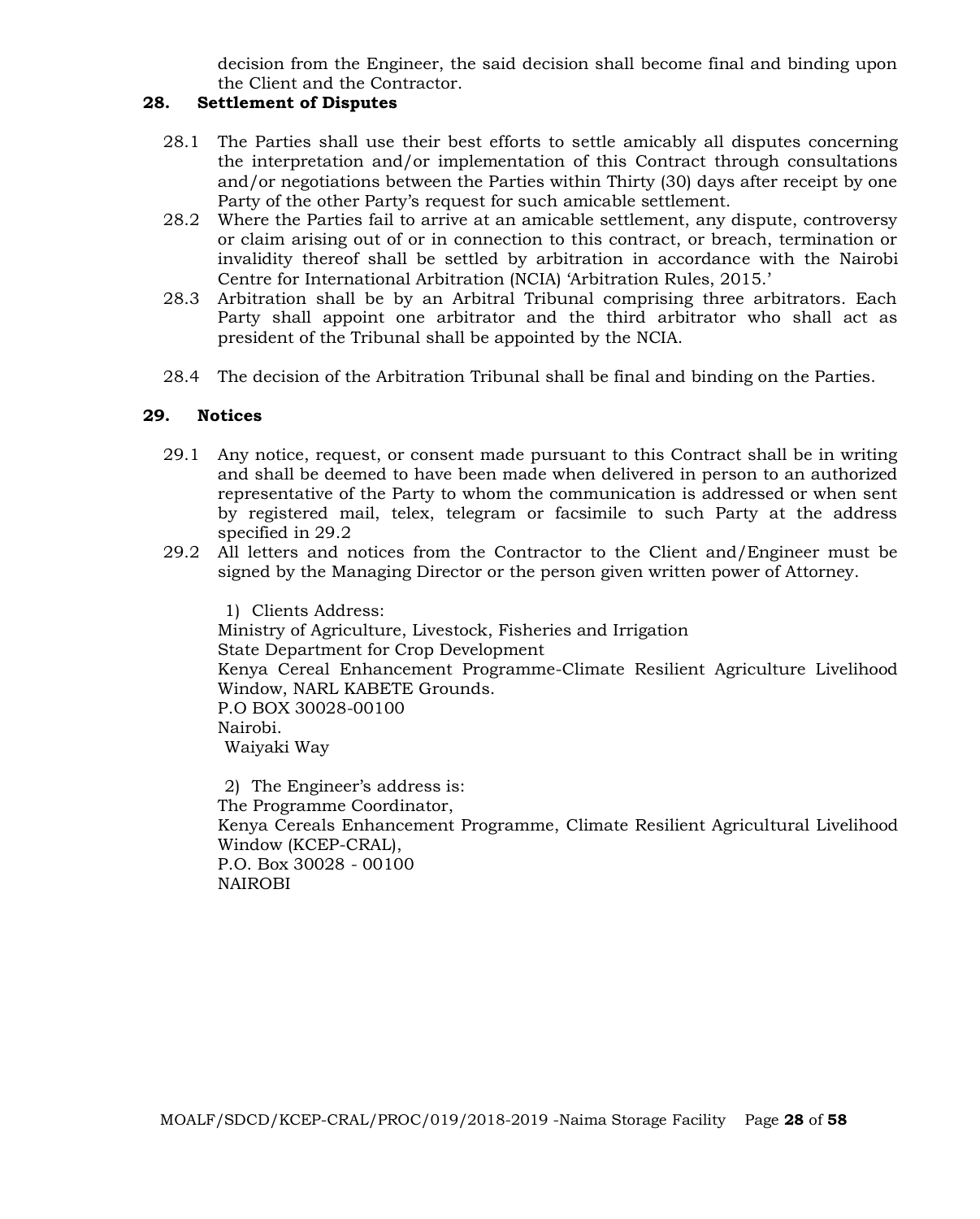decision from the Engineer, the said decision shall become final and binding upon the Client and the Contractor.

## 28. Settlement of Disputes

28.1 The Parties shall use their best efforts to settle amicably all disputes concerning the interpretation and/or implementation of this Contract through consultations and/or negotiations between the Parties within Thirty (30) days after receipt by one Party of the other Party's request for such amicable settlement.

28.2 Where the Parties fail to arrive at an amicable settlement, any dispute, controversy or claim arising out of or in connection to this contract, or breach, termination or invalidity thereof shall be settled by arbitration in accordance with the Nairobi Centre for International Arbitration (NCIA) 'Arbitration Rules, 2015.'

28.3 Arbitration shall be by an Arbitral Tribunal comprising three arbitrators. Each Party shall appoint one arbitrator and the third arbitrator who shall act as president of the Tribunal shall be appointed by the NCIA.

28.4 The decision of the Arbitration Tribunal shall be final and binding on the Parties.

## 29. Notices

29.1 Any notice, request, or consent made pursuant to this Contract shall be in writing and shall be deemed to have been made when delivered in person to an authorized representative of the Party to whom the communication is addressed or when sent by registered mail, telex, telegram or facsimile to such Party at the address specified in 29.2

29.2 All letters and notices from the Contractor to the Client and/Engineer must be signed by the Managing Director or the person given written power of Attorney.

1) Clients Address:
Ministry of Agriculture, Livestock, Fisheries and Irrigation
State Department for Crop Development
Kenya Cereal Enhancement Programme-Climate Resilient Agriculture Livelihood Window, NARL KABETE Grounds.
P.O BOX 30028-00100
Nairobi.
Waiyaki Way

2) The Engineer's address is:
The Programme Coordinator,
Kenya Cereals Enhancement Programme, Climate Resilient Agricultural Livelihood Window (KCEP-CRAL),
P.O. Box 30028 - 00100
NAIROBI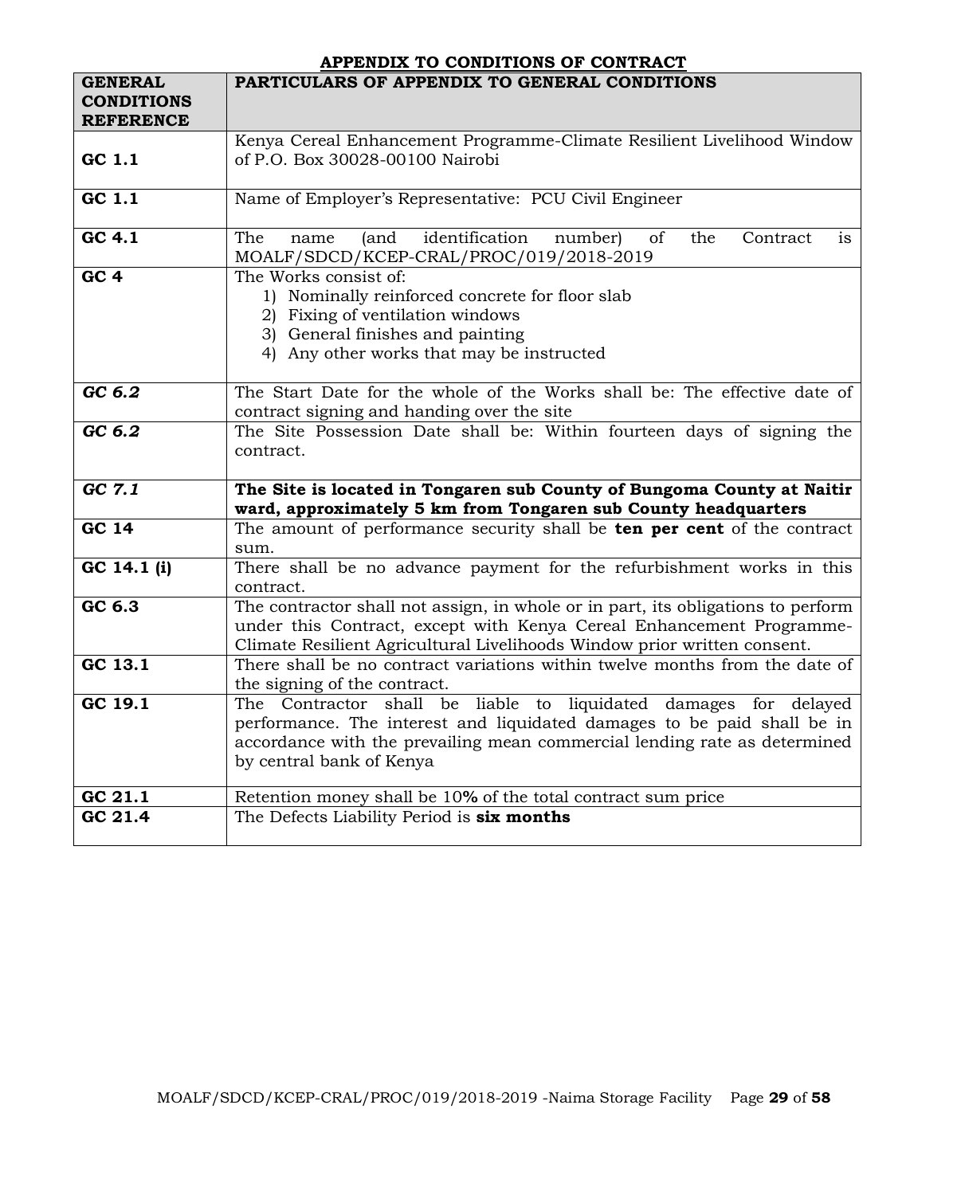## APPENDIX TO CONDITIONS OF CONTRACT

| GENERAL CONDITIONS REFERENCE | PARTICULARS OF APPENDIX TO GENERAL CONDITIONS |
|---|---|
| **GC 1.1** | Kenya Cereal Enhancement Programme-Climate Resilient Livelihood Window of P.O. Box 30028-00100 Nairobi |
| **GC 1.1** | Name of Employer's Representative: PCU Civil Engineer |
| **GC 4.1** | The name (and identification number) of the Contract is MOALF/SDCD/KCEP-CRAL/PROC/019/2018-2019 |
| **GC 4** | The Works consist of:<br>1) Nominally reinforced concrete for floor slab<br>2) Fixing of ventilation windows<br>3) General finishes and painting<br>4) Any other works that may be instructed |
| ***GC 6.2*** | The Start Date for the whole of the Works shall be: The effective date of contract signing and handing over the site |
| ***GC 6.2*** | The Site Possession Date shall be: Within fourteen days of signing the contract. |
| ***GC 7.1*** | **The Site is located in Tongaren sub County of Bungoma County at Naitir ward, approximately 5 km from Tongaren sub County headquarters** |
| **GC 14** | The amount of performance security shall be **ten per cent** of the contract sum. |
| **GC 14.1 (i)** | There shall be no advance payment for the refurbishment works in this contract. |
| **GC 6.3** | The contractor shall not assign, in whole or in part, its obligations to perform under this Contract, except with Kenya Cereal Enhancement Programme-Climate Resilient Agricultural Livelihoods Window prior written consent. |
| **GC 13.1** | There shall be no contract variations within twelve months from the date of the signing of the contract. |
| **GC 19.1** | The Contractor shall be liable to liquidated damages for delayed performance. The interest and liquidated damages to be paid shall be in accordance with the prevailing mean commercial lending rate as determined by central bank of Kenya |
| **GC 21.1** | Retention money shall be 10**%** of the total contract sum price |
| **GC 21.4** | The Defects Liability Period is **six months** |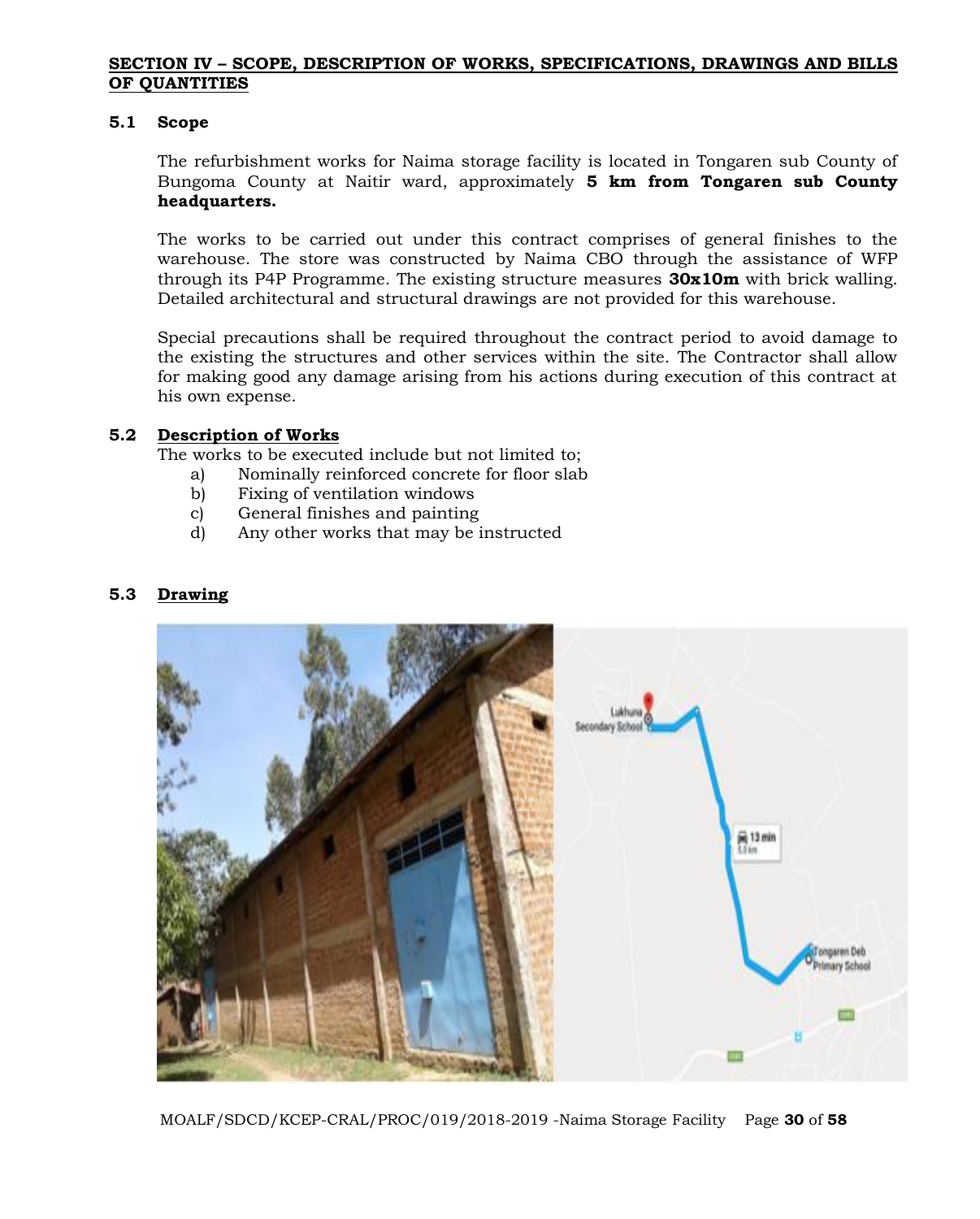**SECTION IV – SCOPE, DESCRIPTION OF WORKS, SPECIFICATIONS, DRAWINGS AND BILLS OF QUANTITIES**

## 5.1 Scope

The refurbishment works for Naima storage facility is located in Tongaren sub County of Bungoma County at Naitir ward, approximately **5 km from Tongaren sub County headquarters.**

The works to be carried out under this contract comprises of general finishes to the warehouse. The store was constructed by Naima CBO through the assistance of WFP through its P4P Programme. The existing structure measures **30x10m** with brick walling. Detailed architectural and structural drawings are not provided for this warehouse.

Special precautions shall be required throughout the contract period to avoid damage to the existing the structures and other services within the site. The Contractor shall allow for making good any damage arising from his actions during execution of this contract at his own expense.

## 5.2 Description of Works

The works to be executed include but not limited to;

a) Nominally reinforced concrete for floor slab
b) Fixing of ventilation windows
c) General finishes and painting
d) Any other works that may be instructed

## 5.3 Drawing

Lukhuna Secondary School

13 min
5.0 km

Tongaren Deb Primary School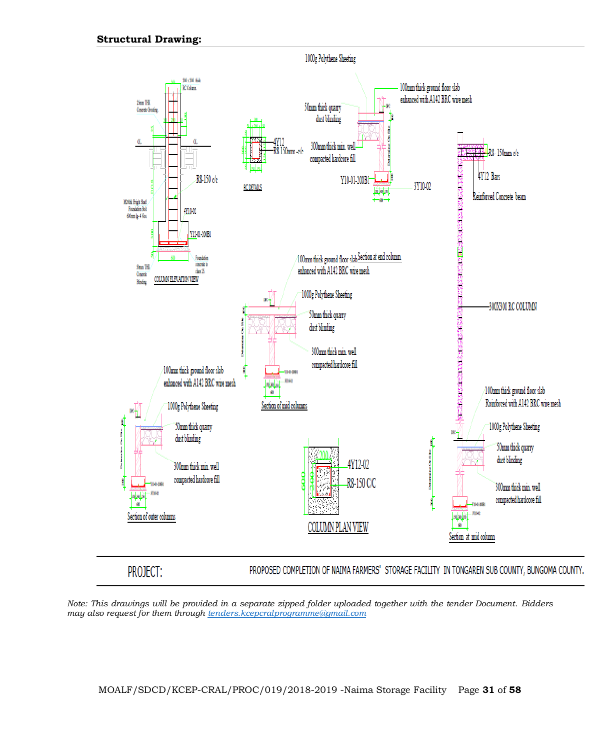**Structural Drawing:**

1000g Polythene Sheeting

100mm thick ground floor slab enhanced with A142 BRC wire mesh

50mm thick quarry dust blinding

300mm thick min. well compacted hardcore fill

Y10-01-200B1

3Y10-02

200 x 200 thick RC Column.

25mm THK Concrete Grouding

GL

GL

R8-150 c/c

M20thk Bright Shaft Foundation Bolt 600mm lg- 4 Nos

4Y10-01

Y12-01-200B1

Foundation concrete is class 25.

50mm THK Concrete Blinding.

COLUMN ELEVATION VIEW

4Y12

R8 150mm c/c

RC DETAILS

R8- 150mm c/c

4Y12 Bars

Reinforced Concrete beam

100mm thick ground floor slab enhanced with A142 BRC wire mesh

Section at end column

1000g Polythene Sheeting

50mm thick quarry dust blinding

300mm thick min. well compacted hardcore fill

Section of mid columns

300X300 RC COLUMN

100mm thick ground floor slab enhanced with A142 BRC wire mesh

1000g Polythene Sheeting

50mm thick quarry dust blinding

300mm thick min. well compacted hardcore fill

Section of outer columns

4Y12-02

R8-150 C/C

COLUMN PLAN VIEW

100mm thick ground floor slab Reinforced with A142 BRC wire mesh

1000g Polythene Sheeting

50mm thick quarry dust blinding

300mm thick min. well compacted hardcore fill

Section at mid column

PROJECT: PROPOSED COMPLETION OF NAIMA FARMERS' STORAGE FACILITY IN TONGAREN SUB COUNTY, BUNGOMA COUNTY.

*Note: This drawings will be provided in a separate zipped folder uploaded together with the tender Document. Bidders may also request for them through tenders.kcepcralprogramme@gmail.com*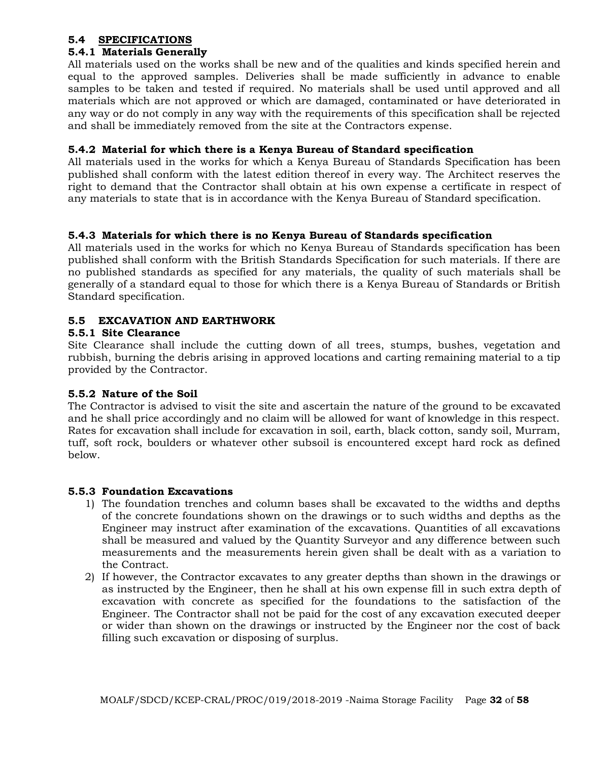## 5.4 SPECIFICATIONS

### 5.4.1 Materials Generally

All materials used on the works shall be new and of the qualities and kinds specified herein and equal to the approved samples. Deliveries shall be made sufficiently in advance to enable samples to be taken and tested if required. No materials shall be used until approved and all materials which are not approved or which are damaged, contaminated or have deteriorated in any way or do not comply in any way with the requirements of this specification shall be rejected and shall be immediately removed from the site at the Contractors expense.

### 5.4.2 Material for which there is a Kenya Bureau of Standard specification

All materials used in the works for which a Kenya Bureau of Standards Specification has been published shall conform with the latest edition thereof in every way. The Architect reserves the right to demand that the Contractor shall obtain at his own expense a certificate in respect of any materials to state that is in accordance with the Kenya Bureau of Standard specification.

### 5.4.3 Materials for which there is no Kenya Bureau of Standards specification

All materials used in the works for which no Kenya Bureau of Standards specification has been published shall conform with the British Standards Specification for such materials. If there are no published standards as specified for any materials, the quality of such materials shall be generally of a standard equal to those for which there is a Kenya Bureau of Standards or British Standard specification.

## 5.5 EXCAVATION AND EARTHWORK

### 5.5.1 Site Clearance

Site Clearance shall include the cutting down of all trees, stumps, bushes, vegetation and rubbish, burning the debris arising in approved locations and carting remaining material to a tip provided by the Contractor.

### 5.5.2 Nature of the Soil

The Contractor is advised to visit the site and ascertain the nature of the ground to be excavated and he shall price accordingly and no claim will be allowed for want of knowledge in this respect. Rates for excavation shall include for excavation in soil, earth, black cotton, sandy soil, Murram, tuff, soft rock, boulders or whatever other subsoil is encountered except hard rock as defined below.

### 5.5.3 Foundation Excavations

1) The foundation trenches and column bases shall be excavated to the widths and depths of the concrete foundations shown on the drawings or to such widths and depths as the Engineer may instruct after examination of the excavations. Quantities of all excavations shall be measured and valued by the Quantity Surveyor and any difference between such measurements and the measurements herein given shall be dealt with as a variation to the Contract.
2) If however, the Contractor excavates to any greater depths than shown in the drawings or as instructed by the Engineer, then he shall at his own expense fill in such extra depth of excavation with concrete as specified for the foundations to the satisfaction of the Engineer. The Contractor shall not be paid for the cost of any excavation executed deeper or wider than shown on the drawings or instructed by the Engineer nor the cost of back filling such excavation or disposing of surplus.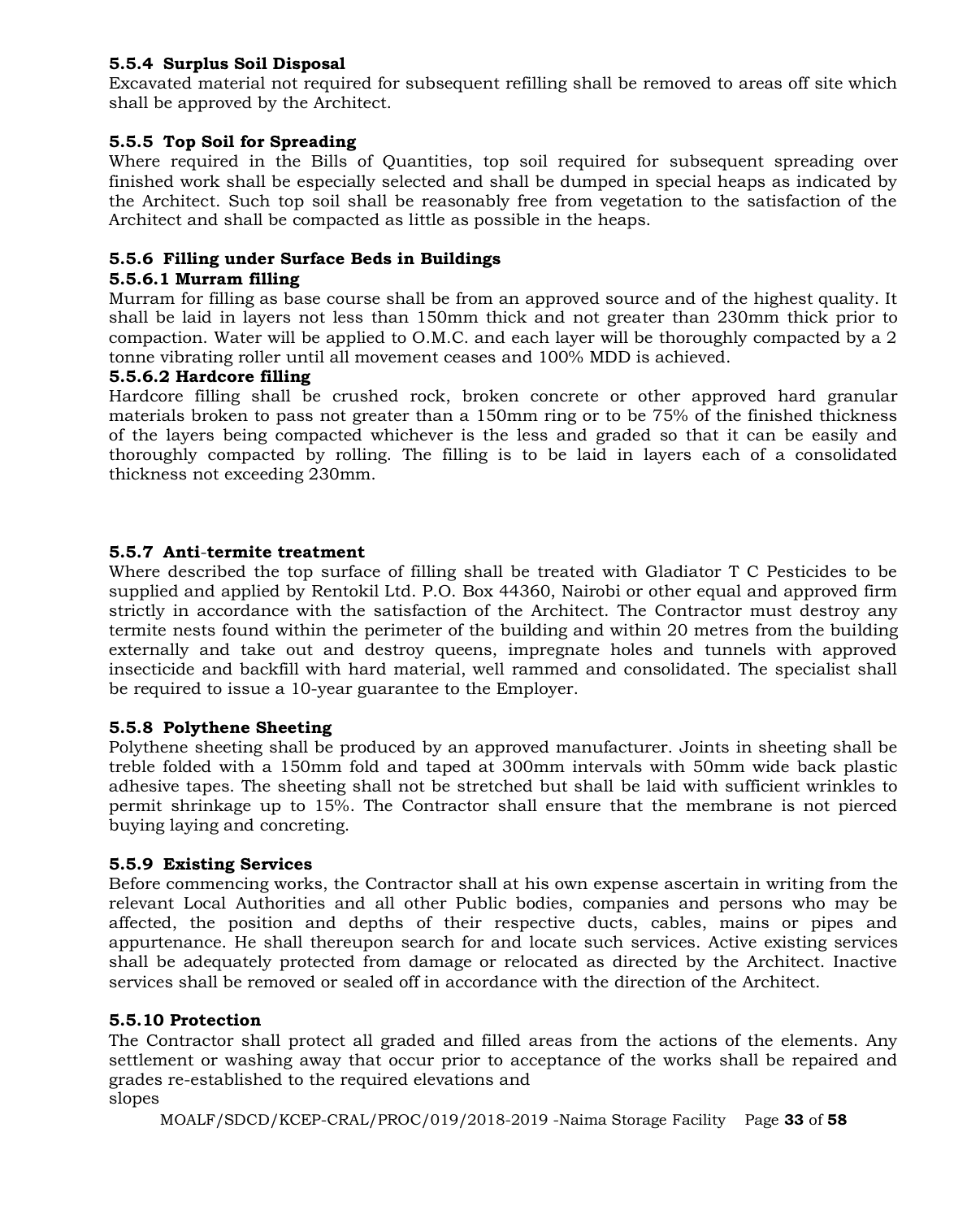#### 5.5.4 Surplus Soil Disposal

Excavated material not required for subsequent refilling shall be removed to areas off site which shall be approved by the Architect.

#### 5.5.5 Top Soil for Spreading

Where required in the Bills of Quantities, top soil required for subsequent spreading over finished work shall be especially selected and shall be dumped in special heaps as indicated by the Architect. Such top soil shall be reasonably free from vegetation to the satisfaction of the Architect and shall be compacted as little as possible in the heaps.

#### 5.5.6 Filling under Surface Beds in Buildings

##### 5.5.6.1 Murram filling

Murram for filling as base course shall be from an approved source and of the highest quality. It shall be laid in layers not less than 150mm thick and not greater than 230mm thick prior to compaction. Water will be applied to O.M.C. and each layer will be thoroughly compacted by a 2 tonne vibrating roller until all movement ceases and 100% MDD is achieved.

##### 5.5.6.2 Hardcore filling

Hardcore filling shall be crushed rock, broken concrete or other approved hard granular materials broken to pass not greater than a 150mm ring or to be 75% of the finished thickness of the layers being compacted whichever is the less and graded so that it can be easily and thoroughly compacted by rolling. The filling is to be laid in layers each of a consolidated thickness not exceeding 230mm.

#### 5.5.7 Anti-termite treatment

Where described the top surface of filling shall be treated with Gladiator T C Pesticides to be supplied and applied by Rentokil Ltd. P.O. Box 44360, Nairobi or other equal and approved firm strictly in accordance with the satisfaction of the Architect. The Contractor must destroy any termite nests found within the perimeter of the building and within 20 metres from the building externally and take out and destroy queens, impregnate holes and tunnels with approved insecticide and backfill with hard material, well rammed and consolidated. The specialist shall be required to issue a 10-year guarantee to the Employer.

#### 5.5.8 Polythene Sheeting

Polythene sheeting shall be produced by an approved manufacturer. Joints in sheeting shall be treble folded with a 150mm fold and taped at 300mm intervals with 50mm wide back plastic adhesive tapes. The sheeting shall not be stretched but shall be laid with sufficient wrinkles to permit shrinkage up to 15%. The Contractor shall ensure that the membrane is not pierced buying laying and concreting.

#### 5.5.9 Existing Services

Before commencing works, the Contractor shall at his own expense ascertain in writing from the relevant Local Authorities and all other Public bodies, companies and persons who may be affected, the position and depths of their respective ducts, cables, mains or pipes and appurtenance. He shall thereupon search for and locate such services. Active existing services shall be adequately protected from damage or relocated as directed by the Architect. Inactive services shall be removed or sealed off in accordance with the direction of the Architect.

#### 5.5.10 Protection

The Contractor shall protect all graded and filled areas from the actions of the elements. Any settlement or washing away that occur prior to acceptance of the works shall be repaired and grades re-established to the required elevations and slopes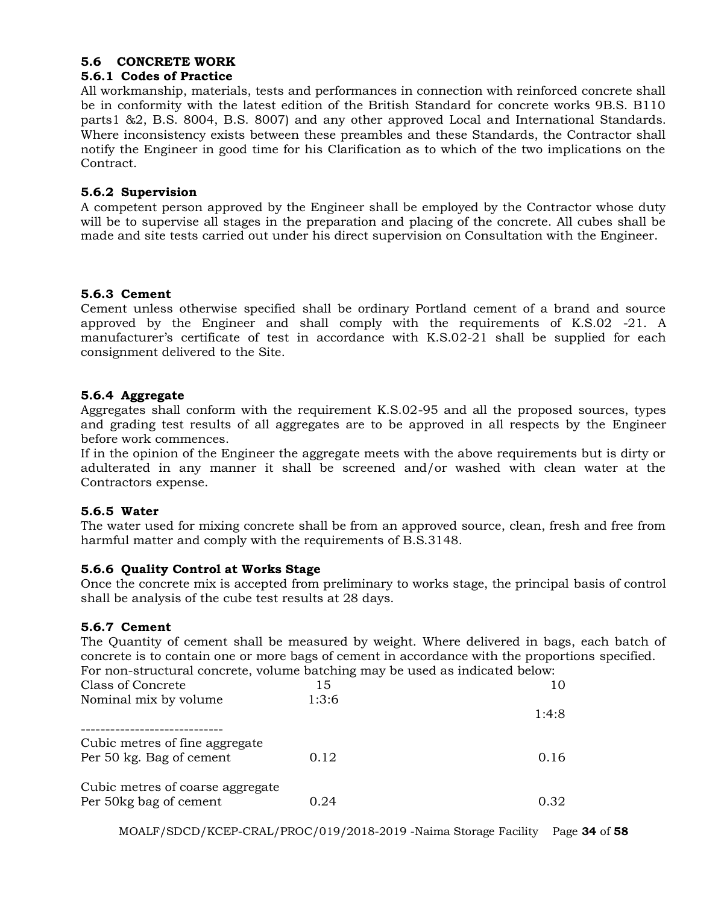### 5.6 CONCRETE WORK

#### 5.6.1 Codes of Practice

All workmanship, materials, tests and performances in connection with reinforced concrete shall be in conformity with the latest edition of the British Standard for concrete works 9B.S. B110 parts1 &2, B.S. 8004, B.S. 8007) and any other approved Local and International Standards. Where inconsistency exists between these preambles and these Standards, the Contractor shall notify the Engineer in good time for his Clarification as to which of the two implications on the Contract.

#### 5.6.2 Supervision

A competent person approved by the Engineer shall be employed by the Contractor whose duty will be to supervise all stages in the preparation and placing of the concrete. All cubes shall be made and site tests carried out under his direct supervision on Consultation with the Engineer.

#### 5.6.3 Cement

Cement unless otherwise specified shall be ordinary Portland cement of a brand and source approved by the Engineer and shall comply with the requirements of K.S.02 -21. A manufacturer's certificate of test in accordance with K.S.02-21 shall be supplied for each consignment delivered to the Site.

#### 5.6.4 Aggregate

Aggregates shall conform with the requirement K.S.02-95 and all the proposed sources, types and grading test results of all aggregates are to be approved in all respects by the Engineer before work commences.

If in the opinion of the Engineer the aggregate meets with the above requirements but is dirty or adulterated in any manner it shall be screened and/or washed with clean water at the Contractors expense.

#### 5.6.5 Water

The water used for mixing concrete shall be from an approved source, clean, fresh and free from harmful matter and comply with the requirements of B.S.3148.

#### 5.6.6 Quality Control at Works Stage

Once the concrete mix is accepted from preliminary to works stage, the principal basis of control shall be analysis of the cube test results at 28 days.

#### 5.6.7 Cement

The Quantity of cement shall be measured by weight. Where delivered in bags, each batch of concrete is to contain one or more bags of cement in accordance with the proportions specified.

For non-structural concrete, volume batching may be used as indicated below:

| | | |
|---|---|---|
| Class of Concrete | 15 | 10 |
| Nominal mix by volume | 1:3:6 | 1:4:8 |
| Cubic metres of fine aggregate Per 50 kg. Bag of cement | 0.12 | 0.16 |
| Cubic metres of coarse aggregate Per 50kg bag of cement | 0.24 | 0.32 |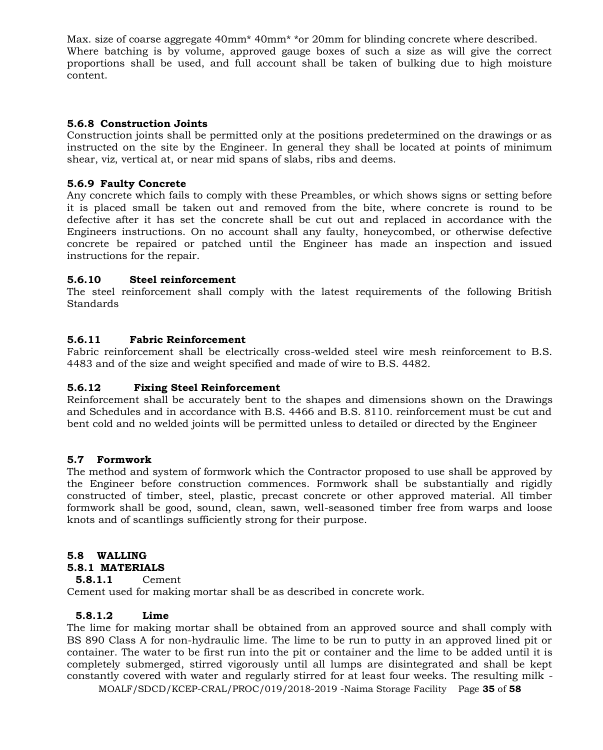Max. size of coarse aggregate 40mm* 40mm* *or 20mm for blinding concrete where described. Where batching is by volume, approved gauge boxes of such a size as will give the correct proportions shall be used, and full account shall be taken of bulking due to high moisture content.

#### 5.6.8 Construction Joints

Construction joints shall be permitted only at the positions predetermined on the drawings or as instructed on the site by the Engineer. In general they shall be located at points of minimum shear, viz, vertical at, or near mid spans of slabs, ribs and deems.

#### 5.6.9 Faulty Concrete

Any concrete which fails to comply with these Preambles, or which shows signs or setting before it is placed small be taken out and removed from the bite, where concrete is round to be defective after it has set the concrete shall be cut out and replaced in accordance with the Engineers instructions. On no account shall any faulty, honeycombed, or otherwise defective concrete be repaired or patched until the Engineer has made an inspection and issued instructions for the repair.

#### 5.6.10 Steel reinforcement

The steel reinforcement shall comply with the latest requirements of the following British Standards

#### 5.6.11 Fabric Reinforcement

Fabric reinforcement shall be electrically cross-welded steel wire mesh reinforcement to B.S. 4483 and of the size and weight specified and made of wire to B.S. 4482.

#### 5.6.12 Fixing Steel Reinforcement

Reinforcement shall be accurately bent to the shapes and dimensions shown on the Drawings and Schedules and in accordance with B.S. 4466 and B.S. 8110. reinforcement must be cut and bent cold and no welded joints will be permitted unless to detailed or directed by the Engineer

### 5.7 Formwork

The method and system of formwork which the Contractor proposed to use shall be approved by the Engineer before construction commences. Formwork shall be substantially and rigidly constructed of timber, steel, plastic, precast concrete or other approved material. All timber formwork shall be good, sound, clean, sawn, well-seasoned timber free from warps and loose knots and of scantlings sufficiently strong for their purpose.

### 5.8 WALLING

#### 5.8.1 MATERIALS

**5.8.1.1** Cement

Cement used for making mortar shall be as described in concrete work.

**5.8.1.2 Lime**

The lime for making mortar shall be obtained from an approved source and shall comply with BS 890 Class A for non-hydraulic lime. The lime to be run to putty in an approved lined pit or container. The water to be first run into the pit or container and the lime to be added until it is completely submerged, stirred vigorously until all lumps are disintegrated and shall be kept constantly covered with water and regularly stirred for at least four weeks. The resulting milk -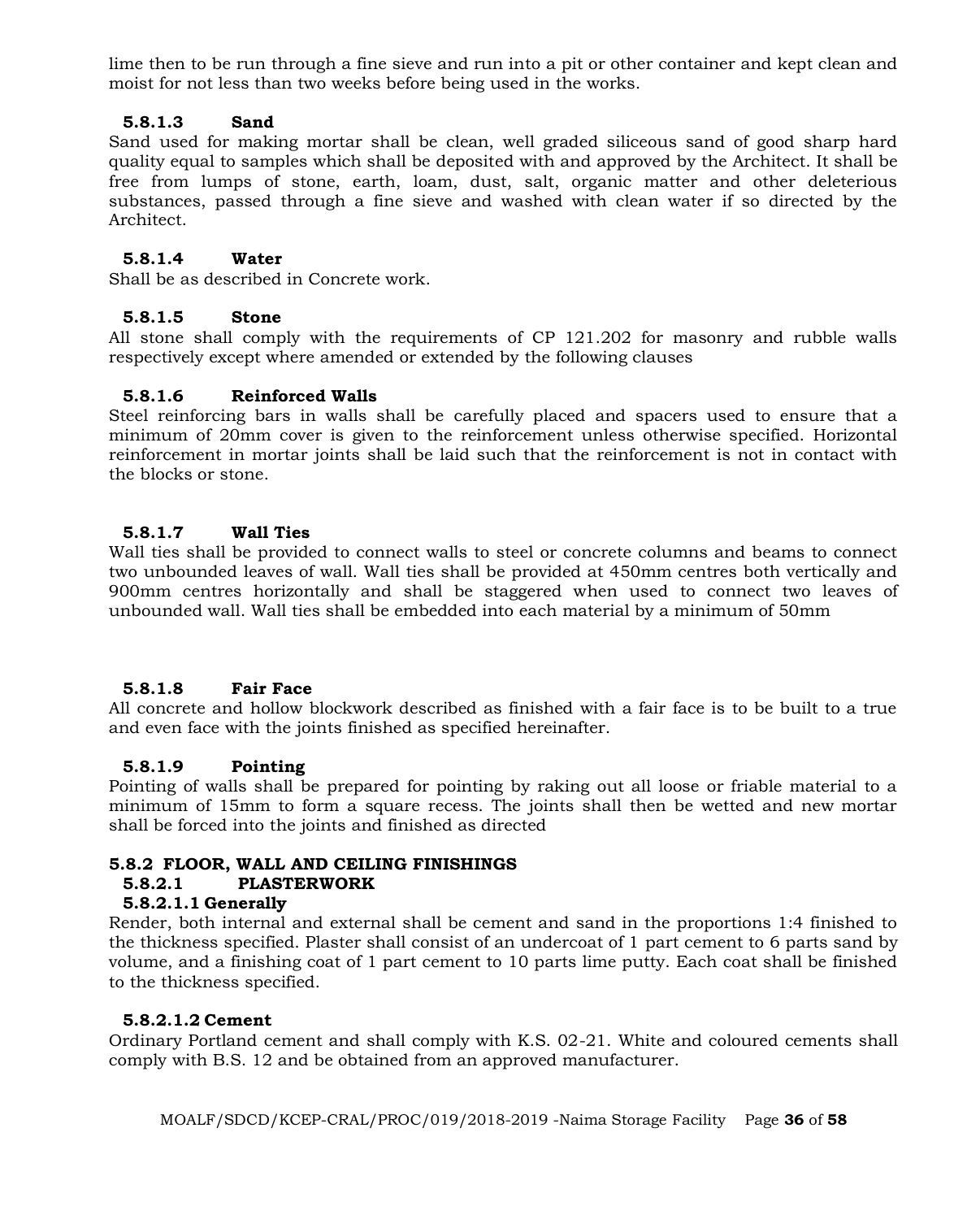lime then to be run through a fine sieve and run into a pit or other container and kept clean and moist for not less than two weeks before being used in the works.

#### 5.8.1.3 Sand

Sand used for making mortar shall be clean, well graded siliceous sand of good sharp hard quality equal to samples which shall be deposited with and approved by the Architect. It shall be free from lumps of stone, earth, loam, dust, salt, organic matter and other deleterious substances, passed through a fine sieve and washed with clean water if so directed by the Architect.

#### 5.8.1.4 Water

Shall be as described in Concrete work.

#### 5.8.1.5 Stone

All stone shall comply with the requirements of CP 121.202 for masonry and rubble walls respectively except where amended or extended by the following clauses

#### 5.8.1.6 Reinforced Walls

Steel reinforcing bars in walls shall be carefully placed and spacers used to ensure that a minimum of 20mm cover is given to the reinforcement unless otherwise specified. Horizontal reinforcement in mortar joints shall be laid such that the reinforcement is not in contact with the blocks or stone.

#### 5.8.1.7 Wall Ties

Wall ties shall be provided to connect walls to steel or concrete columns and beams to connect two unbounded leaves of wall. Wall ties shall be provided at 450mm centres both vertically and 900mm centres horizontally and shall be staggered when used to connect two leaves of unbounded wall. Wall ties shall be embedded into each material by a minimum of 50mm

#### 5.8.1.8 Fair Face

All concrete and hollow blockwork described as finished with a fair face is to be built to a true and even face with the joints finished as specified hereinafter.

#### 5.8.1.9 Pointing

Pointing of walls shall be prepared for pointing by raking out all loose or friable material to a minimum of 15mm to form a square recess. The joints shall then be wetted and new mortar shall be forced into the joints and finished as directed

### 5.8.2 FLOOR, WALL AND CEILING FINISHINGS

#### 5.8.2.1 PLASTERWORK

##### 5.8.2.1.1 Generally

Render, both internal and external shall be cement and sand in the proportions 1:4 finished to the thickness specified. Plaster shall consist of an undercoat of 1 part cement to 6 parts sand by volume, and a finishing coat of 1 part cement to 10 parts lime putty. Each coat shall be finished to the thickness specified.

##### 5.8.2.1.2 Cement

Ordinary Portland cement and shall comply with K.S. 02-21. White and coloured cements shall comply with B.S. 12 and be obtained from an approved manufacturer.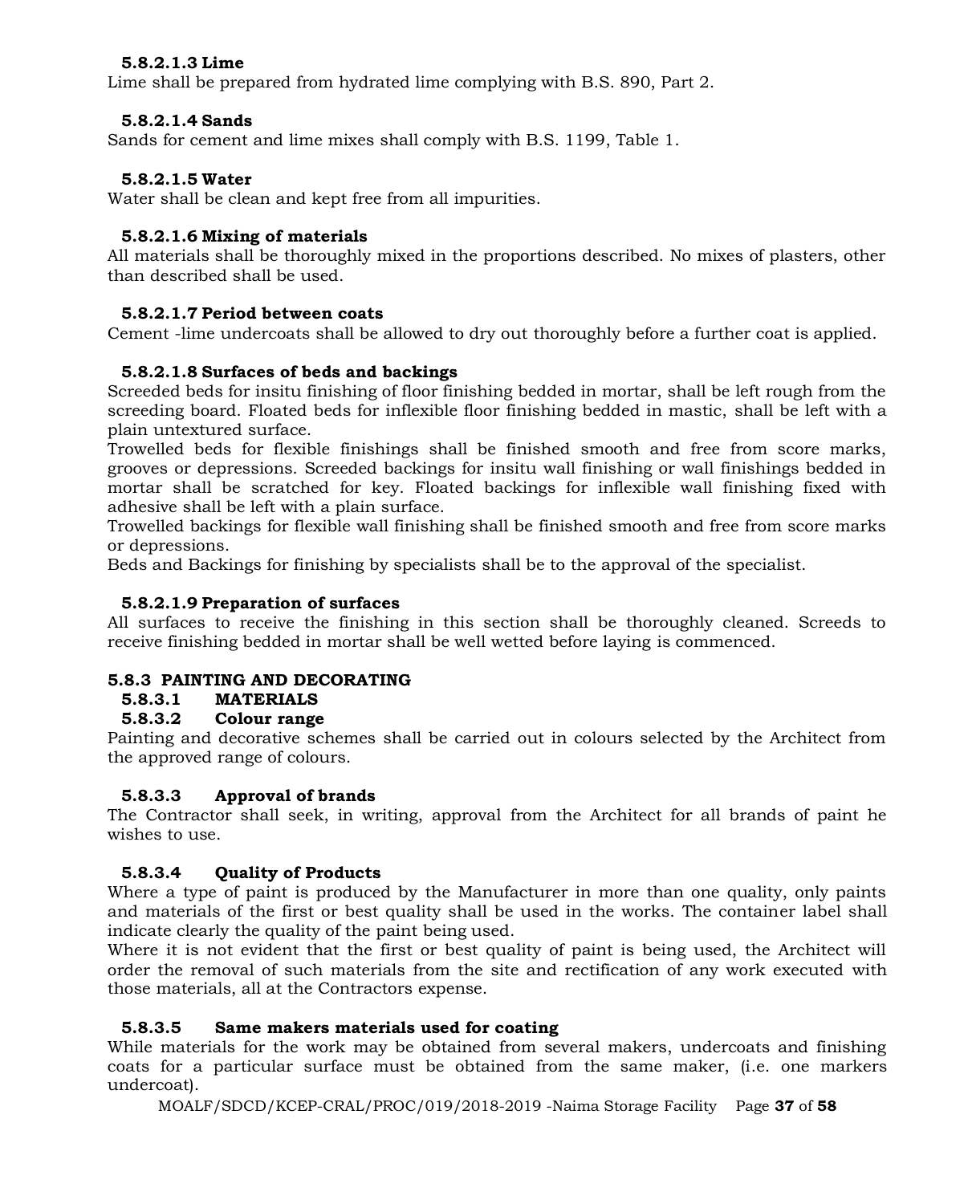#### 5.8.2.1.3 Lime

Lime shall be prepared from hydrated lime complying with B.S. 890, Part 2.

#### 5.8.2.1.4 Sands

Sands for cement and lime mixes shall comply with B.S. 1199, Table 1.

#### 5.8.2.1.5 Water

Water shall be clean and kept free from all impurities.

#### 5.8.2.1.6 Mixing of materials

All materials shall be thoroughly mixed in the proportions described. No mixes of plasters, other than described shall be used.

#### 5.8.2.1.7 Period between coats

Cement -lime undercoats shall be allowed to dry out thoroughly before a further coat is applied.

#### 5.8.2.1.8 Surfaces of beds and backings

Screeded beds for insitu finishing of floor finishing bedded in mortar, shall be left rough from the screeding board. Floated beds for inflexible floor finishing bedded in mastic, shall be left with a plain untextured surface.

Trowelled beds for flexible finishings shall be finished smooth and free from score marks, grooves or depressions. Screeded backings for insitu wall finishing or wall finishings bedded in mortar shall be scratched for key. Floated backings for inflexible wall finishing fixed with adhesive shall be left with a plain surface.

Trowelled backings for flexible wall finishing shall be finished smooth and free from score marks or depressions.

Beds and Backings for finishing by specialists shall be to the approval of the specialist.

#### 5.8.2.1.9 Preparation of surfaces

All surfaces to receive the finishing in this section shall be thoroughly cleaned. Screeds to receive finishing bedded in mortar shall be well wetted before laying is commenced.

### 5.8.3 PAINTING AND DECORATING

#### 5.8.3.1 MATERIALS

#### 5.8.3.2 Colour range

Painting and decorative schemes shall be carried out in colours selected by the Architect from the approved range of colours.

#### 5.8.3.3 Approval of brands

The Contractor shall seek, in writing, approval from the Architect for all brands of paint he wishes to use.

#### 5.8.3.4 Quality of Products

Where a type of paint is produced by the Manufacturer in more than one quality, only paints and materials of the first or best quality shall be used in the works. The container label shall indicate clearly the quality of the paint being used.

Where it is not evident that the first or best quality of paint is being used, the Architect will order the removal of such materials from the site and rectification of any work executed with those materials, all at the Contractors expense.

#### 5.8.3.5 Same makers materials used for coating

While materials for the work may be obtained from several makers, undercoats and finishing coats for a particular surface must be obtained from the same maker, (i.e. one markers undercoat).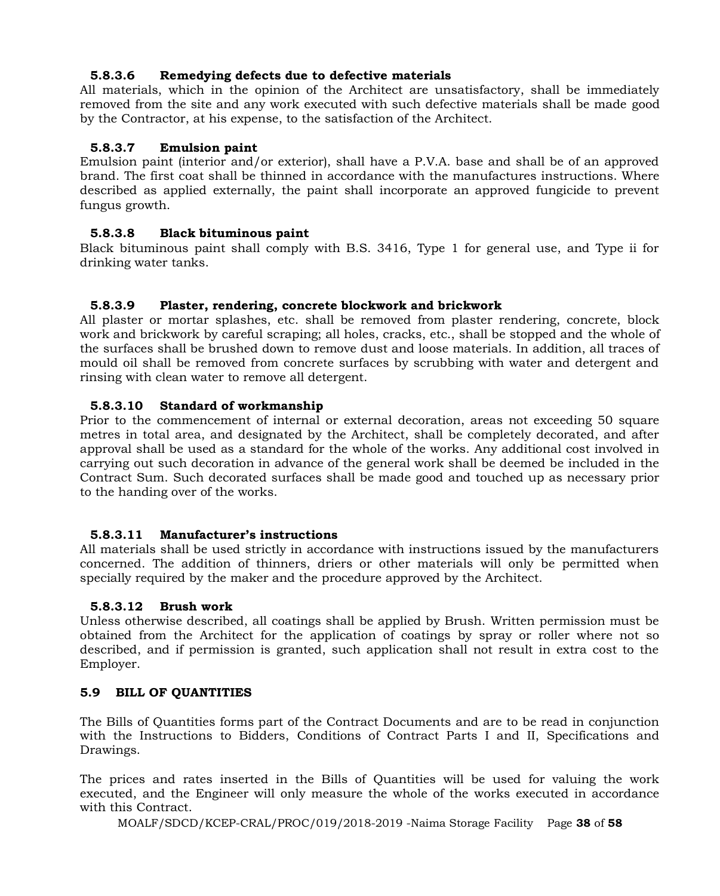#### 5.8.3.6 Remedying defects due to defective materials

All materials, which in the opinion of the Architect are unsatisfactory, shall be immediately removed from the site and any work executed with such defective materials shall be made good by the Contractor, at his expense, to the satisfaction of the Architect.

#### 5.8.3.7 Emulsion paint

Emulsion paint (interior and/or exterior), shall have a P.V.A. base and shall be of an approved brand. The first coat shall be thinned in accordance with the manufactures instructions. Where described as applied externally, the paint shall incorporate an approved fungicide to prevent fungus growth.

#### 5.8.3.8 Black bituminous paint

Black bituminous paint shall comply with B.S. 3416, Type 1 for general use, and Type ii for drinking water tanks.

#### 5.8.3.9 Plaster, rendering, concrete blockwork and brickwork

All plaster or mortar splashes, etc. shall be removed from plaster rendering, concrete, block work and brickwork by careful scraping; all holes, cracks, etc., shall be stopped and the whole of the surfaces shall be brushed down to remove dust and loose materials. In addition, all traces of mould oil shall be removed from concrete surfaces by scrubbing with water and detergent and rinsing with clean water to remove all detergent.

#### 5.8.3.10 Standard of workmanship

Prior to the commencement of internal or external decoration, areas not exceeding 50 square metres in total area, and designated by the Architect, shall be completely decorated, and after approval shall be used as a standard for the whole of the works. Any additional cost involved in carrying out such decoration in advance of the general work shall be deemed be included in the Contract Sum. Such decorated surfaces shall be made good and touched up as necessary prior to the handing over of the works.

#### 5.8.3.11 Manufacturer's instructions

All materials shall be used strictly in accordance with instructions issued by the manufacturers concerned. The addition of thinners, driers or other materials will only be permitted when specially required by the maker and the procedure approved by the Architect.

#### 5.8.3.12 Brush work

Unless otherwise described, all coatings shall be applied by Brush. Written permission must be obtained from the Architect for the application of coatings by spray or roller where not so described, and if permission is granted, such application shall not result in extra cost to the Employer.

### 5.9 BILL OF QUANTITIES

The Bills of Quantities forms part of the Contract Documents and are to be read in conjunction with the Instructions to Bidders, Conditions of Contract Parts I and II, Specifications and Drawings.

The prices and rates inserted in the Bills of Quantities will be used for valuing the work executed, and the Engineer will only measure the whole of the works executed in accordance with this Contract.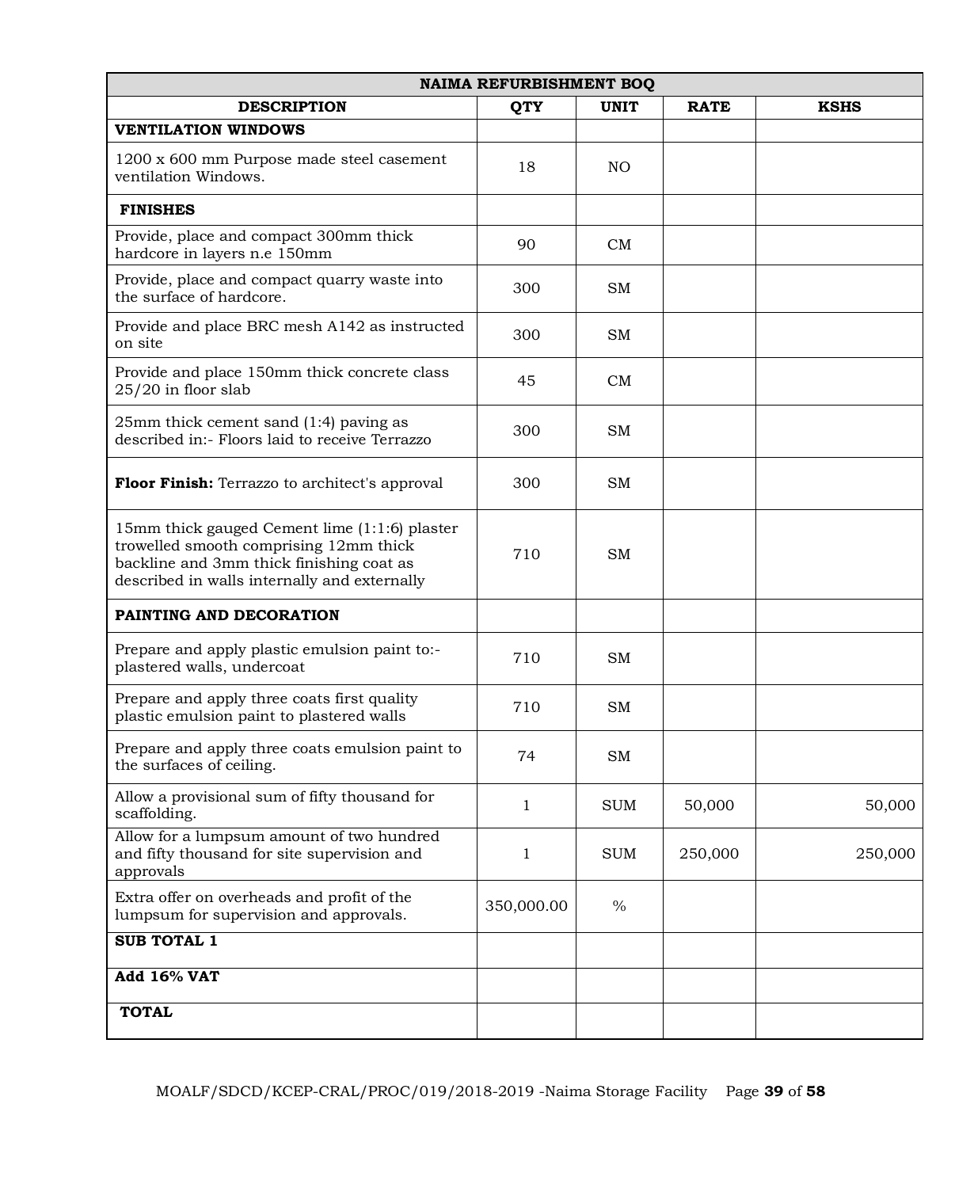| NAIMA REFURBISHMENT BOQ | | | | |
|---|---|---|---|---|
| **DESCRIPTION** | **QTY** | **UNIT** | **RATE** | **KSHS** |
| **VENTILATION WINDOWS** | | | | |
| 1200 x 600 mm Purpose made steel casement ventilation Windows. | 18 | NO | | |
| **FINISHES** | | | | |
| Provide, place and compact 300mm thick hardcore in layers n.e 150mm | 90 | CM | | |
| Provide, place and compact quarry waste into the surface of hardcore. | 300 | SM | | |
| Provide and place BRC mesh A142 as instructed on site | 300 | SM | | |
| Provide and place 150mm thick concrete class 25/20 in floor slab | 45 | CM | | |
| 25mm thick cement sand (1:4) paving as described in:- Floors laid to receive Terrazzo | 300 | SM | | |
| **Floor Finish:** Terrazzo to architect's approval | 300 | SM | | |
| 15mm thick gauged Cement lime (1:1:6) plaster trowelled smooth comprising 12mm thick backline and 3mm thick finishing coat as described in walls internally and externally | 710 | SM | | |
| **PAINTING AND DECORATION** | | | | |
| Prepare and apply plastic emulsion paint to:- plastered walls, undercoat | 710 | SM | | |
| Prepare and apply three coats first quality plastic emulsion paint to plastered walls | 710 | SM | | |
| Prepare and apply three coats emulsion paint to the surfaces of ceiling. | 74 | SM | | |
| Allow a provisional sum of fifty thousand for scaffolding. | 1 | SUM | 50,000 | 50,000 |
| Allow for a lumpsum amount of two hundred and fifty thousand for site supervision and approvals | 1 | SUM | 250,000 | 250,000 |
| Extra offer on overheads and profit of the lumpsum for supervision and approvals. | 350,000.00 | % | | |
| **SUB TOTAL 1** | | | | |
| **Add 16% VAT** | | | | |
| **TOTAL** | | | | |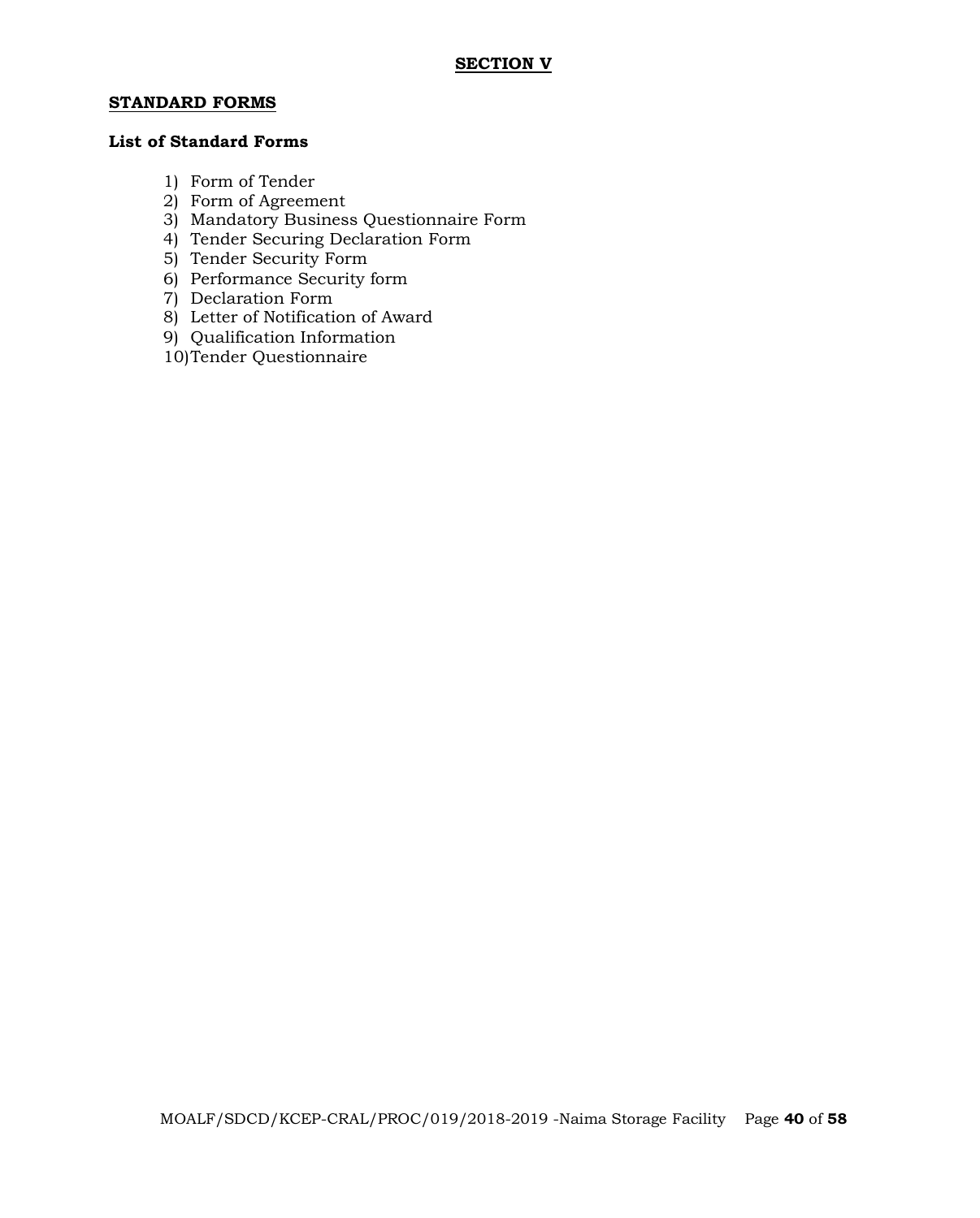## SECTION V

### STANDARD FORMS

**List of Standard Forms**

1) Form of Tender
2) Form of Agreement
3) Mandatory Business Questionnaire Form
4) Tender Securing Declaration Form
5) Tender Security Form
6) Performance Security form
7) Declaration Form
8) Letter of Notification of Award
9) Qualification Information
10) Tender Questionnaire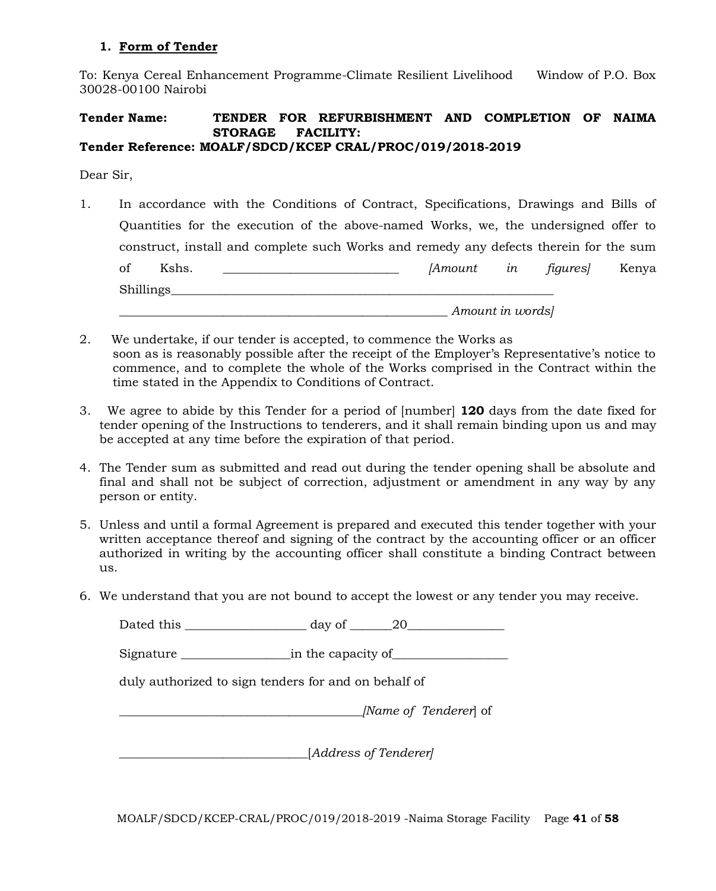## 1. Form of Tender

To: Kenya Cereal Enhancement Programme-Climate Resilient Livelihood Window of P.O. Box 30028-00100 Nairobi

**Tender Name: TENDER FOR REFURBISHMENT AND COMPLETION OF NAIMA STORAGE FACILITY:**
**Tender Reference: MOALF/SDCD/KCEP CRAL/PROC/019/2018-2019**

Dear Sir,

1. In accordance with the Conditions of Contract, Specifications, Drawings and Bills of Quantities for the execution of the above-named Works, we, the undersigned offer to construct, install and complete such Works and remedy any defects therein for the sum of Kshs. ___________________________ *[Amount in figures]* Kenya Shillings___________________________________________________________ ___________________________________________________ *Amount in words]*

2. We undertake, if our tender is accepted, to commence the Works as soon as is reasonably possible after the receipt of the Employer's Representative's notice to commence, and to complete the whole of the Works comprised in the Contract within the time stated in the Appendix to Conditions of Contract.

3. We agree to abide by this Tender for a period of [number] **120** days from the date fixed for tender opening of the Instructions to tenderers, and it shall remain binding upon us and may be accepted at any time before the expiration of that period.

4. The Tender sum as submitted and read out during the tender opening shall be absolute and final and shall not be subject of correction, adjustment or amendment in any way by any person or entity.

5. Unless and until a formal Agreement is prepared and executed this tender together with your written acceptance thereof and signing of the contract by the accounting officer or an officer authorized in writing by the accounting officer shall constitute a binding Contract between us.

6. We understand that you are not bound to accept the lowest or any tender you may receive.

Dated this ___________________ day of ______20_______________

Signature _________________in the capacity of__________________

duly authorized to sign tenders for and on behalf of

______________________________________*[Name of Tenderer*] of

_____________________________[*Address of Tenderer]*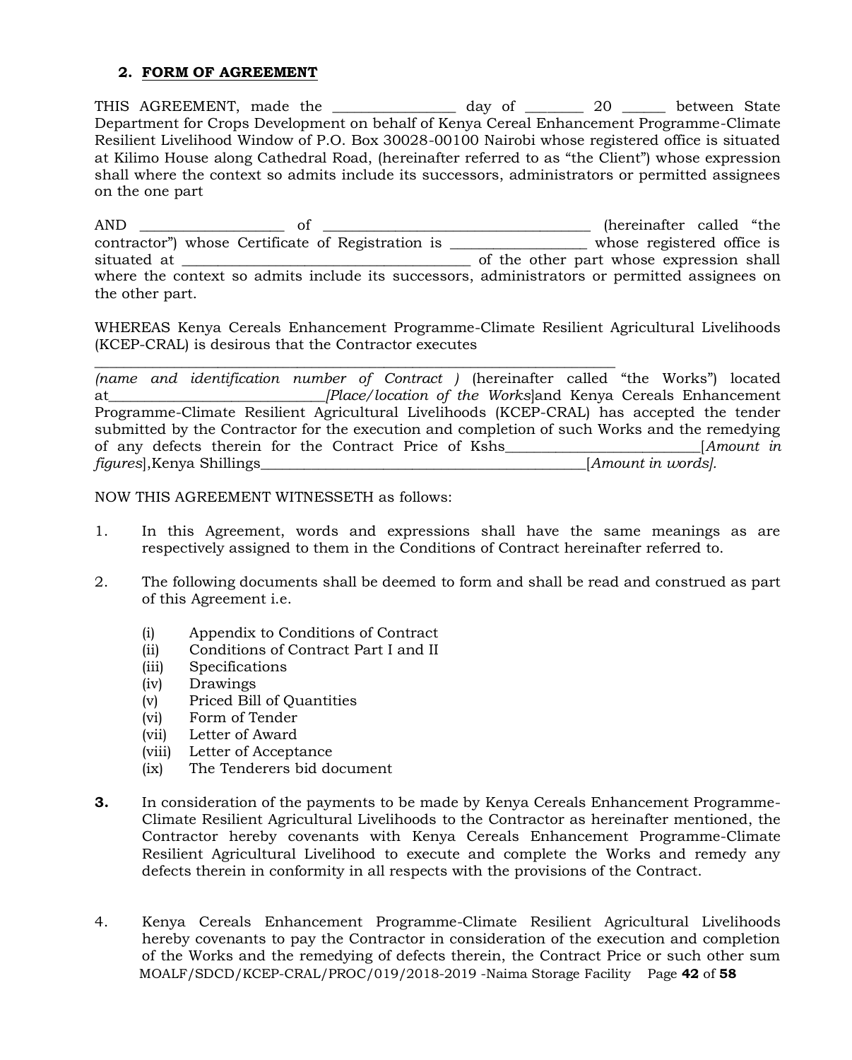## 2. FORM OF AGREEMENT

THIS AGREEMENT, made the ________________ day of _______ 20 _____ between State Department for Crops Development on behalf of Kenya Cereal Enhancement Programme-Climate Resilient Livelihood Window of P.O. Box 30028-00100 Nairobi whose registered office is situated at Kilimo House along Cathedral Road, (hereinafter referred to as "the Client") whose expression shall where the context so admits include its successors, administrators or permitted assignees on the one part

AND ___________________ of ___________________________________ (hereinafter called "the contractor") whose Certificate of Registration is _________________ whose registered office is situated at ______________________________________ of the other part whose expression shall where the context so admits include its successors, administrators or permitted assignees on the other part.

WHEREAS Kenya Cereals Enhancement Programme-Climate Resilient Agricultural Livelihoods (KCEP-CRAL) is desirous that the Contractor executes ____________________________________________________________________

*(name and identification number of Contract )* (hereinafter called "the Works") located at____________________________*[Place/location of the Works*]and Kenya Cereals Enhancement Programme-Climate Resilient Agricultural Livelihoods (KCEP-CRAL) has accepted the tender submitted by the Contractor for the execution and completion of such Works and the remedying of any defects therein for the Contract Price of Kshs_________________________[*Amount in figures*],Kenya Shillings____________________________________________[*Amount in words].*

NOW THIS AGREEMENT WITNESSETH as follows:

1. In this Agreement, words and expressions shall have the same meanings as are respectively assigned to them in the Conditions of Contract hereinafter referred to.

2. The following documents shall be deemed to form and shall be read and construed as part of this Agreement i.e.

   (i) Appendix to Conditions of Contract
   (ii) Conditions of Contract Part I and II
   (iii) Specifications
   (iv) Drawings
   (v) Priced Bill of Quantities
   (vi) Form of Tender
   (vii) Letter of Award
   (viii) Letter of Acceptance
   (ix) The Tenderers bid document

**3.** In consideration of the payments to be made by Kenya Cereals Enhancement Programme-Climate Resilient Agricultural Livelihoods to the Contractor as hereinafter mentioned, the Contractor hereby covenants with Kenya Cereals Enhancement Programme-Climate Resilient Agricultural Livelihood to execute and complete the Works and remedy any defects therein in conformity in all respects with the provisions of the Contract.

4. Kenya Cereals Enhancement Programme-Climate Resilient Agricultural Livelihoods hereby covenants to pay the Contractor in consideration of the execution and completion of the Works and the remedying of defects therein, the Contract Price or such other sum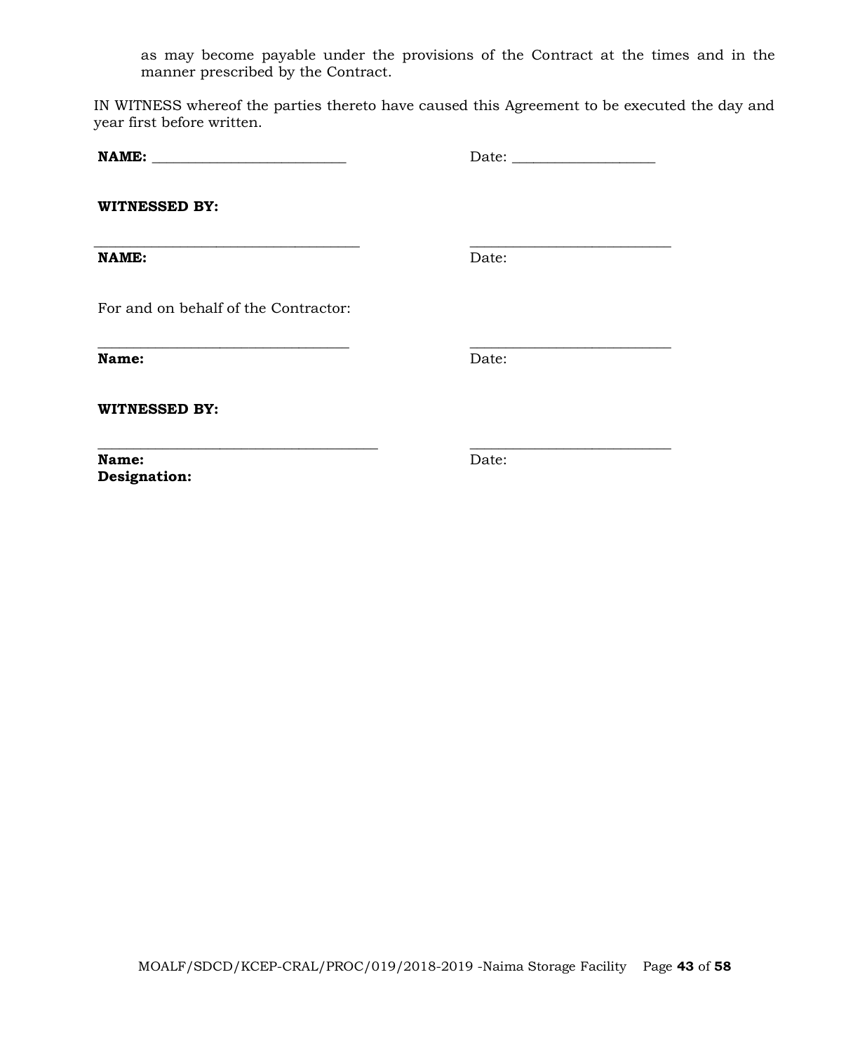as may become payable under the provisions of the Contract at the times and in the manner prescribed by the Contract.

IN WITNESS whereof the parties thereto have caused this Agreement to be executed the day and year first before written.

**NAME:** ___________________________ Date: ____________________

**WITNESSED BY:**

_____________________________________ ____________________________

**NAME:** Date:

For and on behalf of the Contractor:

___________________________________ ____________________________

**Name:** Date:

**WITNESSED BY:**

_______________________________________ ____________________________

**Name:** Date:

**Designation:**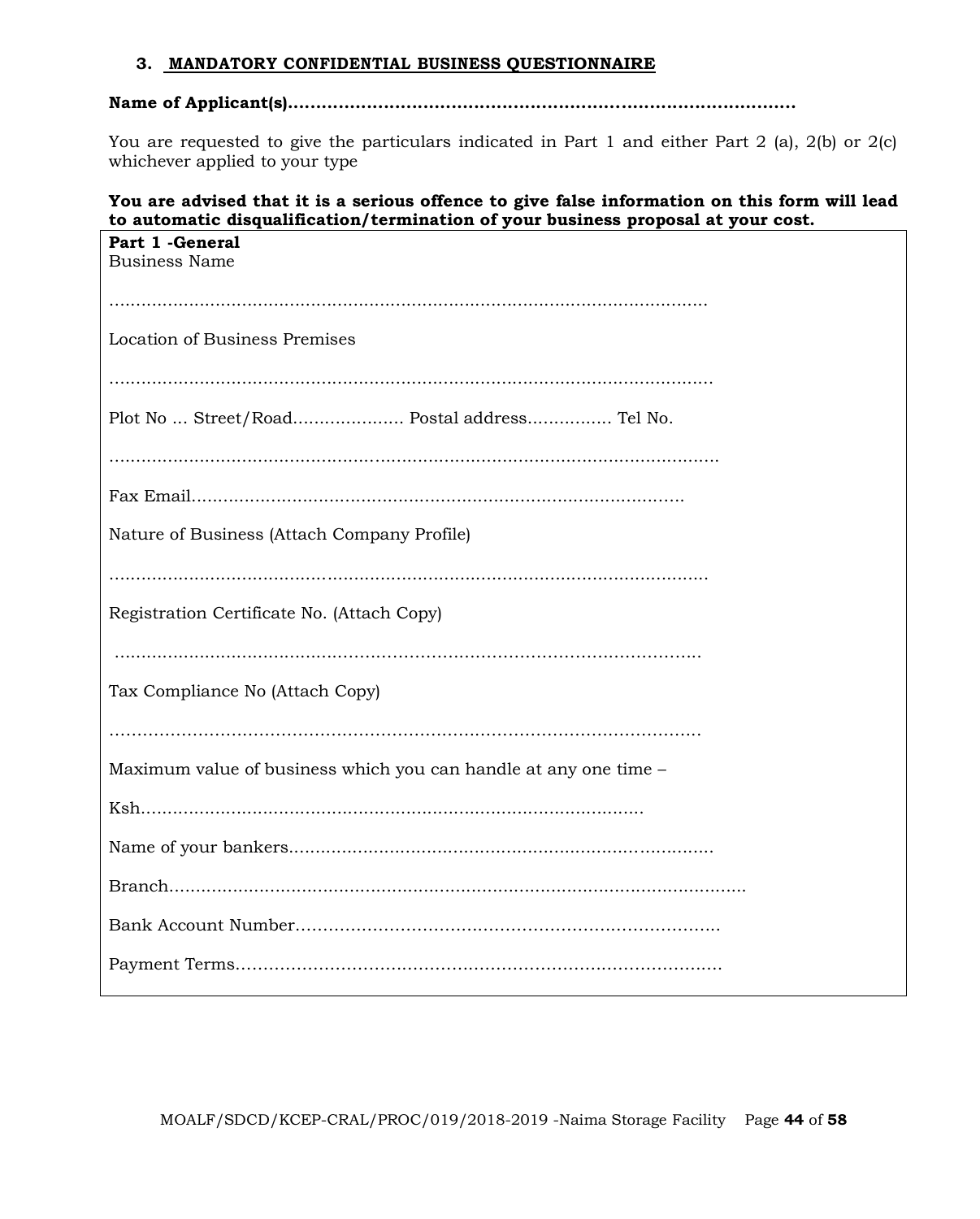### 3. MANDATORY CONFIDENTIAL BUSINESS QUESTIONNAIRE

**Name of Applicant(s)……………………………………………………………………………**

You are requested to give the particulars indicated in Part 1 and either Part 2 (a), 2(b) or 2(c) whichever applied to your type

**You are advised that it is a serious offence to give false information on this form will lead to automatic disqualification/termination of your business proposal at your cost.**

**Part 1 -General**

Business Name

…………………………………………………………………………………………………

Location of Business Premises

…………………………………………………………………………………………………

Plot No ... Street/Road………………… Postal address……………. Tel No.

…………………………………………………………………………………………………

Fax Email…………………………………………………………………………………

Nature of Business (Attach Company Profile)

…………………………………………………………………………………………………

Registration Certificate No. (Attach Copy)

…………………………………………………………………………………………………

Tax Compliance No (Attach Copy)

…………………………………………………………………………………………………

Maximum value of business which you can handle at any one time –

Ksh…………………………………………………………………………………

Name of your bankers…………………………………………………………………

Branch……………………………………………………………………………………………

Bank Account Number…………………………………………………………………

Payment Terms……………………………………………………………………………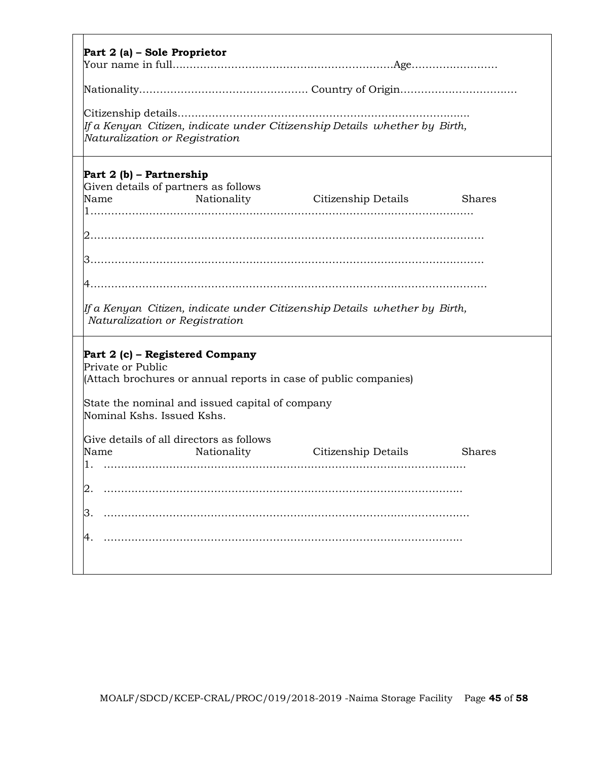**Part 2 (a) – Sole Proprietor**

Your name in full……………………………………………………………Age……………………

Nationality………………………………………… Country of Origin……………………………

Citizenship details…………………………………………………………………………

*If a Kenyan Citizen, indicate under Citizenship Details whether by Birth, Naturalization or Registration*

**Part 2 (b) – Partnership**

Given details of partners as follows

| Name | Nationality | Citizenship Details | Shares |
|---|---|---|---|
| 1…… | | | |
| 2…… | | | |
| 3…… | | | |
| 4…… | | | |

*If a Kenyan Citizen, indicate under Citizenship Details whether by Birth, Naturalization or Registration*

**Part 2 (c) – Registered Company**

Private or Public

(Attach brochures or annual reports in case of public companies)

State the nominal and issued capital of company

Nominal Kshs. Issued Kshs.

Give details of all directors as follows

| Name | Nationality | Citizenship Details | Shares |
|---|---|---|---|
| 1. …… | | | |
| 2. …… | | | |
| 3. …… | | | |
| 4. …… | | | |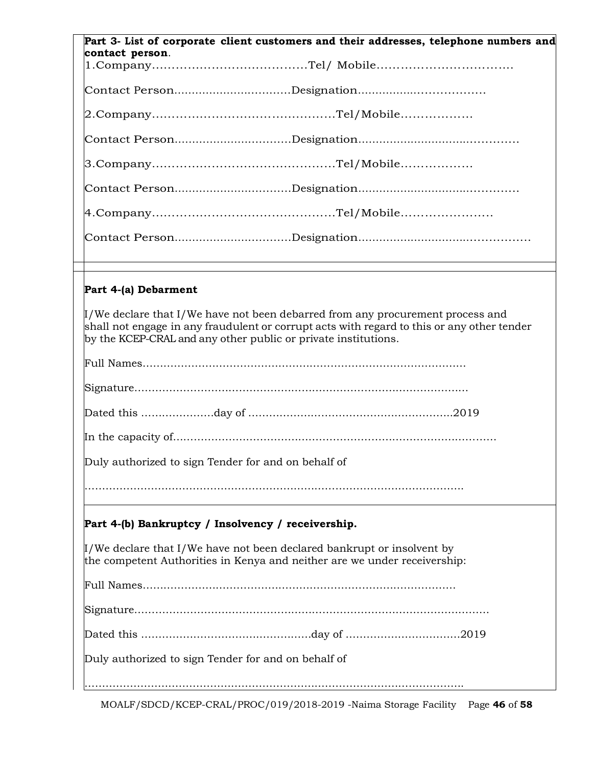**Part 3- List of corporate client customers and their addresses, telephone numbers and contact person**.

1.Company…………………………………Tel/ Mobile……………………………

Contact Person...............................Designation.................………………

2.Company………………………………………Tel/Mobile………………

Contact Person...............................Designation...........................……………

3.Company………………………………………Tel/Mobile………………

Contact Person...............................Designation...........................……………

4.Company………………………………………Tel/Mobile……………………

Contact Person...............................Designation.............................……………

**Part 4-(a) Debarment**

I/We declare that I/We have not been debarred from any procurement process and shall not engage in any fraudulent or corrupt acts with regard to this or any other tender by the KCEP-CRAL and any other public or private institutions.

Full Names………………………………………………………………………………

Signature……………………………………………………………………………………

Dated this …………………day of …………………………………………………2019

In the capacity of………………………………………………………………………………

Duly authorized to sign Tender for and on behalf of

…………………………………………………………………………………………………

**Part 4-(b) Bankruptcy / Insolvency / receivership.**

I/We declare that I/We have not been declared bankrupt or insolvent by the competent Authorities in Kenya and neither are we under receivership:

Full Names………………………………………………………………………………

Signature……………………………………………………………………………………

Dated this …………………………………………day of ……………………………2019

Duly authorized to sign Tender for and on behalf of

…………………………………………………………………………………………………

MOALF/SDCD/KCEP-CRAL/PROC/019/2018-2019 -Naima Storage Facility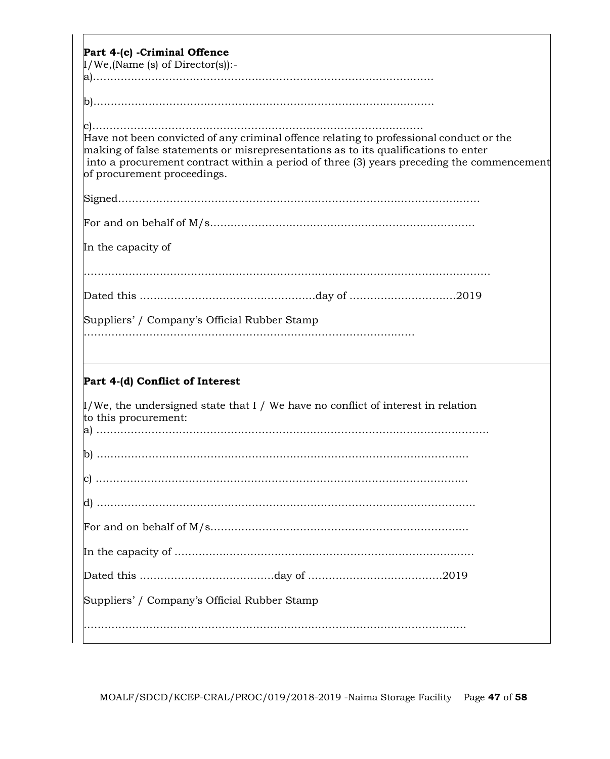**Part 4-(c) -Criminal Offence**

I/We,(Name (s) of Director(s)):-

a)…………………………………………………………………………………………

b)…………………………………………………………………………………………

c)………………………………………………………………………………………

Have not been convicted of any criminal offence relating to professional conduct or the making of false statements or misrepresentations as to its qualifications to enter into a procurement contract within a period of three (3) years preceding the commencement of procurement proceedings.

Signed……………………………………………………………………………………………

For and on behalf of M/s…………………………………………………………………

In the capacity of

…………………………………………………………………………………………………………

Dated this ……………………………………………day of …………………………2019

Suppliers' / Company's Official Rubber Stamp

……………………………………………………………………………………

**Part 4-(d) Conflict of Interest**

I/We, the undersigned state that I / We have no conflict of interest in relation to this procurement:

a) ………………………………………………………………………………………………

b) ……………………………………………………………………………………………

c) ……………………………………………………………………………………………

d) ……………………………………………………………………………………………

For and on behalf of M/s…………………………………………………………………

In the capacity of ……………………………………………………………………………

Dated this ………………………………….day of …………………………………2019

Suppliers' / Company's Official Rubber Stamp

………………………………………………………………………………………………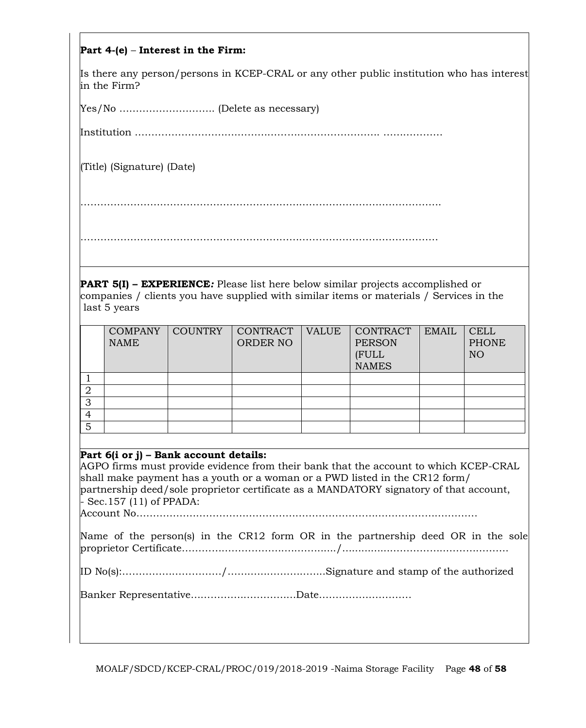**Part 4-(e)** – **Interest in the Firm:**

Is there any person/persons in KCEP-CRAL or any other public institution who has interest in the Firm?

Yes/No ………………………. (Delete as necessary)

Institution ………………………………………………………………. ………………

(Title) (Signature) (Date)

…………………………………………………………………………………………….

……………………………………………………………………………………………

**PART 5(I) – EXPERIENCE***:* Please list here below similar projects accomplished or companies / clients you have supplied with similar items or materials / Services in the last 5 years

| | COMPANY NAME | COUNTRY | CONTRACT ORDER NO | VALUE | CONTRACT PERSON (FULL NAMES | EMAIL | CELL PHONE NO |
|---|---|---|---|---|---|---|---|
| 1 | | | | | | | |
| 2 | | | | | | | |
| 3 | | | | | | | |
| 4 | | | | | | | |
| 5 | | | | | | | |

**Part 6(i or j) – Bank account details:**

AGPO firms must provide evidence from their bank that the account to which KCEP-CRAL shall make payment has a youth or a woman or a PWD listed in the CR12 form/ partnership deed/sole proprietor certificate as a MANDATORY signatory of that account, - Sec.157 (11) of PPADA:

Account No……………………………………………………………………………………

Name of the person(s) in the CR12 form OR in the partnership deed OR in the sole proprietor Certificate………………………………………/……………………………………………

ID No(s):…………………………/…………………………Signature and stamp of the authorized

Banker Representative…………………………Date………………………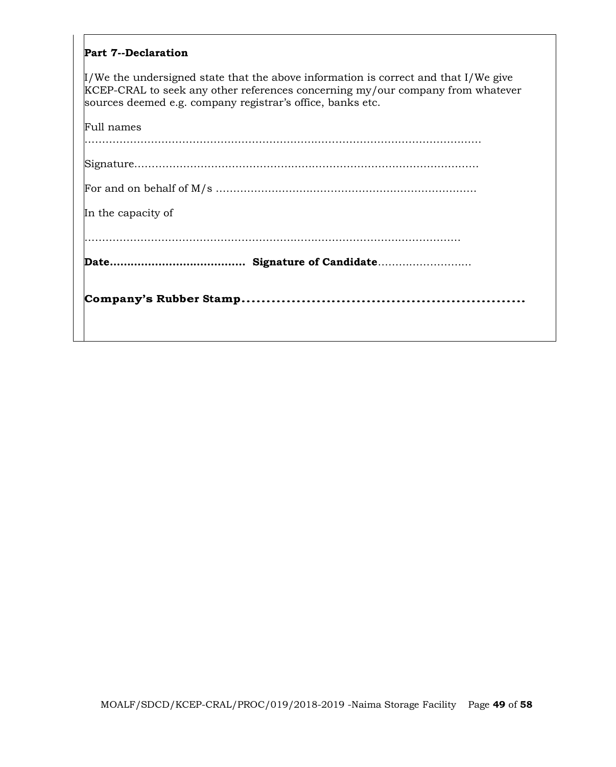**Part 7--Declaration**

I/We the undersigned state that the above information is correct and that I/We give KCEP-CRAL to seek any other references concerning my/our company from whatever sources deemed e.g. company registrar's office, banks etc.

Full names

……………………………………………………………………………………………………

Signature…………………………………………………………………………………

For and on behalf of M/s …………………………………………………………………

In the capacity of

…………………………………………………………………………………………………

**Date…………………………………. Signature of Candidate**………………………

**Company's Rubber Stamp……………………………………………………**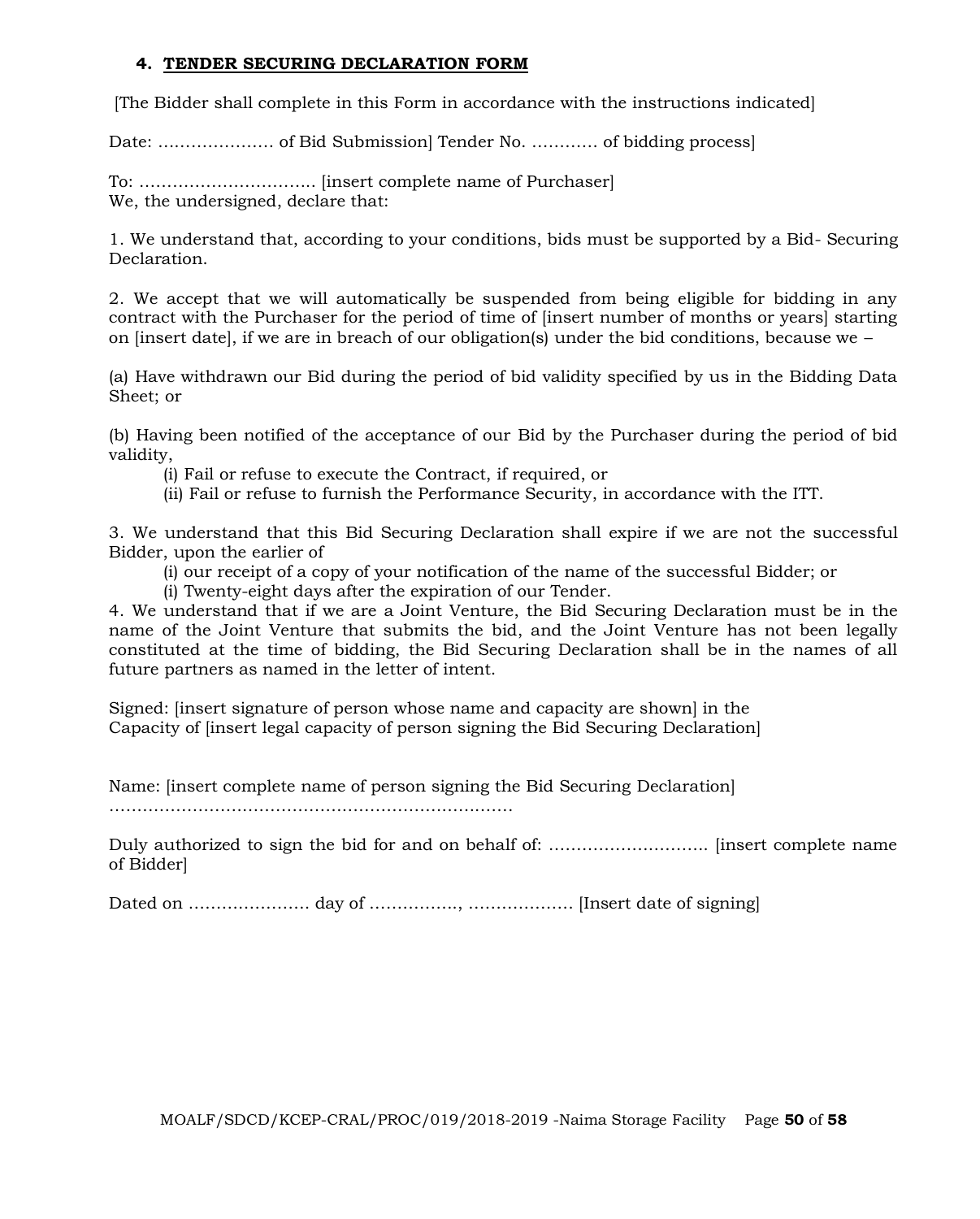## 4. TENDER SECURING DECLARATION FORM

[The Bidder shall complete in this Form in accordance with the instructions indicated]

Date: ………………… of Bid Submission] Tender No. ………… of bidding process]

To: ………………………….. [insert complete name of Purchaser]
We, the undersigned, declare that:

1. We understand that, according to your conditions, bids must be supported by a Bid- Securing Declaration.

2. We accept that we will automatically be suspended from being eligible for bidding in any contract with the Purchaser for the period of time of [insert number of months or years] starting on [insert date], if we are in breach of our obligation(s) under the bid conditions, because we –

(a) Have withdrawn our Bid during the period of bid validity specified by us in the Bidding Data Sheet; or

(b) Having been notified of the acceptance of our Bid by the Purchaser during the period of bid validity,

(i) Fail or refuse to execute the Contract, if required, or
(ii) Fail or refuse to furnish the Performance Security, in accordance with the ITT.

3. We understand that this Bid Securing Declaration shall expire if we are not the successful Bidder, upon the earlier of

(i) our receipt of a copy of your notification of the name of the successful Bidder; or
(i) Twenty-eight days after the expiration of our Tender.

4. We understand that if we are a Joint Venture, the Bid Securing Declaration must be in the name of the Joint Venture that submits the bid, and the Joint Venture has not been legally constituted at the time of bidding, the Bid Securing Declaration shall be in the names of all future partners as named in the letter of intent.

Signed: [insert signature of person whose name and capacity are shown] in the
Capacity of [insert legal capacity of person signing the Bid Securing Declaration]

Name: [insert complete name of person signing the Bid Securing Declaration]
………………………………………………………………

Duly authorized to sign the bid for and on behalf of: ……………………….. [insert complete name of Bidder]

Dated on …………………. day of ……………., ………………. [Insert date of signing]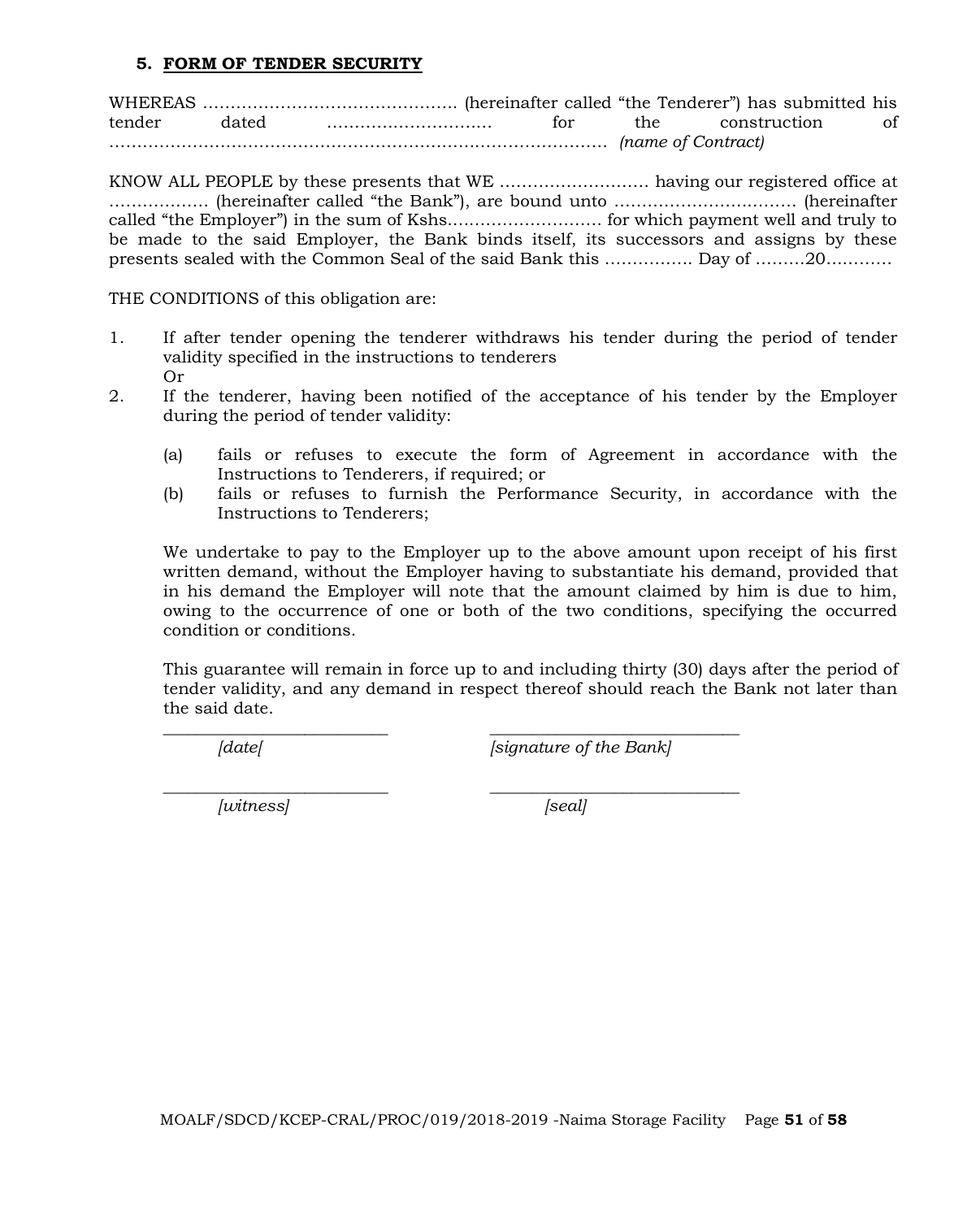### 5. FORM OF TENDER SECURITY

WHEREAS ……………………………………….. (hereinafter called "the Tenderer") has submitted his tender dated ………………………… for the construction of ……………………………………………………………………………… *(name of Contract)*

KNOW ALL PEOPLE by these presents that WE ……………………… having our registered office at …………….. (hereinafter called "the Bank"), are bound unto …………………………… (hereinafter called "the Employer") in the sum of Kshs.……………………… for which payment well and truly to be made to the said Employer, the Bank binds itself, its successors and assigns by these presents sealed with the Common Seal of the said Bank this ……………. Day of ………20…………

THE CONDITIONS of this obligation are:

1. If after tender opening the tenderer withdraws his tender during the period of tender validity specified in the instructions to tenderers
   Or
2. If the tenderer, having been notified of the acceptance of his tender by the Employer during the period of tender validity:
   - (a) fails or refuses to execute the form of Agreement in accordance with the Instructions to Tenderers, if required; or
   - (b) fails or refuses to furnish the Performance Security, in accordance with the Instructions to Tenderers;

   We undertake to pay to the Employer up to the above amount upon receipt of his first written demand, without the Employer having to substantiate his demand, provided that in his demand the Employer will note that the amount claimed by him is due to him, owing to the occurrence of one or both of the two conditions, specifying the occurred condition or conditions.

   This guarantee will remain in force up to and including thirty (30) days after the period of tender validity, and any demand in respect thereof should reach the Bank not later than the said date.

___________________________ ___________________________
*[date[* *[signature of the Bank]*

___________________________ ___________________________
*[witness]* *[seal]*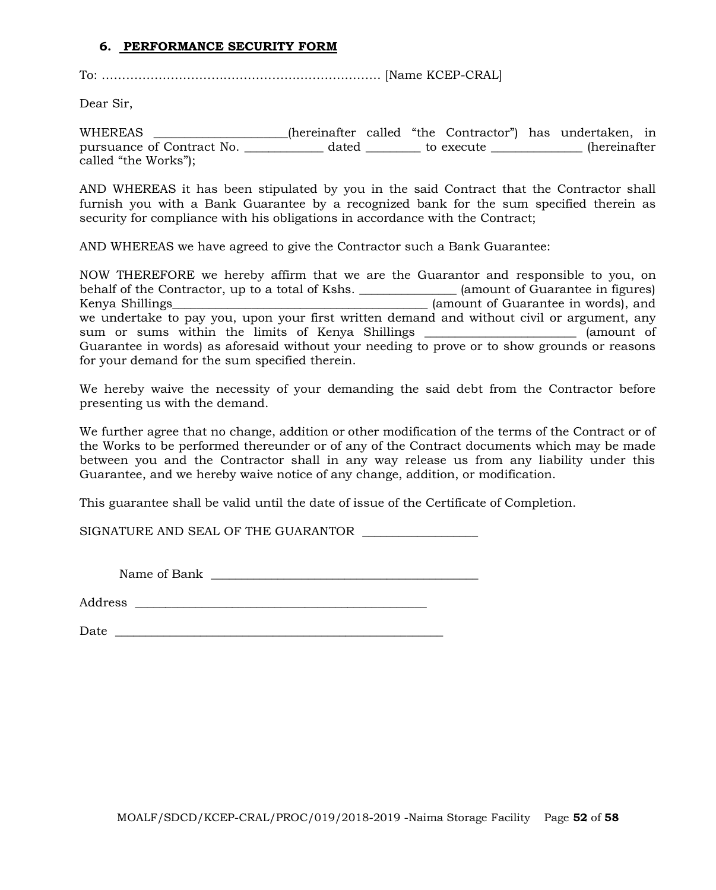### 6. PERFORMANCE SECURITY FORM

To: ……………………………………………………………… [Name KCEP-CRAL]

Dear Sir,

WHEREAS _____________________(hereinafter called "the Contractor") has undertaken, in pursuance of Contract No. _____________ dated _________ to execute _______________ (hereinafter called "the Works");

AND WHEREAS it has been stipulated by you in the said Contract that the Contractor shall furnish you with a Bank Guarantee by a recognized bank for the sum specified therein as security for compliance with his obligations in accordance with the Contract;

AND WHEREAS we have agreed to give the Contractor such a Bank Guarantee:

NOW THEREFORE we hereby affirm that we are the Guarantor and responsible to you, on behalf of the Contractor, up to a total of Kshs. _______________ (amount of Guarantee in figures) Kenya Shillings_________________________________________ (amount of Guarantee in words), and we undertake to pay you, upon your first written demand and without civil or argument, any sum or sums within the limits of Kenya Shillings ________________________ (amount of Guarantee in words) as aforesaid without your needing to prove or to show grounds or reasons for your demand for the sum specified therein.

We hereby waive the necessity of your demanding the said debt from the Contractor before presenting us with the demand.

We further agree that no change, addition or other modification of the terms of the Contract or of the Works to be performed thereunder or of any of the Contract documents which may be made between you and the Contractor shall in any way release us from any liability under this Guarantee, and we hereby waive notice of any change, addition, or modification.

This guarantee shall be valid until the date of issue of the Certificate of Completion.

SIGNATURE AND SEAL OF THE GUARANTOR __________________

Name of Bank ___________________________________________

Address _______________________________________________

Date ____________________________________________________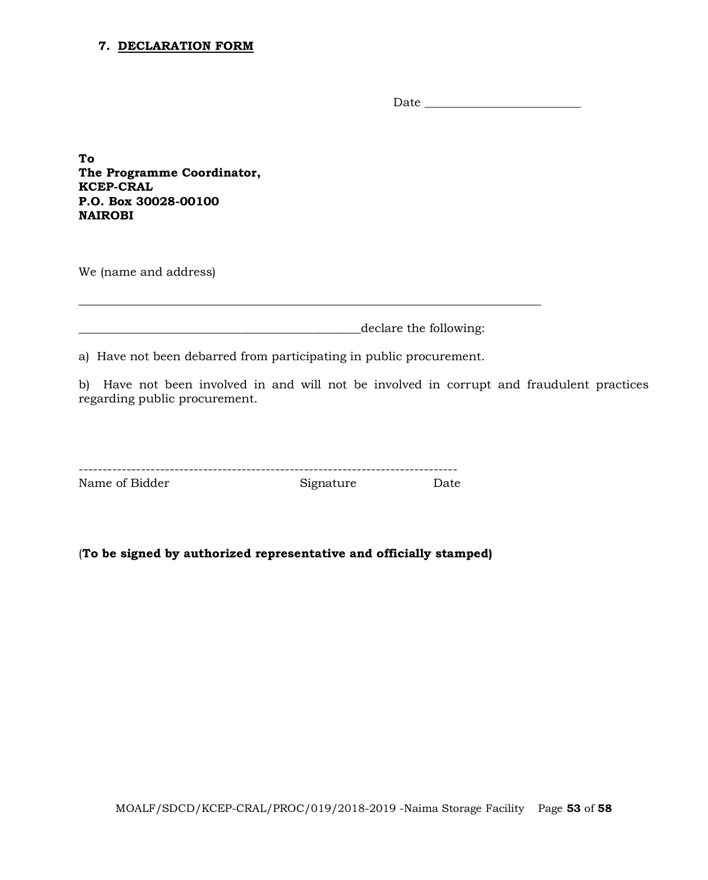## 7. DECLARATION FORM

Date ________________________

**To**
**The Programme Coordinator,**
**KCEP-CRAL**
**P.O. Box 30028-00100**
**NAIROBI**

We (name and address)

_____________________________________________________________________________

______________________________________________declare the following:

a) Have not been debarred from participating in public procurement.

b) Have not been involved in and will not be involved in corrupt and fraudulent practices regarding public procurement.

-------------------------------------------------------------------------------
Name of Bidder                    Signature                Date

(**To be signed by authorized representative and officially stamped)**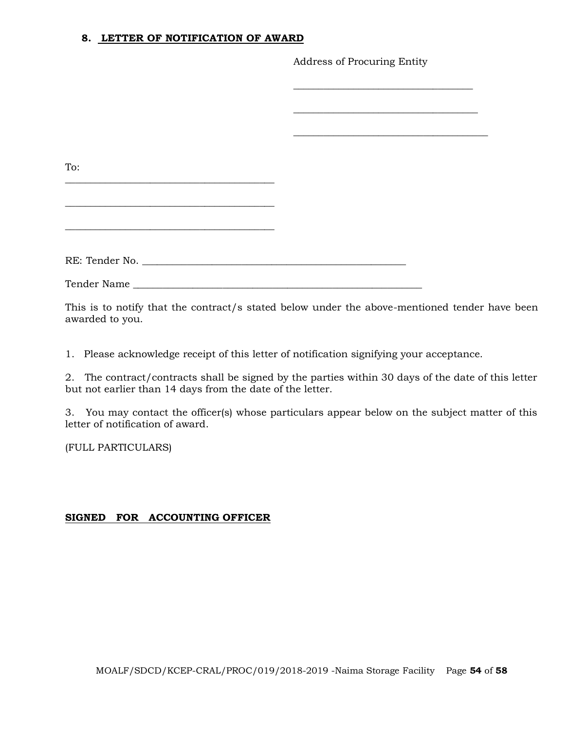## 8. LETTER OF NOTIFICATION OF AWARD

Address of Procuring Entity

\_\_\_\_\_\_\_\_\_\_\_\_\_\_\_\_\_\_\_\_\_\_\_\_\_\_\_\_\_\_\_\_\_\_\_\_

\_\_\_\_\_\_\_\_\_\_\_\_\_\_\_\_\_\_\_\_\_\_\_\_\_\_\_\_\_\_\_\_\_\_\_\_

\_\_\_\_\_\_\_\_\_\_\_\_\_\_\_\_\_\_\_\_\_\_\_\_\_\_\_\_\_\_\_\_\_\_\_\_

To:

\_\_\_\_\_\_\_\_\_\_\_\_\_\_\_\_\_\_\_\_\_\_\_\_\_\_\_\_\_\_\_\_\_\_\_\_

\_\_\_\_\_\_\_\_\_\_\_\_\_\_\_\_\_\_\_\_\_\_\_\_\_\_\_\_\_\_\_\_\_\_\_\_

\_\_\_\_\_\_\_\_\_\_\_\_\_\_\_\_\_\_\_\_\_\_\_\_\_\_\_\_\_\_\_\_\_\_\_\_

RE: Tender No. \_\_\_\_\_\_\_\_\_\_\_\_\_\_\_\_\_\_\_\_\_\_\_\_\_\_\_\_\_\_\_\_\_\_\_\_\_\_\_\_\_\_\_\_

Tender Name \_\_\_\_\_\_\_\_\_\_\_\_\_\_\_\_\_\_\_\_\_\_\_\_\_\_\_\_\_\_\_\_\_\_\_\_\_\_\_\_\_\_\_\_\_\_\_\_

This is to notify that the contract/s stated below under the above-mentioned tender have been awarded to you.

1. Please acknowledge receipt of this letter of notification signifying your acceptance.

2. The contract/contracts shall be signed by the parties within 30 days of the date of this letter but not earlier than 14 days from the date of the letter.

3. You may contact the officer(s) whose particulars appear below on the subject matter of this letter of notification of award.

(FULL PARTICULARS)

**SIGNED FOR ACCOUNTING OFFICER**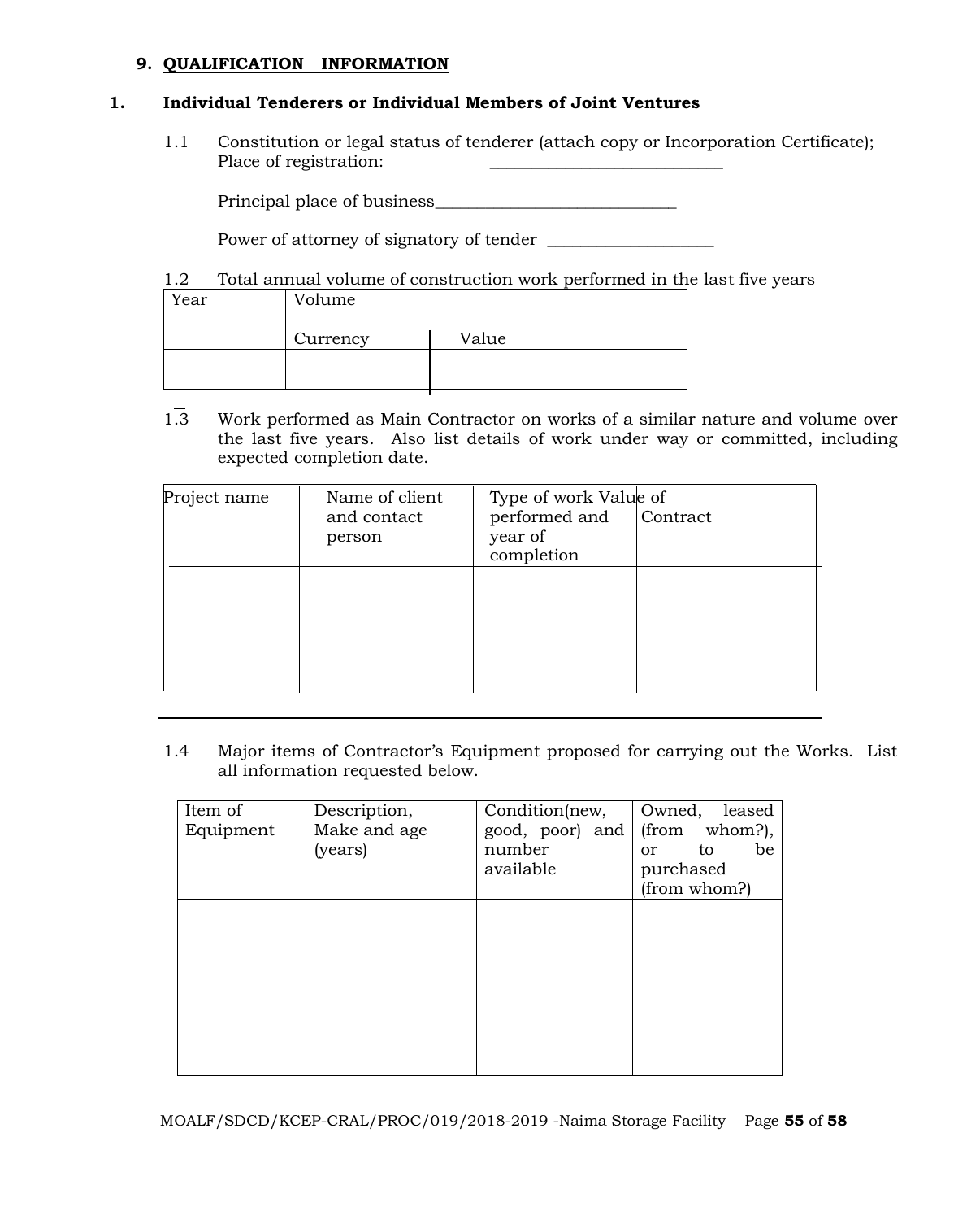## 9. QUALIFICATION INFORMATION

### 1. Individual Tenderers or Individual Members of Joint Ventures

1.1 Constitution or legal status of tenderer (attach copy or Incorporation Certificate); Place of registration: ___________________________

Principal place of business____________________________

Power of attorney of signatory of tender ___________________

1.2 Total annual volume of construction work performed in the last five years

| Year | Volume | |
|---|---|---|
| | Currency | Value |
| | | |

1.3 Work performed as Main Contractor on works of a similar nature and volume over the last five years. Also list details of work under way or committed, including expected completion date.

| Project name | Name of client and contact person | Type of work performed and year of completion | Value of Contract |
|---|---|---|---|
| | | | |

1.4 Major items of Contractor's Equipment proposed for carrying out the Works. List all information requested below.

| Item of Equipment | Description, Make and age (years) | Condition(new, good, poor) and number available | Owned, leased (from whom?), or to be purchased (from whom?) |
|---|---|---|---|
| | | | |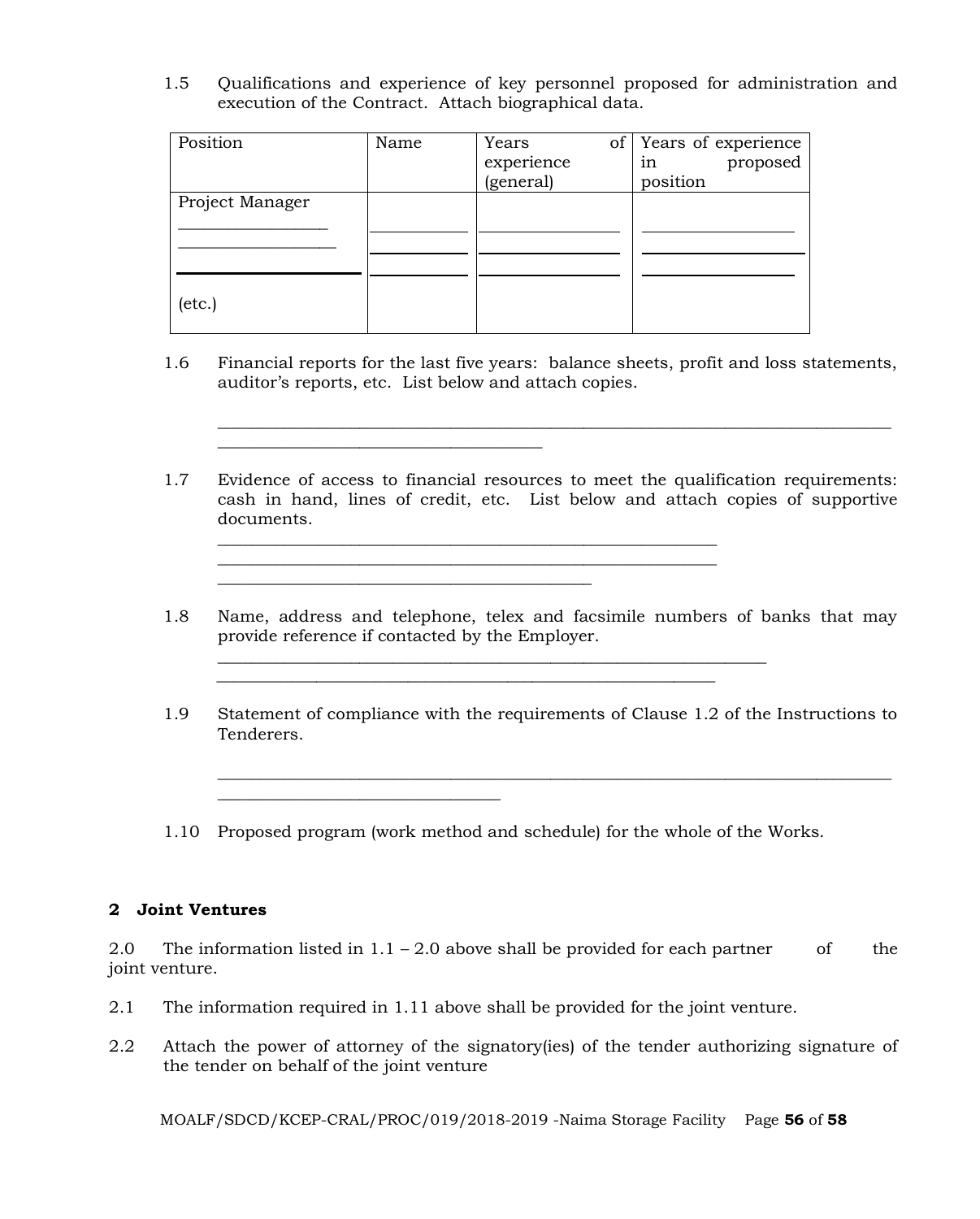1.5 Qualifications and experience of key personnel proposed for administration and execution of the Contract. Attach biographical data.

| Position | Name | Years of experience (general) | Years of experience in proposed position |
|---|---|---|---|
| Project Manager | | | |
| ________________ | ________ | ____________ | ____________ |
| ________________ | ________ | ____________ | ____________ |
| ________________ | ________ | ____________ | ____________ |
| (etc.) | | | |

1.6 Financial reports for the last five years: balance sheets, profit and loss statements, auditor's reports, etc. List below and attach copies.

_______________________________________________________________________________
_____________________________________

1.7 Evidence of access to financial resources to meet the qualification requirements: cash in hand, lines of credit, etc. List below and attach copies of supportive documents.

__________________________________________________________
__________________________________________________________
___________________________________________

1.8 Name, address and telephone, telex and facsimile numbers of banks that may provide reference if contacted by the Employer.

________________________________________________________________
__________________________________________________________

1.9 Statement of compliance with the requirements of Clause 1.2 of the Instructions to Tenderers.

_______________________________________________________________________________
_________________________________

1.10 Proposed program (work method and schedule) for the whole of the Works.

## 2 Joint Ventures

2.0 The information listed in 1.1 – 2.0 above shall be provided for each partner of the joint venture.

2.1 The information required in 1.11 above shall be provided for the joint venture.

2.2 Attach the power of attorney of the signatory(ies) of the tender authorizing signature of the tender on behalf of the joint venture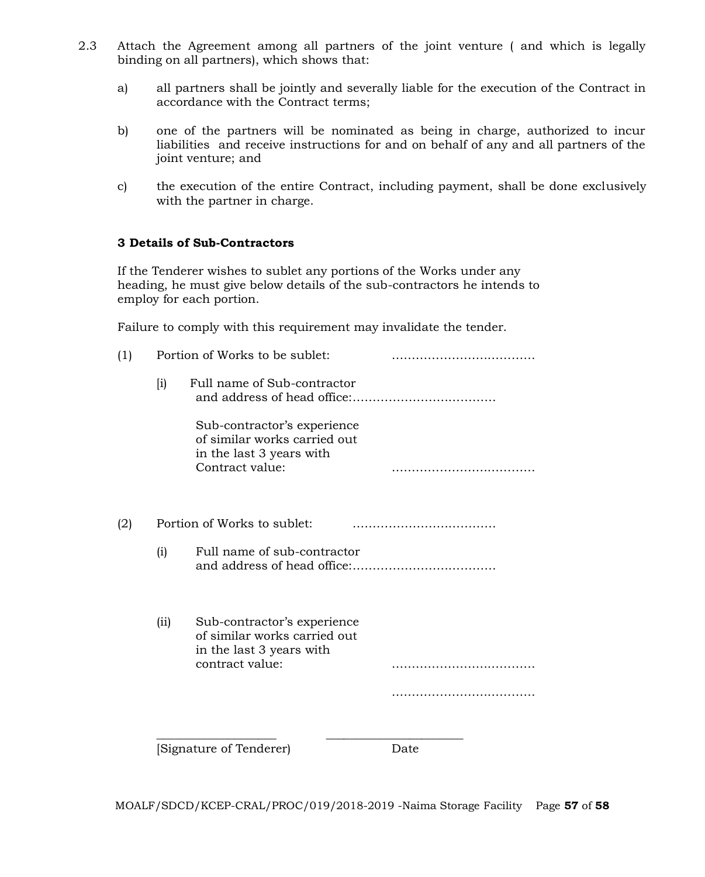2.3 Attach the Agreement among all partners of the joint venture ( and which is legally binding on all partners), which shows that:

a) all partners shall be jointly and severally liable for the execution of the Contract in accordance with the Contract terms;

b) one of the partners will be nominated as being in charge, authorized to incur liabilities and receive instructions for and on behalf of any and all partners of the joint venture; and

c) the execution of the entire Contract, including payment, shall be done exclusively with the partner in charge.

**3 Details of Sub-Contractors**

If the Tenderer wishes to sublet any portions of the Works under any heading, he must give below details of the sub-contractors he intends to employ for each portion.

Failure to comply with this requirement may invalidate the tender.

(1) Portion of Works to be sublet: ……………………………….

[i] Full name of Sub-contractor and address of head office:……………………………….

Sub-contractor's experience of similar works carried out in the last 3 years with Contract value: ……………………………….

(2) Portion of Works to sublet: ……………………………….

(i) Full name of sub-contractor and address of head office:……………………………….

(ii) Sub-contractor's experience of similar works carried out in the last 3 years with contract value: ……………………………….

……………………………….

___________________ ______________________

[Signature of Tenderer) Date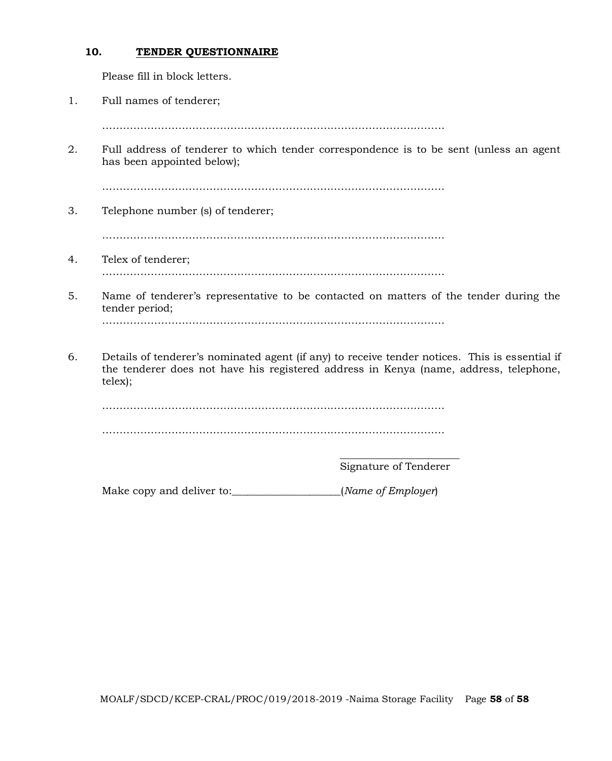## 10. TENDER QUESTIONNAIRE

Please fill in block letters.

1. Full names of tenderer;

   …………………………………………………………………………………………

2. Full address of tenderer to which tender correspondence is to be sent (unless an agent has been appointed below);

   …………………………………………………………………………………………

3. Telephone number (s) of tenderer;

   …………………………………………………………………………………………

4. Telex of tenderer;

   …………………………………………………………………………………………

5. Name of tenderer's representative to be contacted on matters of the tender during the tender period;

   …………………………………………………………………………………………

6. Details of tenderer's nominated agent (if any) to receive tender notices. This is essential if the tenderer does not have his registered address in Kenya (name, address, telephone, telex);

   …………………………………………………………………………………………

   …………………………………………………………………………………………

_______________________
Signature of Tenderer

Make copy and deliver to:____________________(*Name of Employer*)